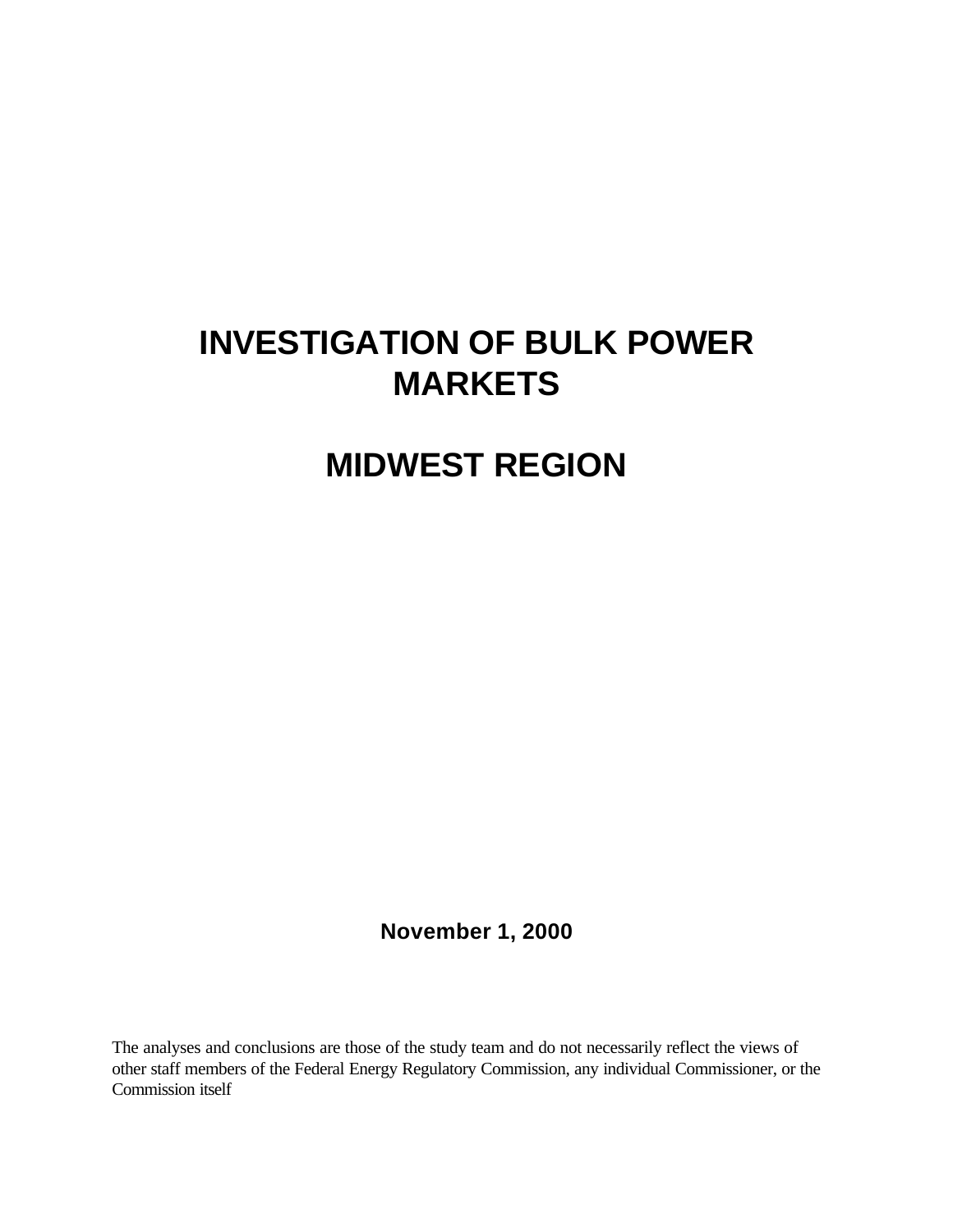# INVESTIGATION OF BULK POWER MARKETS

# MIDWEST REGION

**November 1, 2000**

The analyses and conclusions are those of the study team and do not necessarily reflect the views of other staff members of the Federal Energy Regulatory Commission, any individual Commissioner, or the Commission itself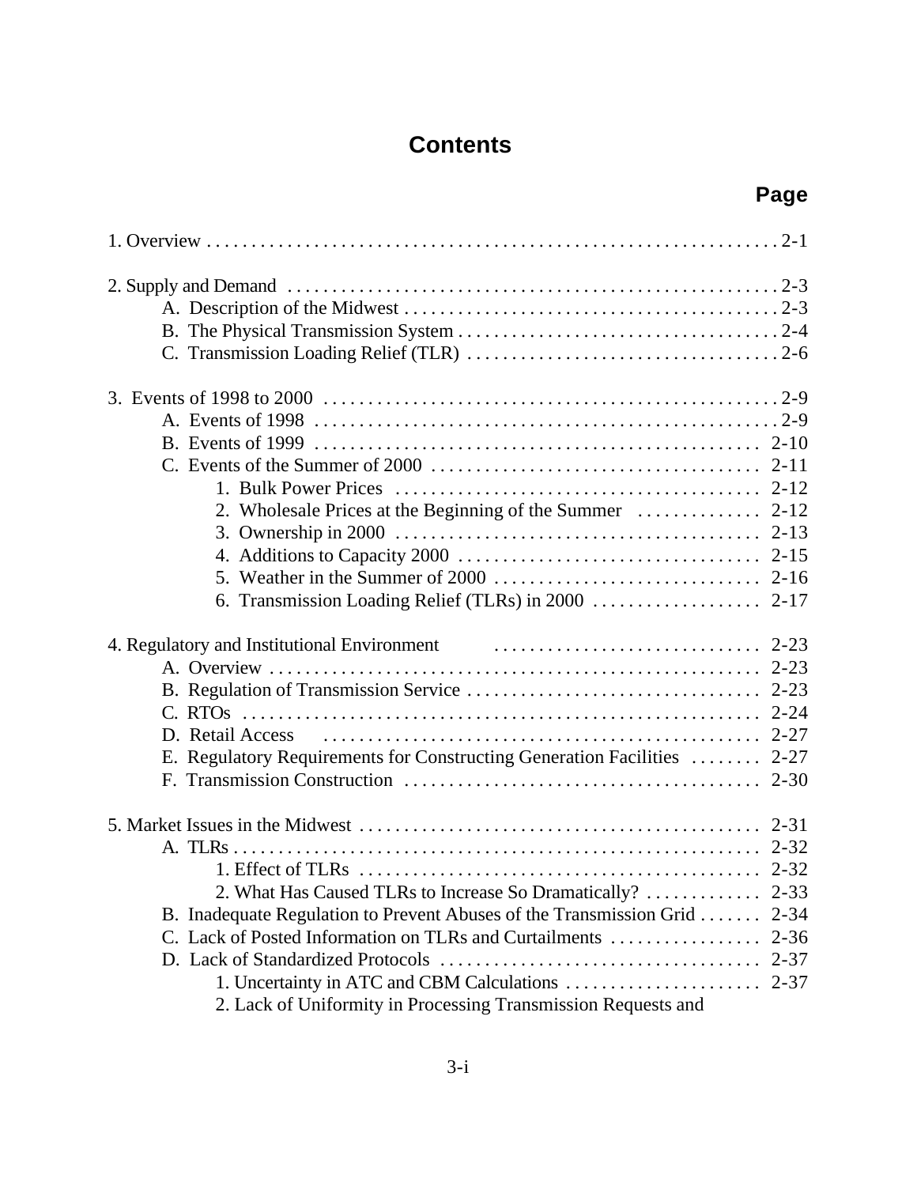# Contents

**Page**

1. Overview . . . . . . . . . . . . . . . . . . . . . . . . . . . . . . . . . . . . . . . . . . . . . . . . . . . . . . . . . . . . . . . . 2-1

2. Supply and Demand . . . . . . . . . . . . . . . . . . . . . . . . . . . . . . . . . . . . . . . . . . . . . . . . . . . . . . . . 2-3
   - A. Description of the Midwest . . . . . . . . . . . . . . . . . . . . . . . . . . . . . . . . . . . . . . . . . . 2-3
   - B. The Physical Transmission System . . . . . . . . . . . . . . . . . . . . . . . . . . . . . . . . . . . . 2-4
   - C. Transmission Loading Relief (TLR) . . . . . . . . . . . . . . . . . . . . . . . . . . . . . . . . . . . 2-6

3. Events of 1998 to 2000 . . . . . . . . . . . . . . . . . . . . . . . . . . . . . . . . . . . . . . . . . . . . . . . . . . . 2-9
   - A. Events of 1998 . . . . . . . . . . . . . . . . . . . . . . . . . . . . . . . . . . . . . . . . . . . . . . . . . . . . 2-9
   - B. Events of 1999 . . . . . . . . . . . . . . . . . . . . . . . . . . . . . . . . . . . . . . . . . . . . . . . . . . . 2-10
   - C. Events of the Summer of 2000 . . . . . . . . . . . . . . . . . . . . . . . . . . . . . . . . . . . . . 2-11
     1. Bulk Power Prices . . . . . . . . . . . . . . . . . . . . . . . . . . . . . . . . . . . . . . . . . 2-12
     2. Wholesale Prices at the Beginning of the Summer . . . . . . . . . . . . . . 2-12
     3. Ownership in 2000 . . . . . . . . . . . . . . . . . . . . . . . . . . . . . . . . . . . . . . . . . 2-13
     4. Additions to Capacity 2000 . . . . . . . . . . . . . . . . . . . . . . . . . . . . . . . . . . 2-15
     5. Weather in the Summer of 2000 . . . . . . . . . . . . . . . . . . . . . . . . . . . . . . 2-16
     6. Transmission Loading Relief (TLRs) in 2000 . . . . . . . . . . . . . . . . . . . 2-17

4. Regulatory and Institutional Environment . . . . . . . . . . . . . . . . . . . . . . . . . . . . . . 2-23
   - A. Overview . . . . . . . . . . . . . . . . . . . . . . . . . . . . . . . . . . . . . . . . . . . . . . . . . . . . . . . 2-23
   - B. Regulation of Transmission Service . . . . . . . . . . . . . . . . . . . . . . . . . . . . . . . . . 2-23
   - C. RTOs . . . . . . . . . . . . . . . . . . . . . . . . . . . . . . . . . . . . . . . . . . . . . . . . . . . . . . . . . . 2-24
   - D. Retail Access . . . . . . . . . . . . . . . . . . . . . . . . . . . . . . . . . . . . . . . . . . . . . . . . . . 2-27
   - E. Regulatory Requirements for Constructing Generation Facilities . . . . . . . . 2-27
   - F. Transmission Construction . . . . . . . . . . . . . . . . . . . . . . . . . . . . . . . . . . . . . . . . 2-30

5. Market Issues in the Midwest . . . . . . . . . . . . . . . . . . . . . . . . . . . . . . . . . . . . . . . . . . . . . 2-31
   - A. TLRs . . . . . . . . . . . . . . . . . . . . . . . . . . . . . . . . . . . . . . . . . . . . . . . . . . . . . . . . . . . . 2-32
     1. Effect of TLRs . . . . . . . . . . . . . . . . . . . . . . . . . . . . . . . . . . . . . . . . . . . . . 2-32
     2. What Has Caused TLRs to Increase So Dramatically? . . . . . . . . . . . . . 2-33
   - B. Inadequate Regulation to Prevent Abuses of the Transmission Grid . . . . . . . 2-34
   - C. Lack of Posted Information on TLRs and Curtailments . . . . . . . . . . . . . . . . . 2-36
   - D. Lack of Standardized Protocols . . . . . . . . . . . . . . . . . . . . . . . . . . . . . . . . . . . . 2-37
     1. Uncertainty in ATC and CBM Calculations . . . . . . . . . . . . . . . . . . . . . . 2-37
     2. Lack of Uniformity in Processing Transmission Requests and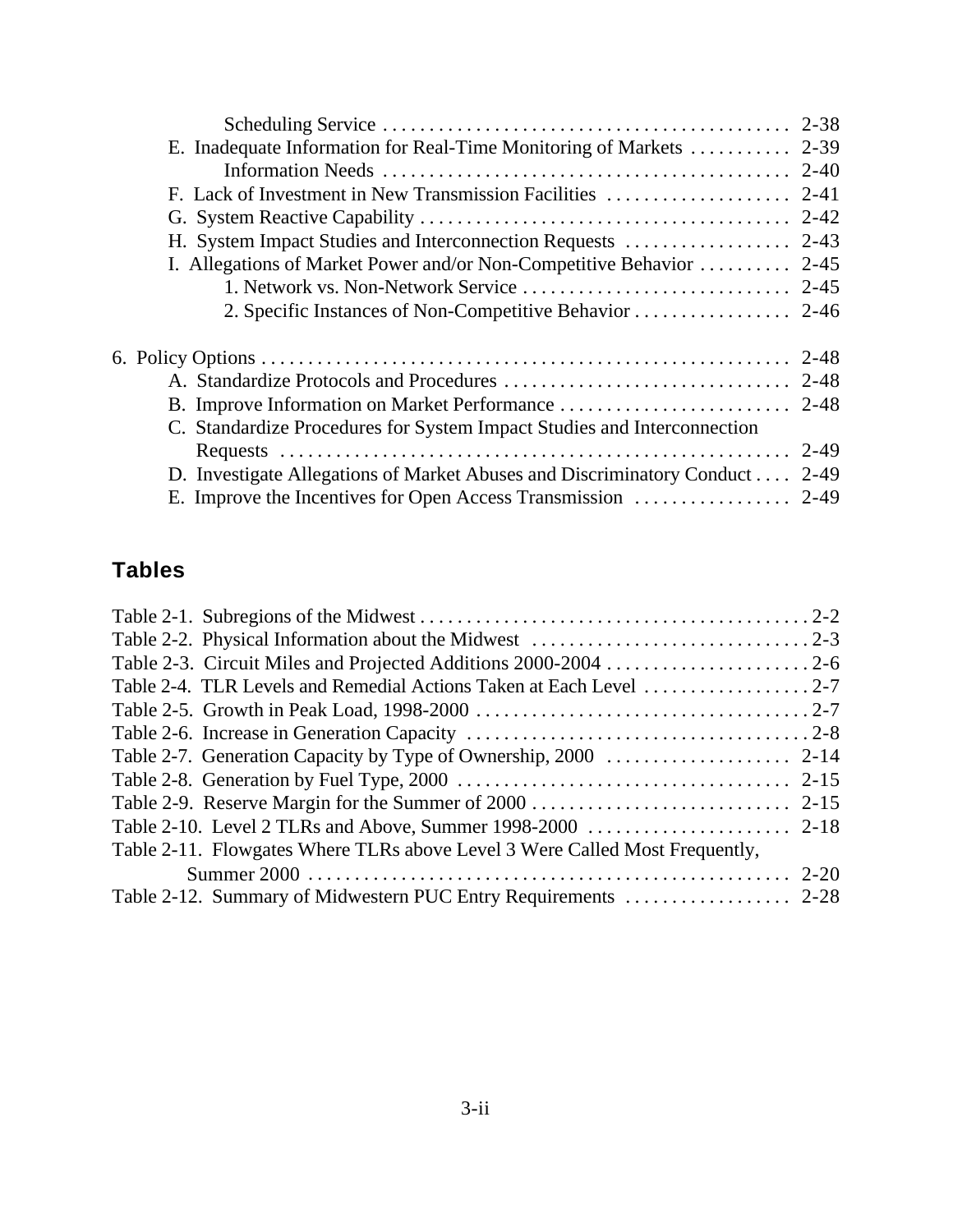Scheduling Service . . . . . . . . . . . . . . . . . . . . . . . . . . . . . . . . . . . . . . . . . . 2-38

E. Inadequate Information for Real-Time Monitoring of Markets . . . . . . . . . . . 2-39

Information Needs . . . . . . . . . . . . . . . . . . . . . . . . . . . . . . . . . . . . . . . . . . 2-40

F. Lack of Investment in New Transmission Facilities . . . . . . . . . . . . . . . . . . . . 2-41

G. System Reactive Capability . . . . . . . . . . . . . . . . . . . . . . . . . . . . . . . . . . . . . . . 2-42

H. System Impact Studies and Interconnection Requests . . . . . . . . . . . . . . . . . . 2-43

I. Allegations of Market Power and/or Non-Competitive Behavior . . . . . . . . . . 2-45

1. Network vs. Non-Network Service . . . . . . . . . . . . . . . . . . . . . . . . . . . . 2-45

2. Specific Instances of Non-Competitive Behavior . . . . . . . . . . . . . . . . . 2-46

6. Policy Options . . . . . . . . . . . . . . . . . . . . . . . . . . . . . . . . . . . . . . . . . . . . . . . . . . . . . 2-48

A. Standardize Protocols and Procedures . . . . . . . . . . . . . . . . . . . . . . . . . . . . . . . 2-48

B. Improve Information on Market Performance . . . . . . . . . . . . . . . . . . . . . . . . . 2-48

C. Standardize Procedures for System Impact Studies and Interconnection Requests . . . . . . . . . . . . . . . . . . . . . . . . . . . . . . . . . . . . . . . . . . . . . . . . . . . . . 2-49

D. Investigate Allegations of Market Abuses and Discriminatory Conduct . . . . 2-49

E. Improve the Incentives for Open Access Transmission . . . . . . . . . . . . . . . . . 2-49

## Tables

Table 2-1. Subregions of the Midwest . . . . . . . . . . . . . . . . . . . . . . . . . . . . . . . . . . . . . . . . . . 2-2

Table 2-2. Physical Information about the Midwest . . . . . . . . . . . . . . . . . . . . . . . . . . . . . . 2-3

Table 2-3. Circuit Miles and Projected Additions 2000-2004 . . . . . . . . . . . . . . . . . . . . . . . 2-6

Table 2-4. TLR Levels and Remedial Actions Taken at Each Level . . . . . . . . . . . . . . . . . . 2-7

Table 2-5. Growth in Peak Load, 1998-2000 . . . . . . . . . . . . . . . . . . . . . . . . . . . . . . . . . . . . 2-7

Table 2-6. Increase in Generation Capacity . . . . . . . . . . . . . . . . . . . . . . . . . . . . . . . . . . . . . 2-8

Table 2-7. Generation Capacity by Type of Ownership, 2000 . . . . . . . . . . . . . . . . . . . . 2-14

Table 2-8. Generation by Fuel Type, 2000 . . . . . . . . . . . . . . . . . . . . . . . . . . . . . . . . . . . . 2-15

Table 2-9. Reserve Margin for the Summer of 2000 . . . . . . . . . . . . . . . . . . . . . . . . . . . . 2-15

Table 2-10. Level 2 TLRs and Above, Summer 1998-2000 . . . . . . . . . . . . . . . . . . . . . . 2-18

Table 2-11. Flowgates Where TLRs above Level 3 Were Called Most Frequently, Summer 2000 . . . . . . . . . . . . . . . . . . . . . . . . . . . . . . . . . . . . . . . . . . . . . . . . . . . . 2-20

Table 2-12. Summary of Midwestern PUC Entry Requirements . . . . . . . . . . . . . . . . . . 2-28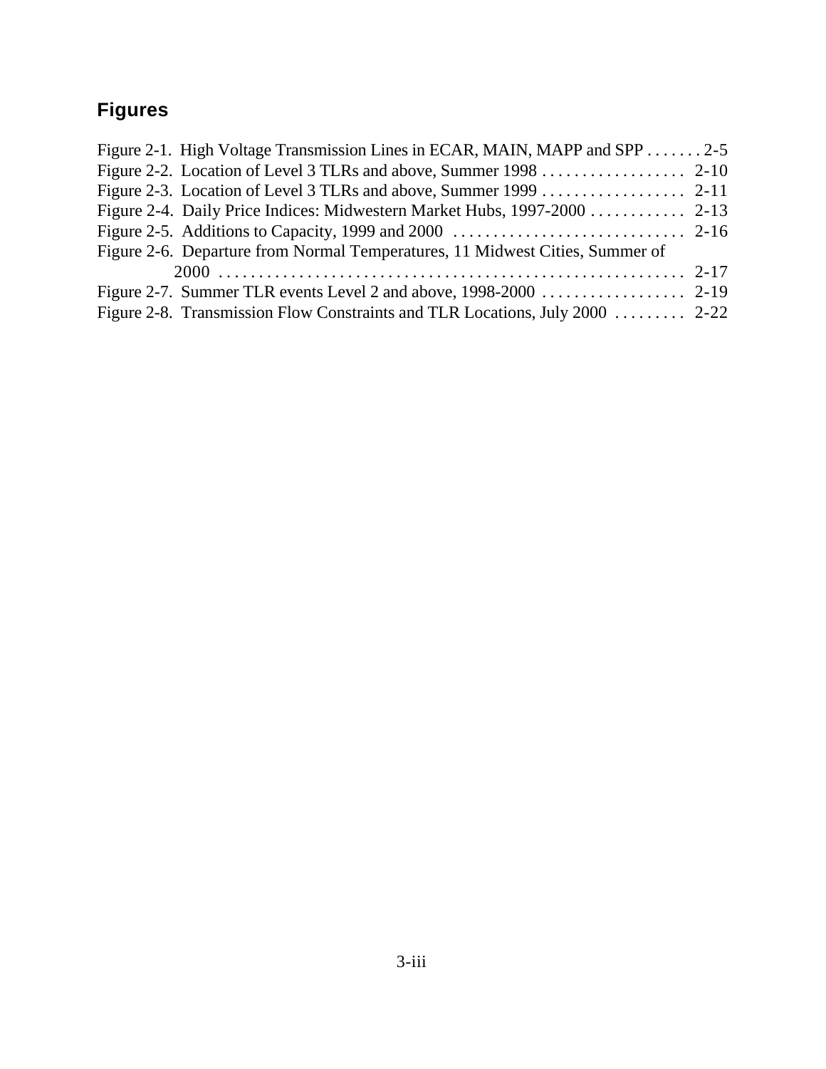## Figures

Figure 2-1. High Voltage Transmission Lines in ECAR, MAIN, MAPP and SPP . . . . . . . 2-5
Figure 2-2. Location of Level 3 TLRs and above, Summer 1998 . . . . . . . . . . . . . . . . . . 2-10
Figure 2-3. Location of Level 3 TLRs and above, Summer 1999 . . . . . . . . . . . . . . . . . . 2-11
Figure 2-4. Daily Price Indices: Midwestern Market Hubs, 1997-2000 . . . . . . . . . . . . 2-13
Figure 2-5. Additions to Capacity, 1999 and 2000 . . . . . . . . . . . . . . . . . . . . . . . . . . . . . 2-16
Figure 2-6. Departure from Normal Temperatures, 11 Midwest Cities, Summer of 2000 . . . . . . . . . . . . . . . . . . . . . . . . . . . . . . . . . . . . . . . . . . . . . . . . . . . . . . . . . 2-17
Figure 2-7. Summer TLR events Level 2 and above, 1998-2000 . . . . . . . . . . . . . . . . . . 2-19
Figure 2-8. Transmission Flow Constraints and TLR Locations, July 2000 . . . . . . . . . 2-22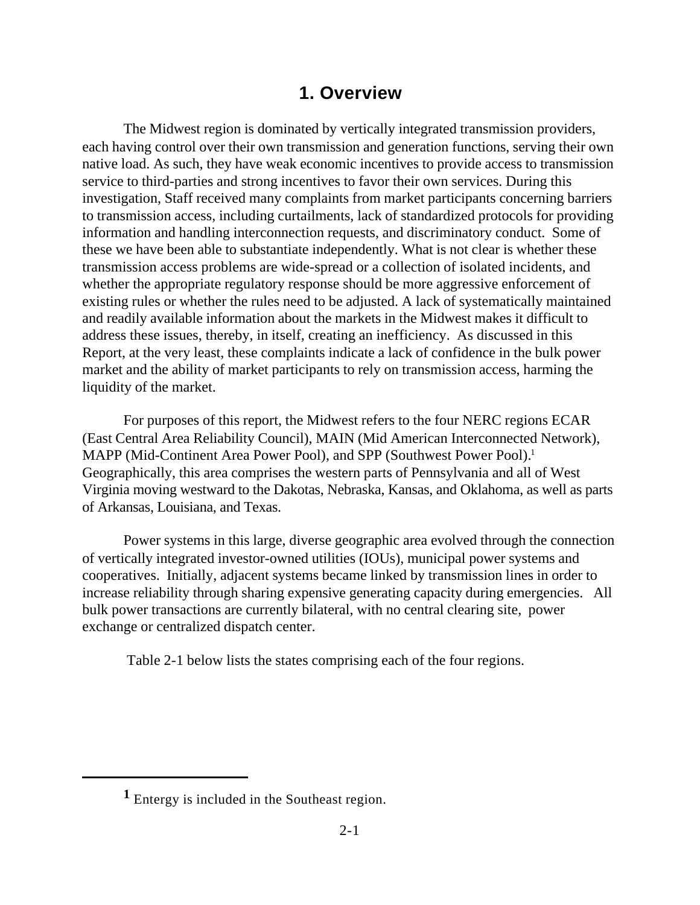# 1. Overview

The Midwest region is dominated by vertically integrated transmission providers, each having control over their own transmission and generation functions, serving their own native load. As such, they have weak economic incentives to provide access to transmission service to third-parties and strong incentives to favor their own services. During this investigation, Staff received many complaints from market participants concerning barriers to transmission access, including curtailments, lack of standardized protocols for providing information and handling interconnection requests, and discriminatory conduct. Some of these we have been able to substantiate independently. What is not clear is whether these transmission access problems are wide-spread or a collection of isolated incidents, and whether the appropriate regulatory response should be more aggressive enforcement of existing rules or whether the rules need to be adjusted. A lack of systematically maintained and readily available information about the markets in the Midwest makes it difficult to address these issues, thereby, in itself, creating an inefficiency. As discussed in this Report, at the very least, these complaints indicate a lack of confidence in the bulk power market and the ability of market participants to rely on transmission access, harming the liquidity of the market.

For purposes of this report, the Midwest refers to the four NERC regions ECAR (East Central Area Reliability Council), MAIN (Mid American Interconnected Network), MAPP (Mid-Continent Area Power Pool), and SPP (Southwest Power Pool).[1] Geographically, this area comprises the western parts of Pennsylvania and all of West Virginia moving westward to the Dakotas, Nebraska, Kansas, and Oklahoma, as well as parts of Arkansas, Louisiana, and Texas.

Power systems in this large, diverse geographic area evolved through the connection of vertically integrated investor-owned utilities (IOUs), municipal power systems and cooperatives. Initially, adjacent systems became linked by transmission lines in order to increase reliability through sharing expensive generating capacity during emergencies. All bulk power transactions are currently bilateral, with no central clearing site, power exchange or centralized dispatch center.

Table 2-1 below lists the states comprising each of the four regions.

---

[1] Entergy is included in the Southeast region.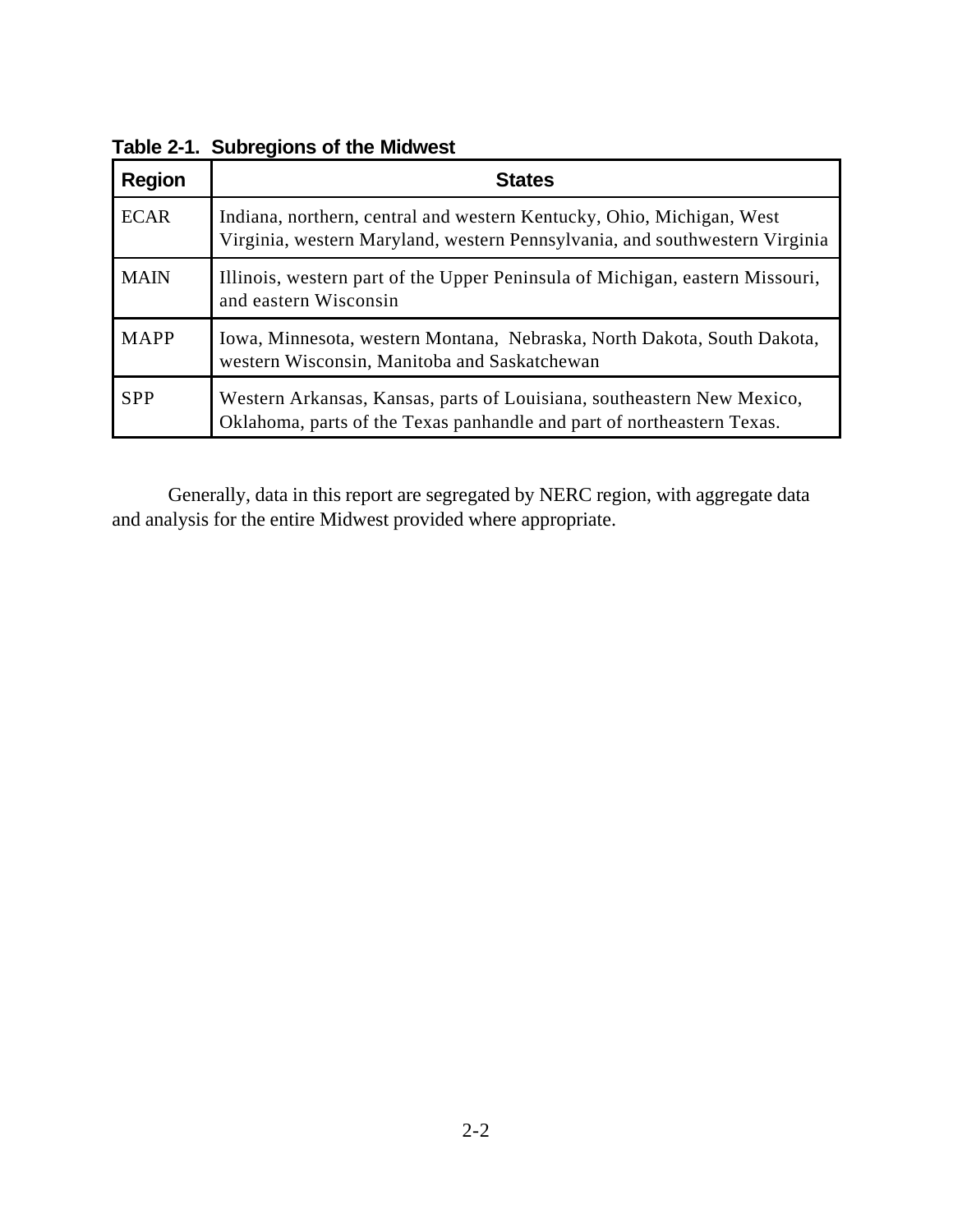**Table 2-1. Subregions of the Midwest**

| Region | States |
| --- | --- |
| ECAR | Indiana, northern, central and western Kentucky, Ohio, Michigan, West Virginia, western Maryland, western Pennsylvania, and southwestern Virginia |
| MAIN | Illinois, western part of the Upper Peninsula of Michigan, eastern Missouri, and eastern Wisconsin |
| MAPP | Iowa, Minnesota, western Montana, Nebraska, North Dakota, South Dakota, western Wisconsin, Manitoba and Saskatchewan |
| SPP | Western Arkansas, Kansas, parts of Louisiana, southeastern New Mexico, Oklahoma, parts of the Texas panhandle and part of northeastern Texas. |

Generally, data in this report are segregated by NERC region, with aggregate data and analysis for the entire Midwest provided where appropriate.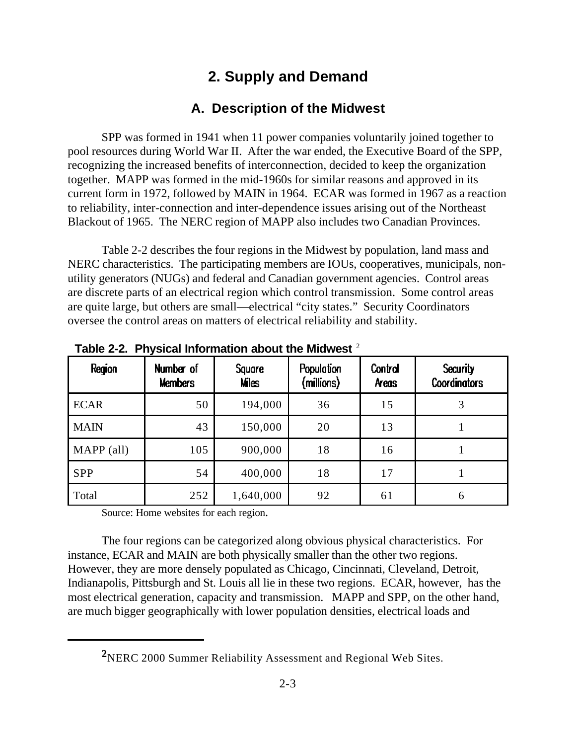# 2. Supply and Demand

## A. Description of the Midwest

SPP was formed in 1941 when 11 power companies voluntarily joined together to pool resources during World War II. After the war ended, the Executive Board of the SPP, recognizing the increased benefits of interconnection, decided to keep the organization together. MAPP was formed in the mid-1960s for similar reasons and approved in its current form in 1972, followed by MAIN in 1964. ECAR was formed in 1967 as a reaction to reliability, inter-connection and inter-dependence issues arising out of the Northeast Blackout of 1965. The NERC region of MAPP also includes two Canadian Provinces.

Table 2-2 describes the four regions in the Midwest by population, land mass and NERC characteristics. The participating members are IOUs, cooperatives, municipals, non-utility generators (NUGs) and federal and Canadian government agencies. Control areas are discrete parts of an electrical region which control transmission. Some control areas are quite large, but others are small—electrical "city states." Security Coordinators oversee the control areas on matters of electrical reliability and stability.

**Table 2-2. Physical Information about the Midwest** [2]

| Region | Number of Members | Square Miles | Population (millions) | Control Areas | Security Coordinators |
|---|---|---|---|---|---|
| ECAR | 50 | 194,000 | 36 | 15 | 3 |
| MAIN | 43 | 150,000 | 20 | 13 | 1 |
| MAPP (all) | 105 | 900,000 | 18 | 16 | 1 |
| SPP | 54 | 400,000 | 18 | 17 | 1 |
| Total | 252 | 1,640,000 | 92 | 61 | 6 |

Source: Home websites for each region.

The four regions can be categorized along obvious physical characteristics. For instance, ECAR and MAIN are both physically smaller than the other two regions. However, they are more densely populated as Chicago, Cincinnati, Cleveland, Detroit, Indianapolis, Pittsburgh and St. Louis all lie in these two regions. ECAR, however, has the most electrical generation, capacity and transmission. MAPP and SPP, on the other hand, are much bigger geographically with lower population densities, electrical loads and

---

[2] NERC 2000 Summer Reliability Assessment and Regional Web Sites.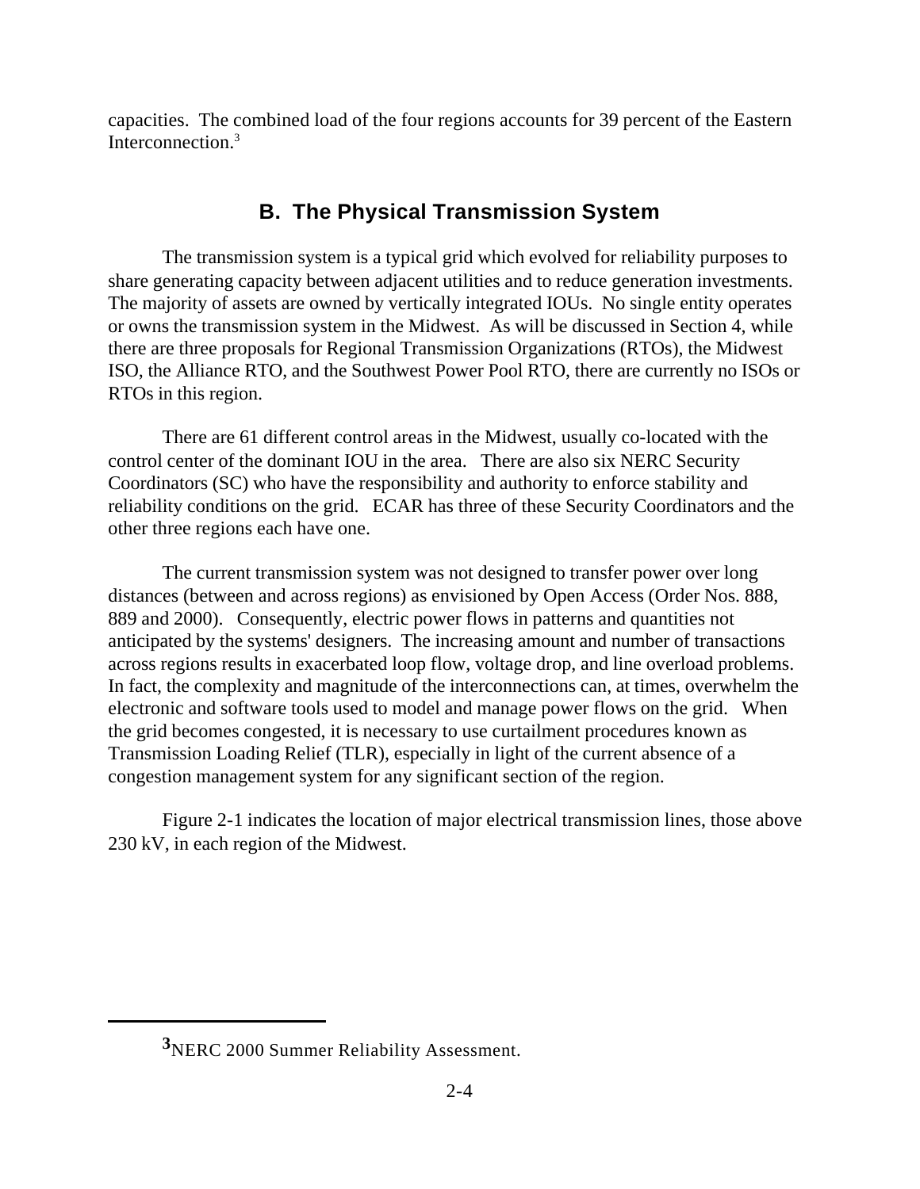capacities. The combined load of the four regions accounts for 39 percent of the Eastern Interconnection.[3]

## B. The Physical Transmission System

The transmission system is a typical grid which evolved for reliability purposes to share generating capacity between adjacent utilities and to reduce generation investments. The majority of assets are owned by vertically integrated IOUs. No single entity operates or owns the transmission system in the Midwest. As will be discussed in Section 4, while there are three proposals for Regional Transmission Organizations (RTOs), the Midwest ISO, the Alliance RTO, and the Southwest Power Pool RTO, there are currently no ISOs or RTOs in this region.

There are 61 different control areas in the Midwest, usually co-located with the control center of the dominant IOU in the area. There are also six NERC Security Coordinators (SC) who have the responsibility and authority to enforce stability and reliability conditions on the grid. ECAR has three of these Security Coordinators and the other three regions each have one.

The current transmission system was not designed to transfer power over long distances (between and across regions) as envisioned by Open Access (Order Nos. 888, 889 and 2000). Consequently, electric power flows in patterns and quantities not anticipated by the systems' designers. The increasing amount and number of transactions across regions results in exacerbated loop flow, voltage drop, and line overload problems. In fact, the complexity and magnitude of the interconnections can, at times, overwhelm the electronic and software tools used to model and manage power flows on the grid. When the grid becomes congested, it is necessary to use curtailment procedures known as Transmission Loading Relief (TLR), especially in light of the current absence of a congestion management system for any significant section of the region.

Figure 2-1 indicates the location of major electrical transmission lines, those above 230 kV, in each region of the Midwest.

---

[3] NERC 2000 Summer Reliability Assessment.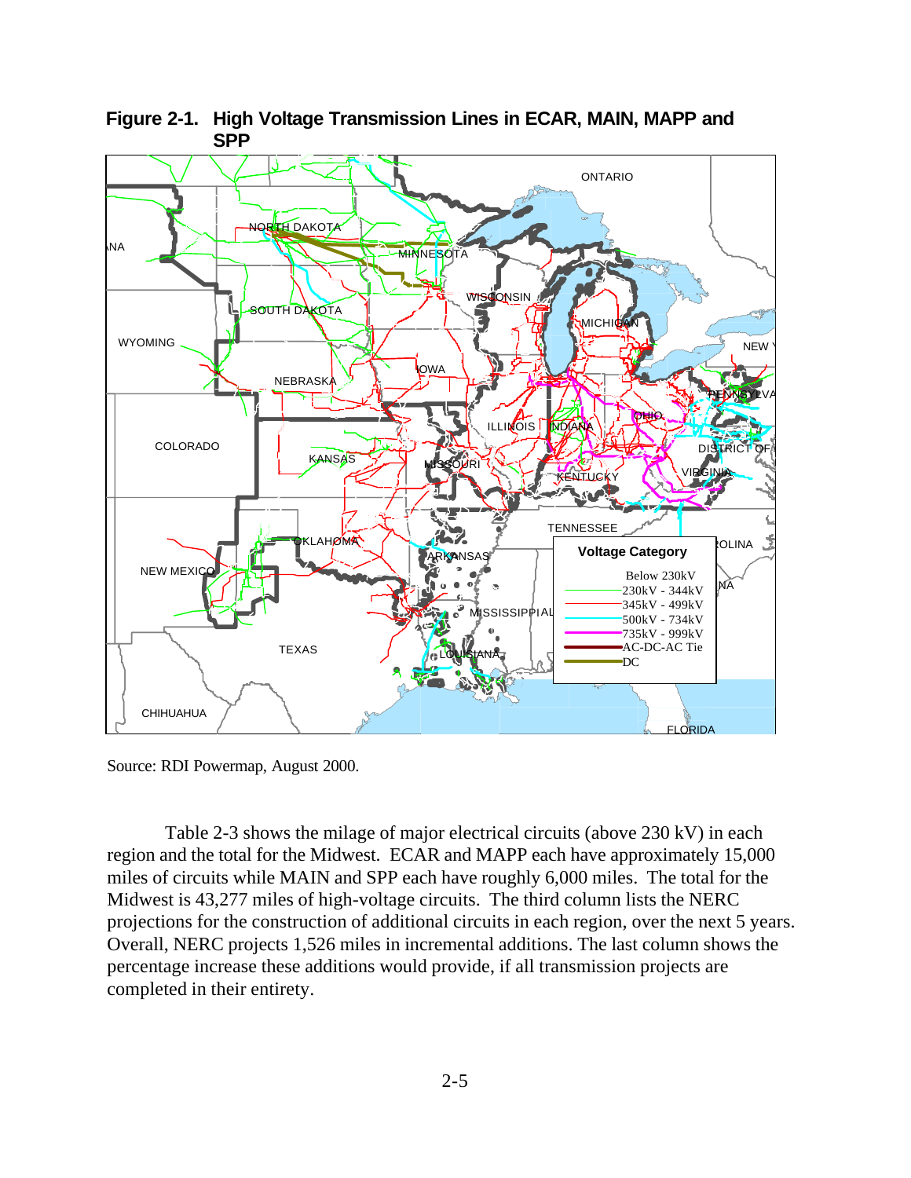**Figure 2-1. High Voltage Transmission Lines in ECAR, MAIN, MAPP and SPP**

Source: RDI Powermap, August 2000.

Table 2-3 shows the milage of major electrical circuits (above 230 kV) in each region and the total for the Midwest. ECAR and MAPP each have approximately 15,000 miles of circuits while MAIN and SPP each have roughly 6,000 miles. The total for the Midwest is 43,277 miles of high-voltage circuits. The third column lists the NERC projections for the construction of additional circuits in each region, over the next 5 years. Overall, NERC projects 1,526 miles in incremental additions. The last column shows the percentage increase these additions would provide, if all transmission projects are completed in their entirety.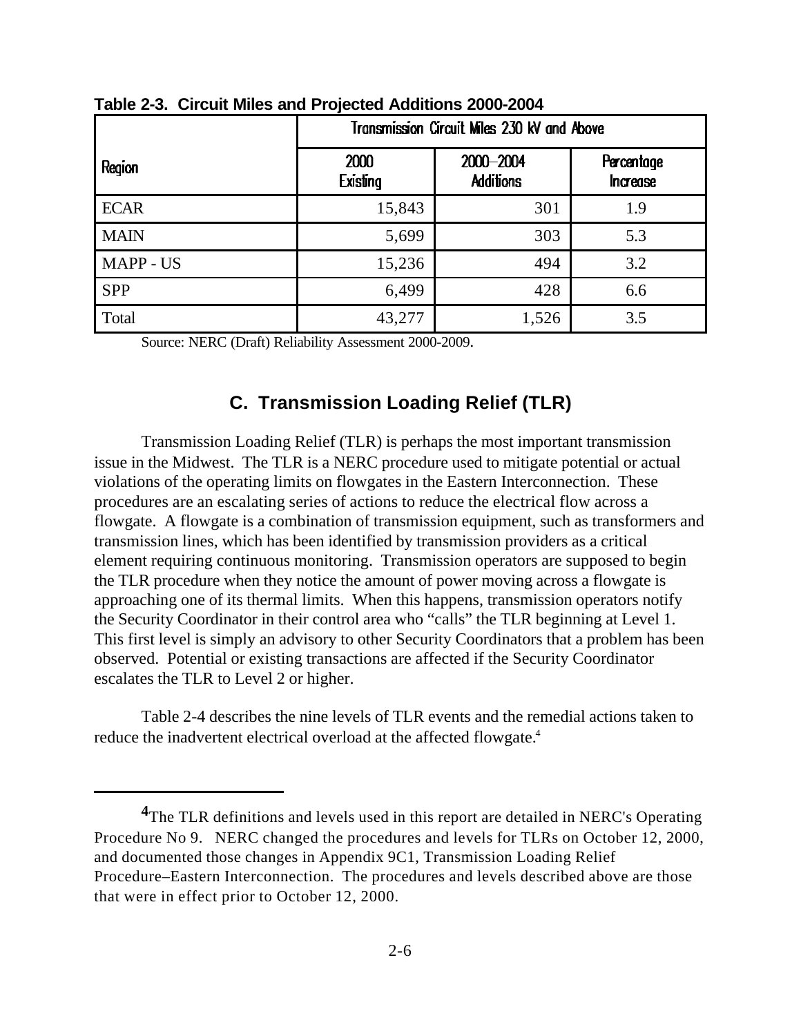**Table 2-3. Circuit Miles and Projected Additions 2000-2004**

| Region | Transmission Circuit Miles 230 kV and Above | | |
|---|---|---|---|
| | 2000 Existing | 2000–2004 Additions | Percentage Increase |
| ECAR | 15,843 | 301 | 1.9 |
| MAIN | 5,699 | 303 | 5.3 |
| MAPP - US | 15,236 | 494 | 3.2 |
| SPP | 6,499 | 428 | 6.6 |
| Total | 43,277 | 1,526 | 3.5 |

Source: NERC (Draft) Reliability Assessment 2000-2009.

## C. Transmission Loading Relief (TLR)

Transmission Loading Relief (TLR) is perhaps the most important transmission issue in the Midwest. The TLR is a NERC procedure used to mitigate potential or actual violations of the operating limits on flowgates in the Eastern Interconnection. These procedures are an escalating series of actions to reduce the electrical flow across a flowgate. A flowgate is a combination of transmission equipment, such as transformers and transmission lines, which has been identified by transmission providers as a critical element requiring continuous monitoring. Transmission operators are supposed to begin the TLR procedure when they notice the amount of power moving across a flowgate is approaching one of its thermal limits. When this happens, transmission operators notify the Security Coordinator in their control area who "calls" the TLR beginning at Level 1. This first level is simply an advisory to other Security Coordinators that a problem has been observed. Potential or existing transactions are affected if the Security Coordinator escalates the TLR to Level 2 or higher.

Table 2-4 describes the nine levels of TLR events and the remedial actions taken to reduce the inadvertent electrical overload at the affected flowgate.[4]

---

[4] The TLR definitions and levels used in this report are detailed in NERC's Operating Procedure No 9. NERC changed the procedures and levels for TLRs on October 12, 2000, and documented those changes in Appendix 9C1, Transmission Loading Relief Procedure–Eastern Interconnection. The procedures and levels described above are those that were in effect prior to October 12, 2000.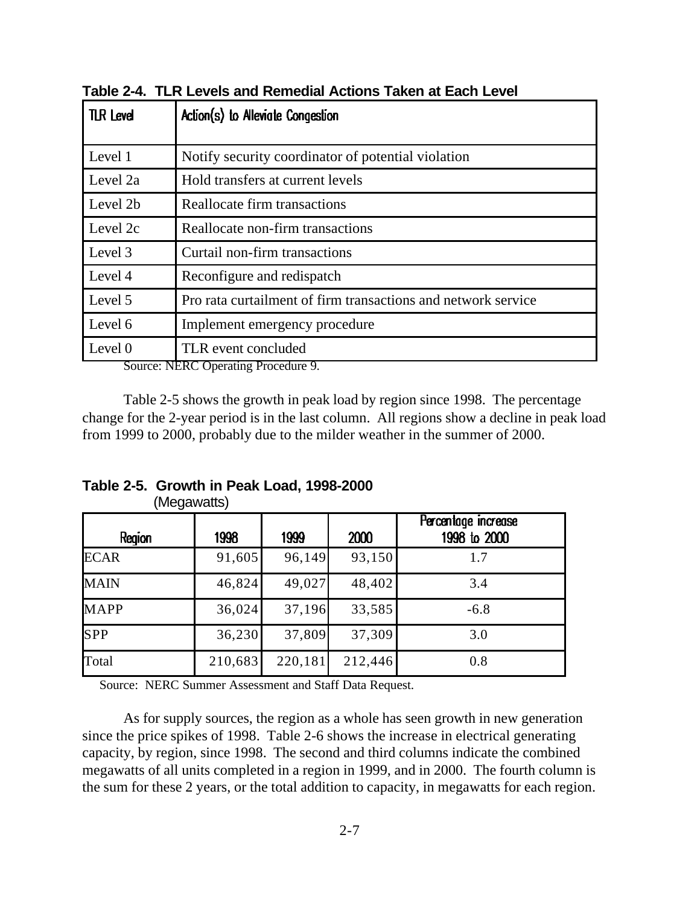**Table 2-4. TLR Levels and Remedial Actions Taken at Each Level**

| TLR Level | Action(s) to Alleviate Congestion |
|---|---|
| Level 1 | Notify security coordinator of potential violation |
| Level 2a | Hold transfers at current levels |
| Level 2b | Reallocate firm transactions |
| Level 2c | Reallocate non-firm transactions |
| Level 3 | Curtail non-firm transactions |
| Level 4 | Reconfigure and redispatch |
| Level 5 | Pro rata curtailment of firm transactions and network service |
| Level 6 | Implement emergency procedure |
| Level 0 | TLR event concluded |

Source: NERC Operating Procedure 9.

Table 2-5 shows the growth in peak load by region since 1998. The percentage change for the 2-year period is in the last column. All regions show a decline in peak load from 1999 to 2000, probably due to the milder weather in the summer of 2000.

**Table 2-5. Growth in Peak Load, 1998-2000**
(Megawatts)

| Region | 1998 | 1999 | 2000 | Percentage increase 1998 to 2000 |
|---|---|---|---|---|
| ECAR | 91,605 | 96,149 | 93,150 | 1.7 |
| MAIN | 46,824 | 49,027 | 48,402 | 3.4 |
| MAPP | 36,024 | 37,196 | 33,585 | -6.8 |
| SPP | 36,230 | 37,809 | 37,309 | 3.0 |
| Total | 210,683 | 220,181 | 212,446 | 0.8 |

Source: NERC Summer Assessment and Staff Data Request.

As for supply sources, the region as a whole has seen growth in new generation since the price spikes of 1998. Table 2-6 shows the increase in electrical generating capacity, by region, since 1998. The second and third columns indicate the combined megawatts of all units completed in a region in 1999, and in 2000. The fourth column is the sum for these 2 years, or the total addition to capacity, in megawatts for each region.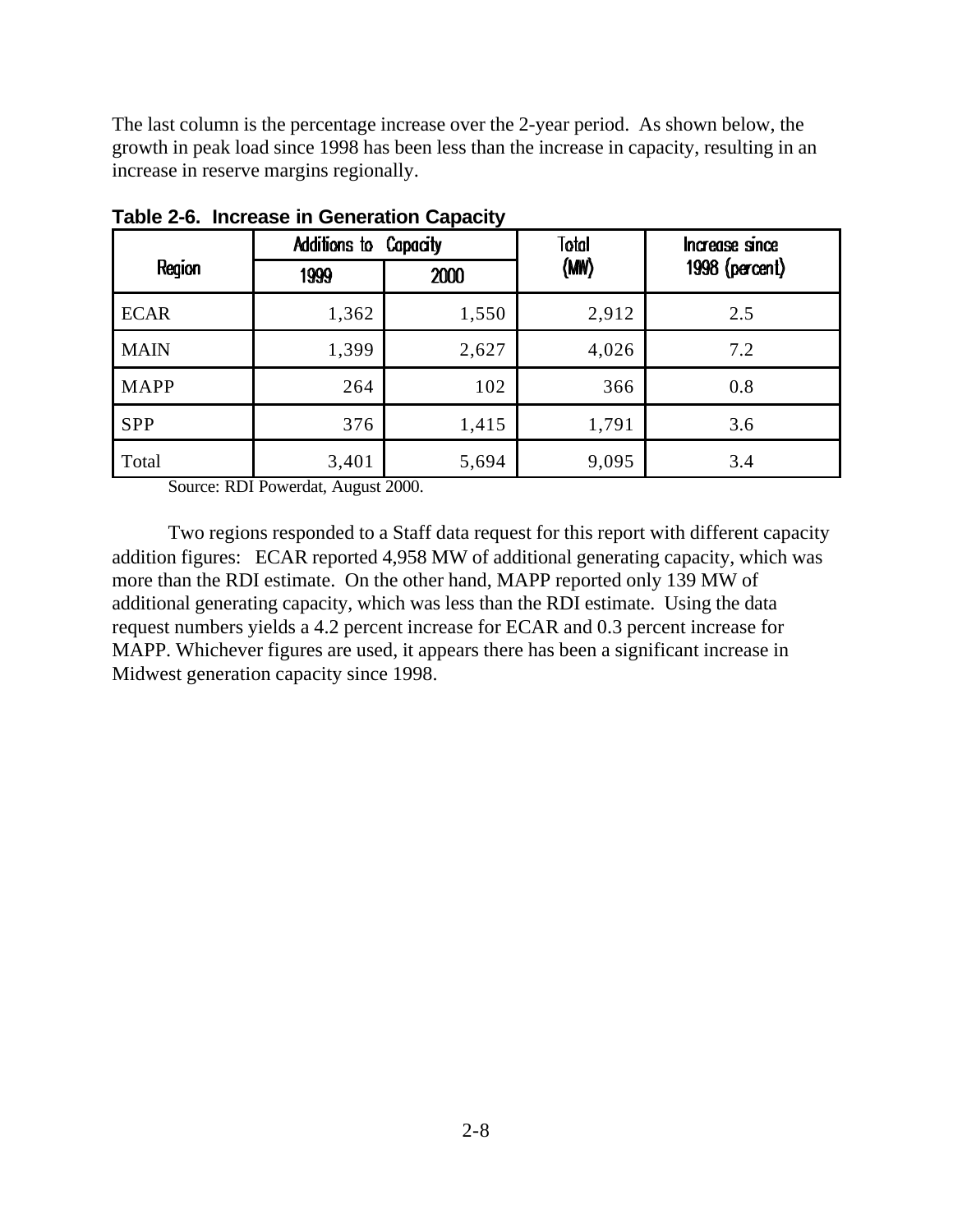The last column is the percentage increase over the 2-year period. As shown below, the growth in peak load since 1998 has been less than the increase in capacity, resulting in an increase in reserve margins regionally.

**Table 2-6. Increase in Generation Capacity**

| Region | Additions to Capacity | | Total (MW) | Increase since 1998 (percent) |
|---|---|---|---|---|
| | 1999 | 2000 | | |
| ECAR | 1,362 | 1,550 | 2,912 | 2.5 |
| MAIN | 1,399 | 2,627 | 4,026 | 7.2 |
| MAPP | 264 | 102 | 366 | 0.8 |
| SPP | 376 | 1,415 | 1,791 | 3.6 |
| Total | 3,401 | 5,694 | 9,095 | 3.4 |

Source: RDI Powerdat, August 2000.

Two regions responded to a Staff data request for this report with different capacity addition figures: ECAR reported 4,958 MW of additional generating capacity, which was more than the RDI estimate. On the other hand, MAPP reported only 139 MW of additional generating capacity, which was less than the RDI estimate. Using the data request numbers yields a 4.2 percent increase for ECAR and 0.3 percent increase for MAPP. Whichever figures are used, it appears there has been a significant increase in Midwest generation capacity since 1998.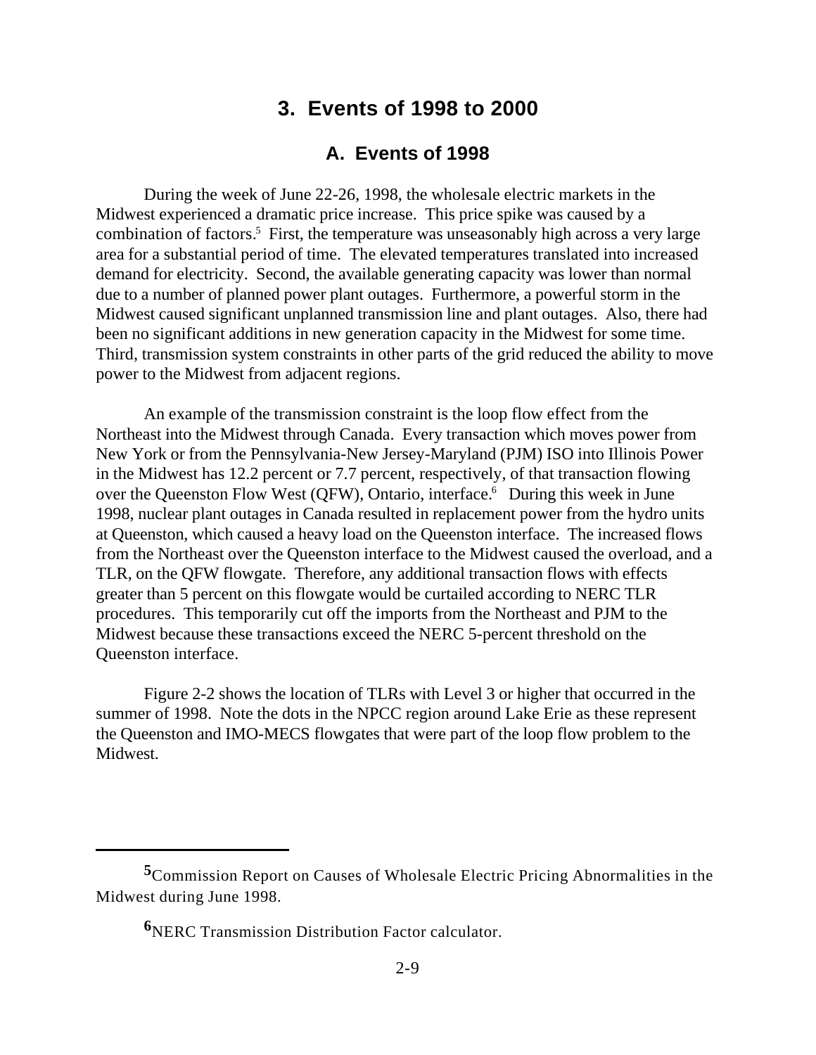# 3. Events of 1998 to 2000

## A. Events of 1998

During the week of June 22-26, 1998, the wholesale electric markets in the Midwest experienced a dramatic price increase. This price spike was caused by a combination of factors.[5] First, the temperature was unseasonably high across a very large area for a substantial period of time. The elevated temperatures translated into increased demand for electricity. Second, the available generating capacity was lower than normal due to a number of planned power plant outages. Furthermore, a powerful storm in the Midwest caused significant unplanned transmission line and plant outages. Also, there had been no significant additions in new generation capacity in the Midwest for some time. Third, transmission system constraints in other parts of the grid reduced the ability to move power to the Midwest from adjacent regions.

An example of the transmission constraint is the loop flow effect from the Northeast into the Midwest through Canada. Every transaction which moves power from New York or from the Pennsylvania-New Jersey-Maryland (PJM) ISO into Illinois Power in the Midwest has 12.2 percent or 7.7 percent, respectively, of that transaction flowing over the Queenston Flow West (QFW), Ontario, interface.[6] During this week in June 1998, nuclear plant outages in Canada resulted in replacement power from the hydro units at Queenston, which caused a heavy load on the Queenston interface. The increased flows from the Northeast over the Queenston interface to the Midwest caused the overload, and a TLR, on the QFW flowgate. Therefore, any additional transaction flows with effects greater than 5 percent on this flowgate would be curtailed according to NERC TLR procedures. This temporarily cut off the imports from the Northeast and PJM to the Midwest because these transactions exceed the NERC 5-percent threshold on the Queenston interface.

Figure 2-2 shows the location of TLRs with Level 3 or higher that occurred in the summer of 1998. Note the dots in the NPCC region around Lake Erie as these represent the Queenston and IMO-MECS flowgates that were part of the loop flow problem to the Midwest.

---

[5] Commission Report on Causes of Wholesale Electric Pricing Abnormalities in the Midwest during June 1998.

[6] NERC Transmission Distribution Factor calculator.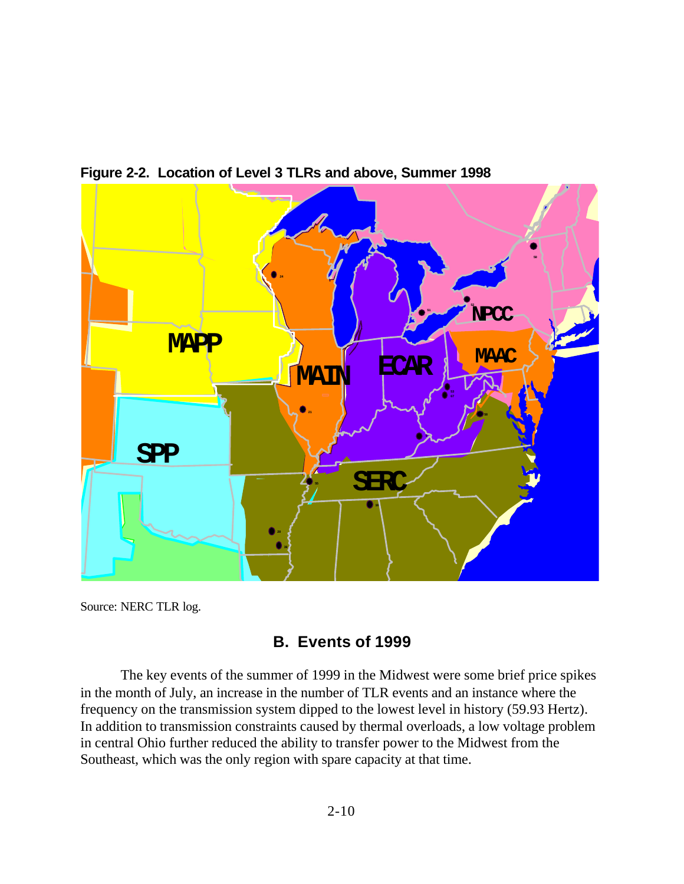**Figure 2-2. Location of Level 3 TLRs and above, Summer 1998**

Source: NERC TLR log.

## B. Events of 1999

The key events of the summer of 1999 in the Midwest were some brief price spikes in the month of July, an increase in the number of TLR events and an instance where the frequency on the transmission system dipped to the lowest level in history (59.93 Hertz). In addition to transmission constraints caused by thermal overloads, a low voltage problem in central Ohio further reduced the ability to transfer power to the Midwest from the Southeast, which was the only region with spare capacity at that time.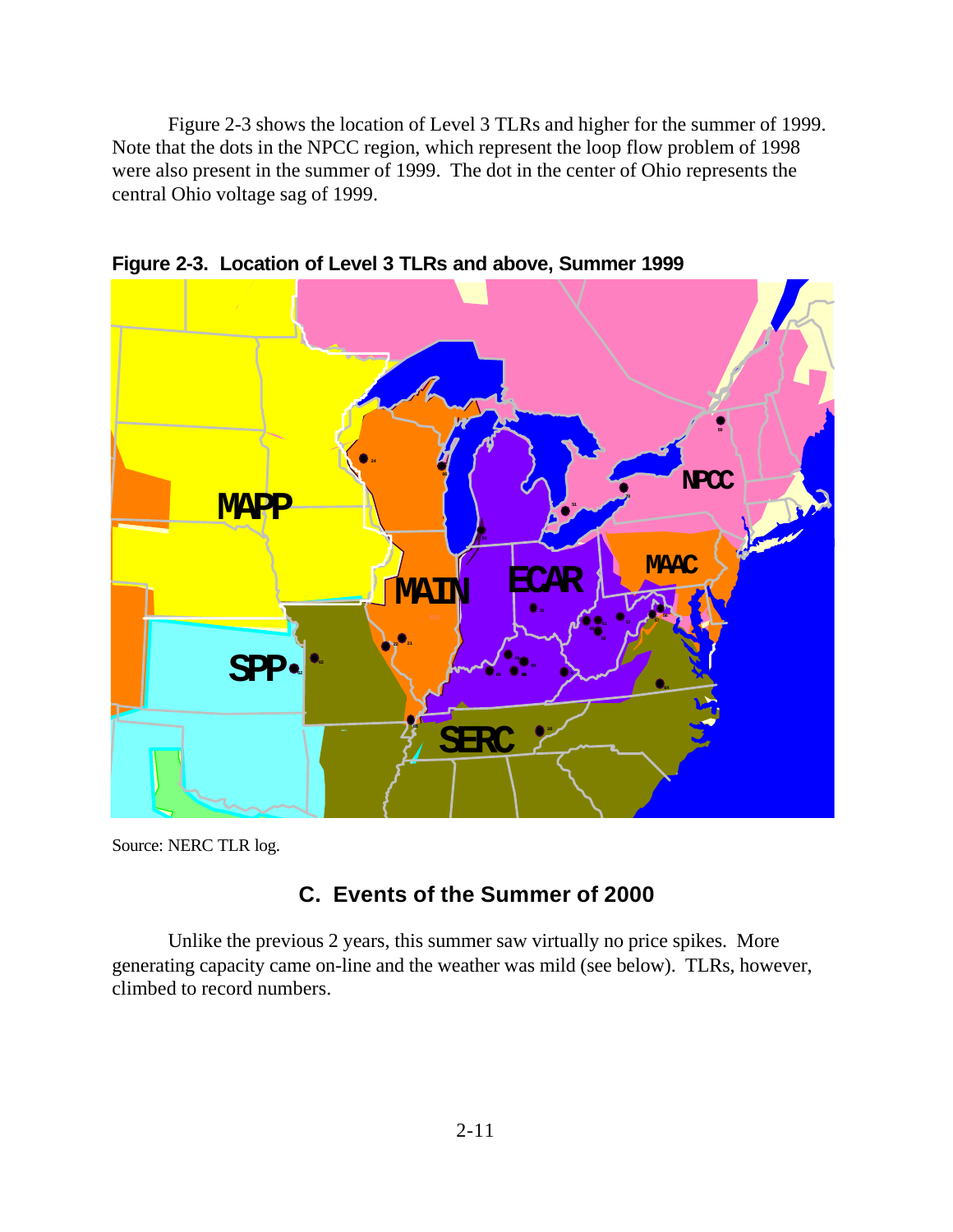Figure 2-3 shows the location of Level 3 TLRs and higher for the summer of 1999. Note that the dots in the NPCC region, which represent the loop flow problem of 1998 were also present in the summer of 1999. The dot in the center of Ohio represents the central Ohio voltage sag of 1999.

**Figure 2-3. Location of Level 3 TLRs and above, Summer 1999**

Source: NERC TLR log.

## C. Events of the Summer of 2000

Unlike the previous 2 years, this summer saw virtually no price spikes. More generating capacity came on-line and the weather was mild (see below). TLRs, however, climbed to record numbers.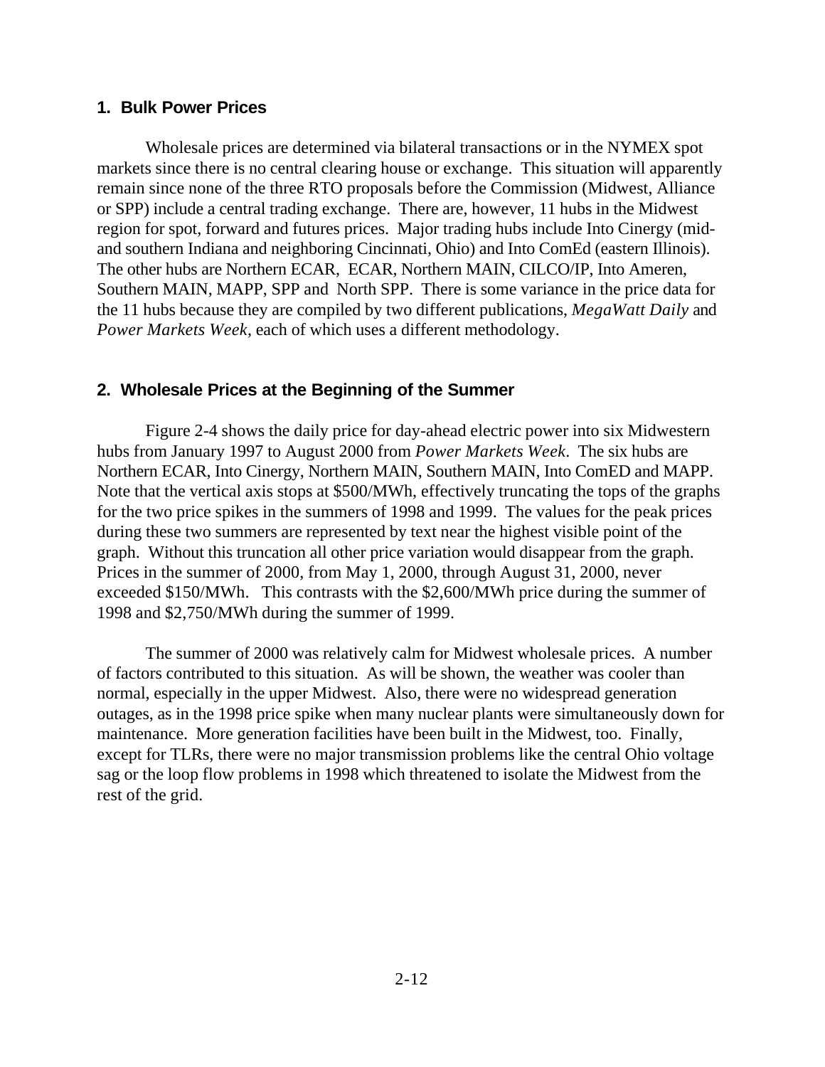## 1. Bulk Power Prices

Wholesale prices are determined via bilateral transactions or in the NYMEX spot markets since there is no central clearing house or exchange. This situation will apparently remain since none of the three RTO proposals before the Commission (Midwest, Alliance or SPP) include a central trading exchange. There are, however, 11 hubs in the Midwest region for spot, forward and futures prices. Major trading hubs include Into Cinergy (mid- and southern Indiana and neighboring Cincinnati, Ohio) and Into ComEd (eastern Illinois). The other hubs are Northern ECAR, ECAR, Northern MAIN, CILCO/IP, Into Ameren, Southern MAIN, MAPP, SPP and North SPP. There is some variance in the price data for the 11 hubs because they are compiled by two different publications, *MegaWatt Daily* and *Power Markets Week*, each of which uses a different methodology.

## 2. Wholesale Prices at the Beginning of the Summer

Figure 2-4 shows the daily price for day-ahead electric power into six Midwestern hubs from January 1997 to August 2000 from *Power Markets Week*. The six hubs are Northern ECAR, Into Cinergy, Northern MAIN, Southern MAIN, Into ComED and MAPP. Note that the vertical axis stops at $500/MWh, effectively truncating the tops of the graphs for the two price spikes in the summers of 1998 and 1999. The values for the peak prices during these two summers are represented by text near the highest visible point of the graph. Without this truncation all other price variation would disappear from the graph. Prices in the summer of 2000, from May 1, 2000, through August 31, 2000, never exceeded $150/MWh. This contrasts with the $2,600/MWh price during the summer of 1998 and $2,750/MWh during the summer of 1999.

The summer of 2000 was relatively calm for Midwest wholesale prices. A number of factors contributed to this situation. As will be shown, the weather was cooler than normal, especially in the upper Midwest. Also, there were no widespread generation outages, as in the 1998 price spike when many nuclear plants were simultaneously down for maintenance. More generation facilities have been built in the Midwest, too. Finally, except for TLRs, there were no major transmission problems like the central Ohio voltage sag or the loop flow problems in 1998 which threatened to isolate the Midwest from the rest of the grid.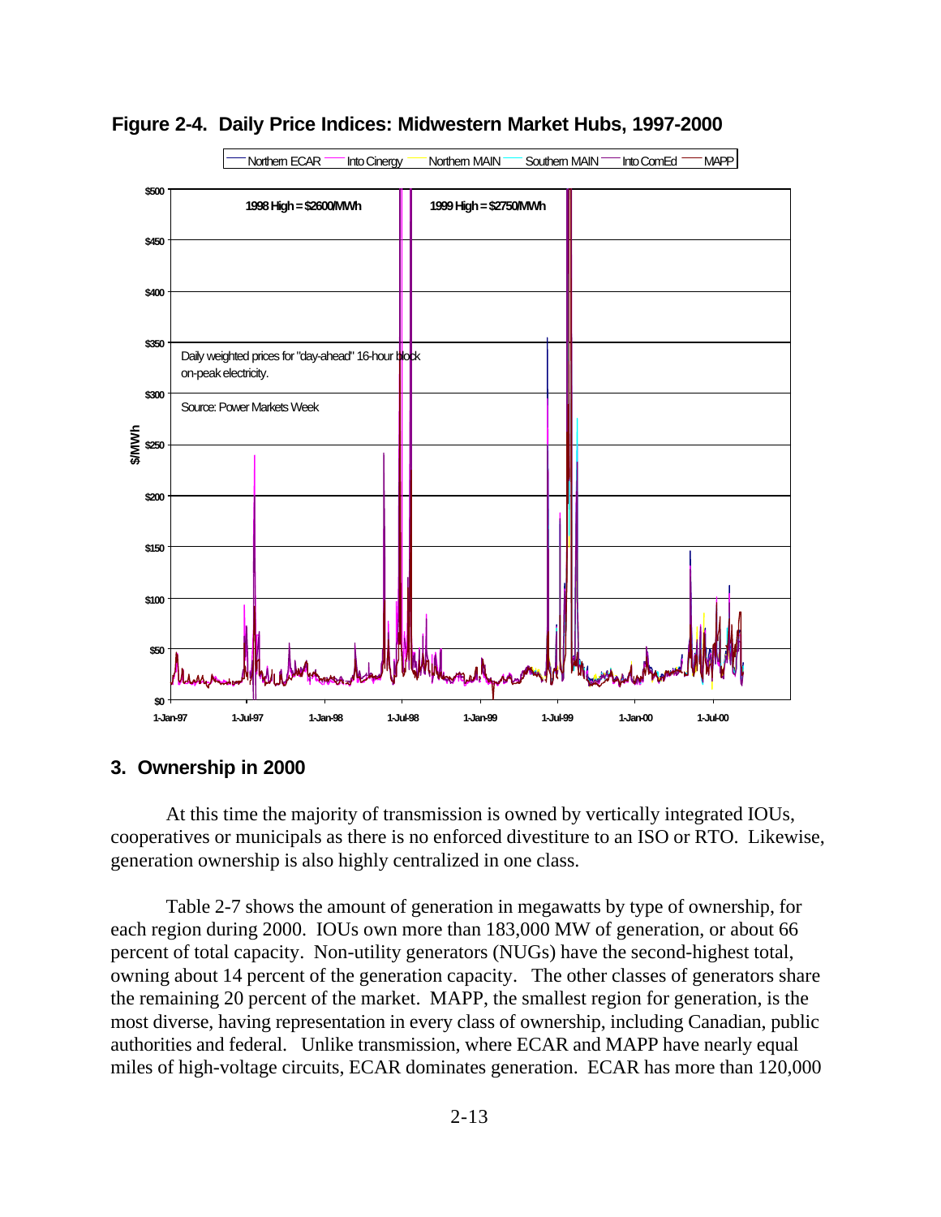**Figure 2-4. Daily Price Indices: Midwestern Market Hubs, 1997-2000**

## 3. Ownership in 2000

At this time the majority of transmission is owned by vertically integrated IOUs, cooperatives or municipals as there is no enforced divestiture to an ISO or RTO. Likewise, generation ownership is also highly centralized in one class.

Table 2-7 shows the amount of generation in megawatts by type of ownership, for each region during 2000. IOUs own more than 183,000 MW of generation, or about 66 percent of total capacity. Non-utility generators (NUGs) have the second-highest total, owning about 14 percent of the generation capacity. The other classes of generators share the remaining 20 percent of the market. MAPP, the smallest region for generation, is the most diverse, having representation in every class of ownership, including Canadian, public authorities and federal. Unlike transmission, where ECAR and MAPP have nearly equal miles of high-voltage circuits, ECAR dominates generation. ECAR has more than 120,000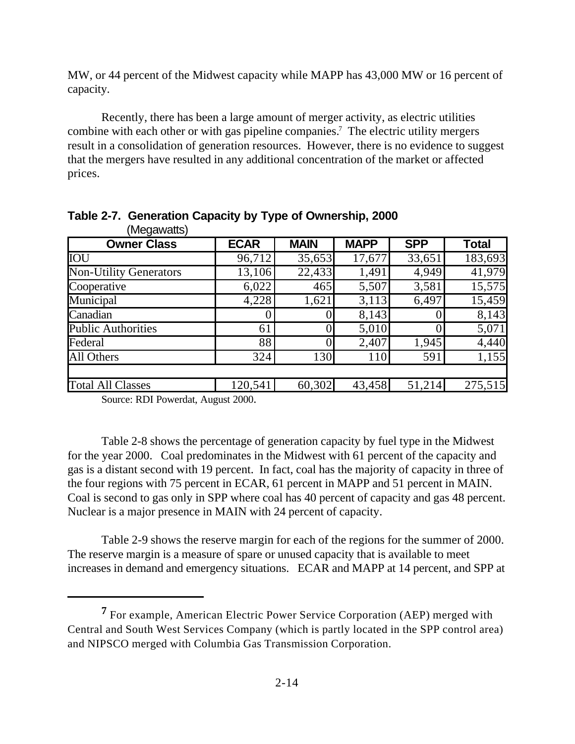MW, or 44 percent of the Midwest capacity while MAPP has 43,000 MW or 16 percent of capacity.

Recently, there has been a large amount of merger activity, as electric utilities combine with each other or with gas pipeline companies.[7] The electric utility mergers result in a consolidation of generation resources. However, there is no evidence to suggest that the mergers have resulted in any additional concentration of the market or affected prices.

**Table 2-7. Generation Capacity by Type of Ownership, 2000**
(Megawatts)

| Owner Class | ECAR | MAIN | MAPP | SPP | Total |
|---|---|---|---|---|---|
| IOU | 96,712 | 35,653 | 17,677 | 33,651 | 183,693 |
| Non-Utility Generators | 13,106 | 22,433 | 1,491 | 4,949 | 41,979 |
| Cooperative | 6,022 | 465 | 5,507 | 3,581 | 15,575 |
| Municipal | 4,228 | 1,621 | 3,113 | 6,497 | 15,459 |
| Canadian | 0 | 0 | 8,143 | 0 | 8,143 |
| Public Authorities | 61 | 0 | 5,010 | 0 | 5,071 |
| Federal | 88 | 0 | 2,407 | 1,945 | 4,440 |
| All Others | 324 | 130 | 110 | 591 | 1,155 |
| | | | | | |
| Total All Classes | 120,541 | 60,302 | 43,458 | 51,214 | 275,515 |

Source: RDI Powerdat, August 2000.

Table 2-8 shows the percentage of generation capacity by fuel type in the Midwest for the year 2000. Coal predominates in the Midwest with 61 percent of the capacity and gas is a distant second with 19 percent. In fact, coal has the majority of capacity in three of the four regions with 75 percent in ECAR, 61 percent in MAPP and 51 percent in MAIN. Coal is second to gas only in SPP where coal has 40 percent of capacity and gas 48 percent. Nuclear is a major presence in MAIN with 24 percent of capacity.

Table 2-9 shows the reserve margin for each of the regions for the summer of 2000. The reserve margin is a measure of spare or unused capacity that is available to meet increases in demand and emergency situations. ECAR and MAPP at 14 percent, and SPP at

---

[7] For example, American Electric Power Service Corporation (AEP) merged with Central and South West Services Company (which is partly located in the SPP control area) and NIPSCO merged with Columbia Gas Transmission Corporation.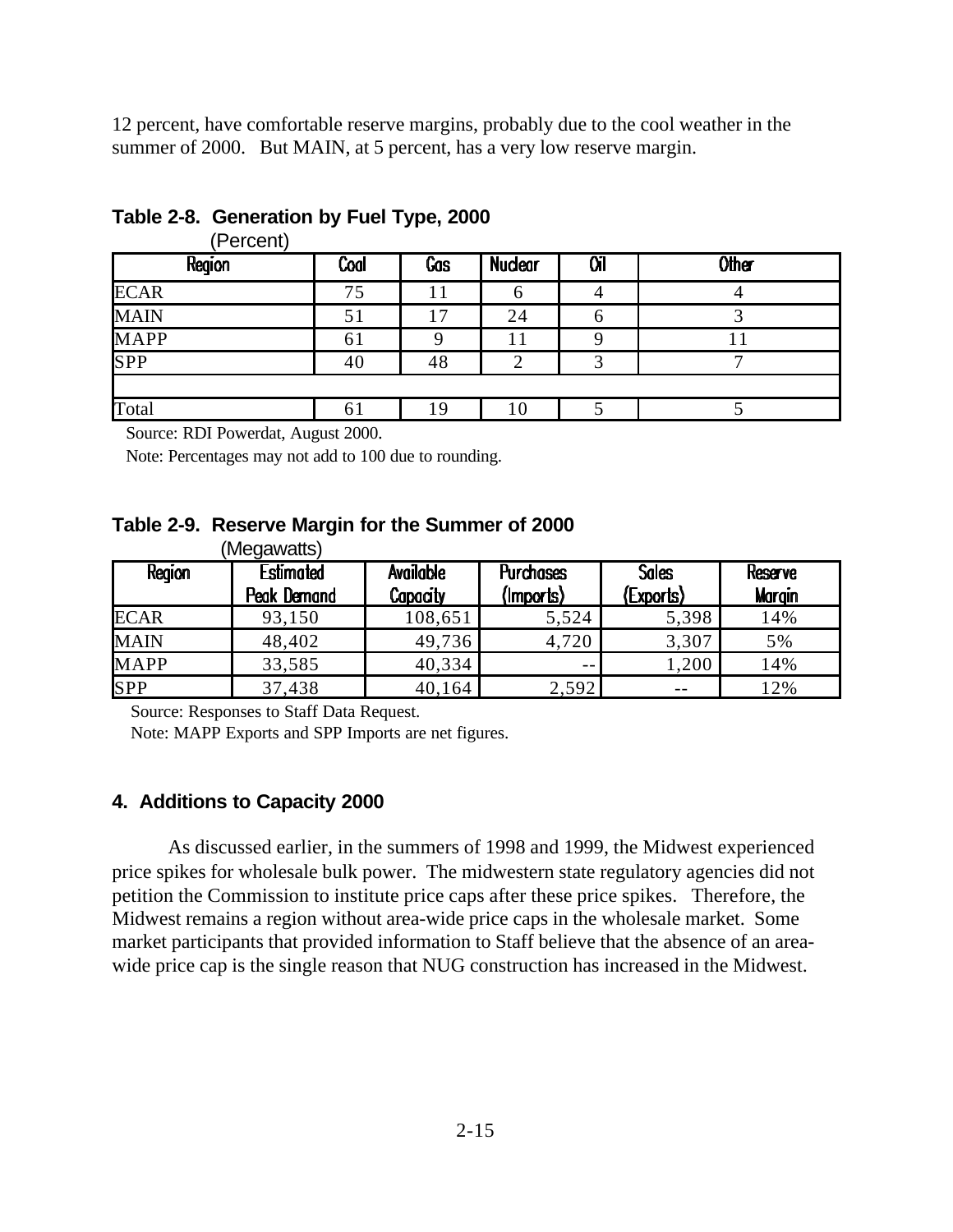12 percent, have comfortable reserve margins, probably due to the cool weather in the summer of 2000. But MAIN, at 5 percent, has a very low reserve margin.

**Table 2-8. Generation by Fuel Type, 2000**
(Percent)

| Region | Coal | Gas | Nuclear | Oil | Other |
|---|---|---|---|---|---|
| ECAR | 75 | 11 | 6 | 4 | 4 |
| MAIN | 51 | 17 | 24 | 6 | 3 |
| MAPP | 61 | 9 | 11 | 9 | 11 |
| SPP | 40 | 48 | 2 | 3 | 7 |
| | | | | | |
| Total | 61 | 19 | 10 | 5 | 5 |

Source: RDI Powerdat, August 2000.

Note: Percentages may not add to 100 due to rounding.

**Table 2-9. Reserve Margin for the Summer of 2000**
(Megawatts)

| Region | Estimated Peak Demand | Available Capacity | Purchases (Imports) | Sales (Exports) | Reserve Margin |
|---|---|---|---|---|---|
| ECAR | 93,150 | 108,651 | 5,524 | 5,398 | 14% |
| MAIN | 48,402 | 49,736 | 4,720 | 3,307 | 5% |
| MAPP | 33,585 | 40,334 | -- | 1,200 | 14% |
| SPP | 37,438 | 40,164 | 2,592 | -- | 12% |

Source: Responses to Staff Data Request.

Note: MAPP Exports and SPP Imports are net figures.

### 4. Additions to Capacity 2000

As discussed earlier, in the summers of 1998 and 1999, the Midwest experienced price spikes for wholesale bulk power. The midwestern state regulatory agencies did not petition the Commission to institute price caps after these price spikes. Therefore, the Midwest remains a region without area-wide price caps in the wholesale market. Some market participants that provided information to Staff believe that the absence of an area-wide price cap is the single reason that NUG construction has increased in the Midwest.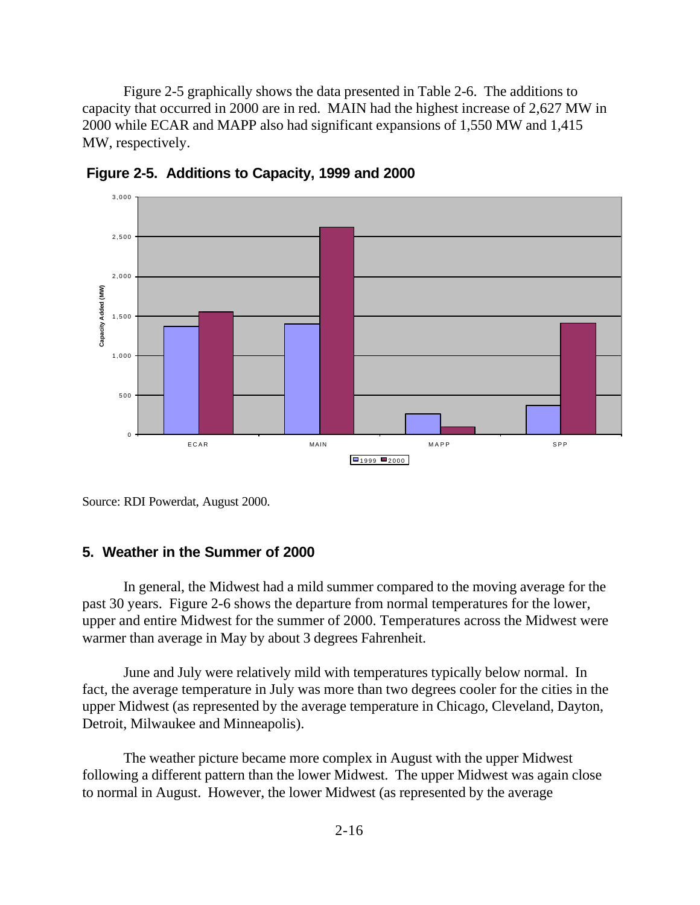Figure 2-5 graphically shows the data presented in Table 2-6. The additions to capacity that occurred in 2000 are in red. MAIN had the highest increase of 2,627 MW in 2000 while ECAR and MAPP also had significant expansions of 1,550 MW and 1,415 MW, respectively.

**Figure 2-5. Additions to Capacity, 1999 and 2000**

Source: RDI Powerdat, August 2000.

## 5. Weather in the Summer of 2000

In general, the Midwest had a mild summer compared to the moving average for the past 30 years. Figure 2-6 shows the departure from normal temperatures for the lower, upper and entire Midwest for the summer of 2000. Temperatures across the Midwest were warmer than average in May by about 3 degrees Fahrenheit.

June and July were relatively mild with temperatures typically below normal. In fact, the average temperature in July was more than two degrees cooler for the cities in the upper Midwest (as represented by the average temperature in Chicago, Cleveland, Dayton, Detroit, Milwaukee and Minneapolis).

The weather picture became more complex in August with the upper Midwest following a different pattern than the lower Midwest. The upper Midwest was again close to normal in August. However, the lower Midwest (as represented by the average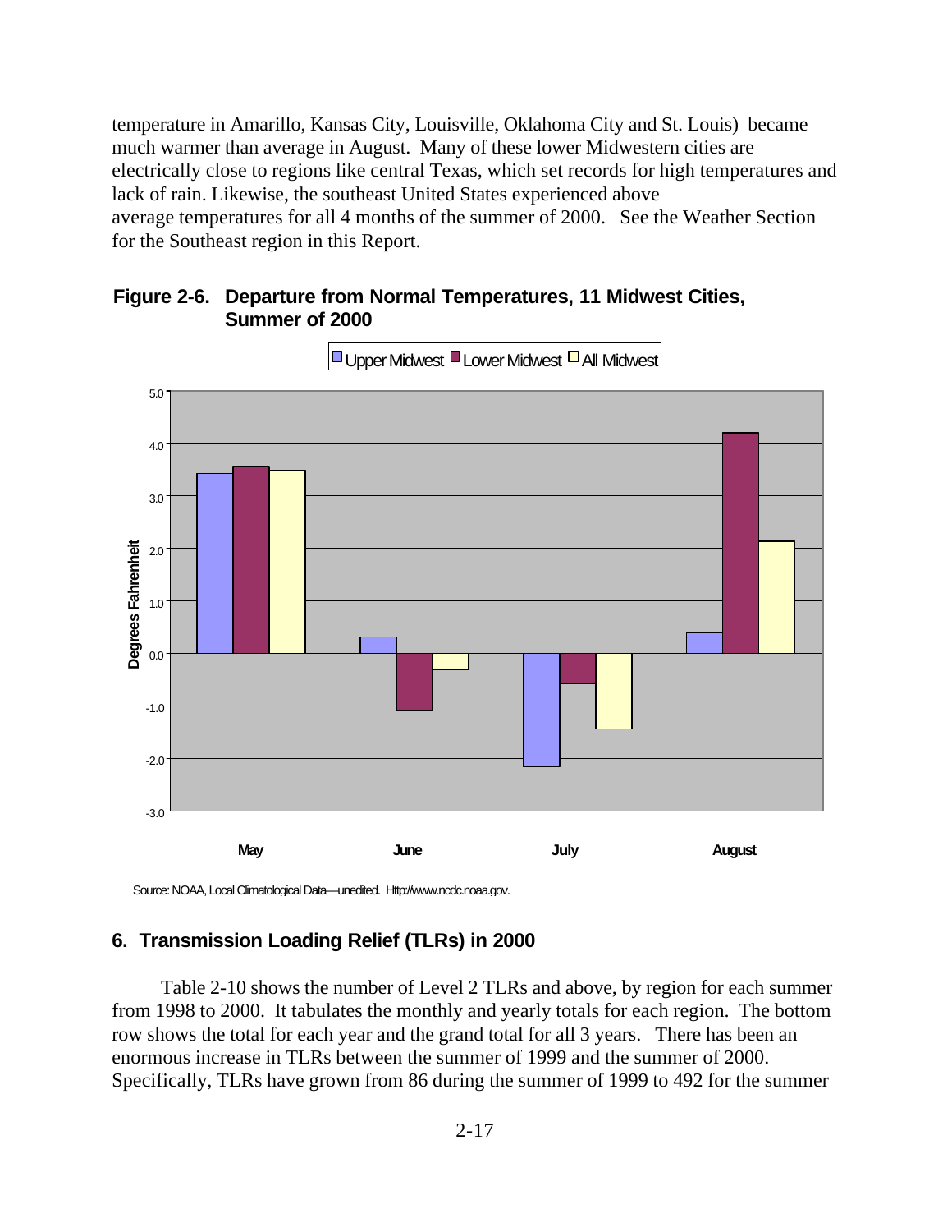temperature in Amarillo, Kansas City, Louisville, Oklahoma City and St. Louis) became much warmer than average in August. Many of these lower Midwestern cities are electrically close to regions like central Texas, which set records for high temperatures and lack of rain. Likewise, the southeast United States experienced above average temperatures for all 4 months of the summer of 2000. See the Weather Section for the Southeast region in this Report.

**Figure 2-6. Departure from Normal Temperatures, 11 Midwest Cities, Summer of 2000**

Source: NOAA, Local Climatological Data—unedited. Http://www.ncdc.noaa.gov.

## 6. Transmission Loading Relief (TLRs) in 2000

Table 2-10 shows the number of Level 2 TLRs and above, by region for each summer from 1998 to 2000. It tabulates the monthly and yearly totals for each region. The bottom row shows the total for each year and the grand total for all 3 years. There has been an enormous increase in TLRs between the summer of 1999 and the summer of 2000. Specifically, TLRs have grown from 86 during the summer of 1999 to 492 for the summer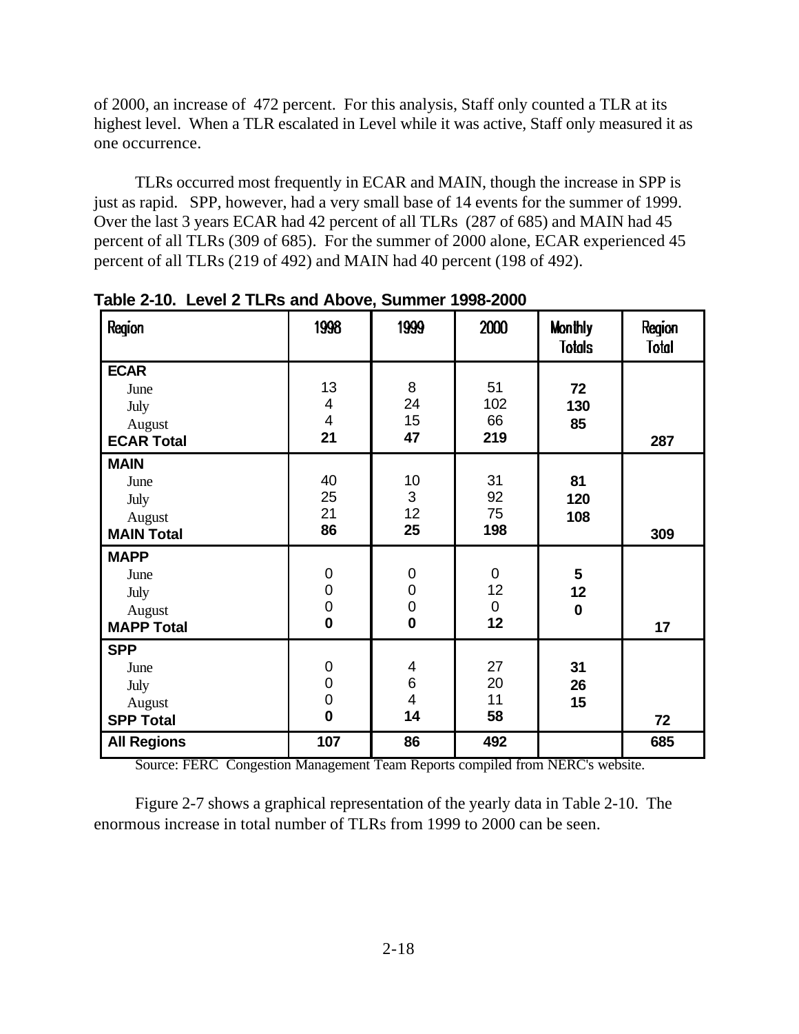of 2000, an increase of 472 percent. For this analysis, Staff only counted a TLR at its highest level. When a TLR escalated in Level while it was active, Staff only measured it as one occurrence.

TLRs occurred most frequently in ECAR and MAIN, though the increase in SPP is just as rapid. SPP, however, had a very small base of 14 events for the summer of 1999. Over the last 3 years ECAR had 42 percent of all TLRs (287 of 685) and MAIN had 45 percent of all TLRs (309 of 685). For the summer of 2000 alone, ECAR experienced 45 percent of all TLRs (219 of 492) and MAIN had 40 percent (198 of 492).

**Table 2-10. Level 2 TLRs and Above, Summer 1998-2000**

| Region | 1998 | 1999 | 2000 | Monthly Totals | Region Total |
|---|---|---|---|---|---|
| **ECAR** | | | | | |
| June | 13 | 8 | 51 | **72** | |
| July | 4 | 24 | 102 | **130** | |
| August | 4 | 15 | 66 | **85** | |
| **ECAR Total** | **21** | **47** | **219** | | **287** |
| **MAIN** | | | | | |
| June | 40 | 10 | 31 | **81** | |
| July | 25 | 3 | 92 | **120** | |
| August | 21 | 12 | 75 | **108** | |
| **MAIN Total** | **86** | **25** | **198** | | **309** |
| **MAPP** | | | | | |
| June | 0 | 0 | 0 | **5** | |
| July | 0 | 0 | 12 | **12** | |
| August | 0 | 0 | 0 | **0** | |
| **MAPP Total** | **0** | **0** | **12** | | **17** |
| **SPP** | | | | | |
| June | 0 | 4 | 27 | **31** | |
| July | 0 | 6 | 20 | **26** | |
| August | 0 | 4 | 11 | **15** | |
| **SPP Total** | **0** | **14** | **58** | | **72** |
| **All Regions** | **107** | **86** | **492** | | **685** |

Source: FERC Congestion Management Team Reports compiled from NERC's website.

Figure 2-7 shows a graphical representation of the yearly data in Table 2-10. The enormous increase in total number of TLRs from 1999 to 2000 can be seen.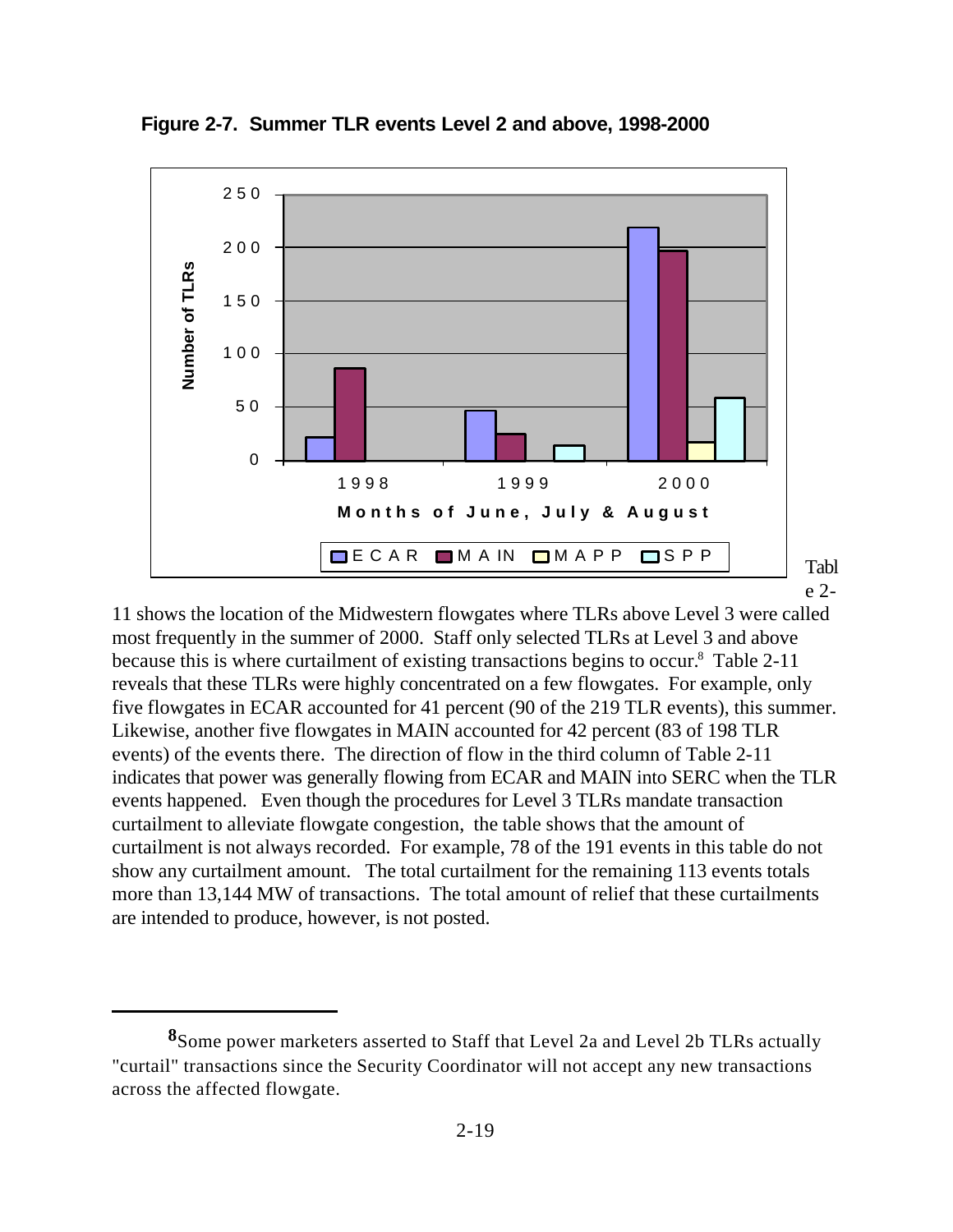**Figure 2-7. Summer TLR events Level 2 and above, 1998-2000**

Table 2-11 shows the location of the Midwestern flowgates where TLRs above Level 3 were called most frequently in the summer of 2000. Staff only selected TLRs at Level 3 and above because this is where curtailment of existing transactions begins to occur.[8] Table 2-11 reveals that these TLRs were highly concentrated on a few flowgates. For example, only five flowgates in ECAR accounted for 41 percent (90 of the 219 TLR events), this summer. Likewise, another five flowgates in MAIN accounted for 42 percent (83 of 198 TLR events) of the events there. The direction of flow in the third column of Table 2-11 indicates that power was generally flowing from ECAR and MAIN into SERC when the TLR events happened. Even though the procedures for Level 3 TLRs mandate transaction curtailment to alleviate flowgate congestion, the table shows that the amount of curtailment is not always recorded. For example, 78 of the 191 events in this table do not show any curtailment amount. The total curtailment for the remaining 113 events totals more than 13,144 MW of transactions. The total amount of relief that these curtailments are intended to produce, however, is not posted.

---

[8] Some power marketers asserted to Staff that Level 2a and Level 2b TLRs actually "curtail" transactions since the Security Coordinator will not accept any new transactions across the affected flowgate.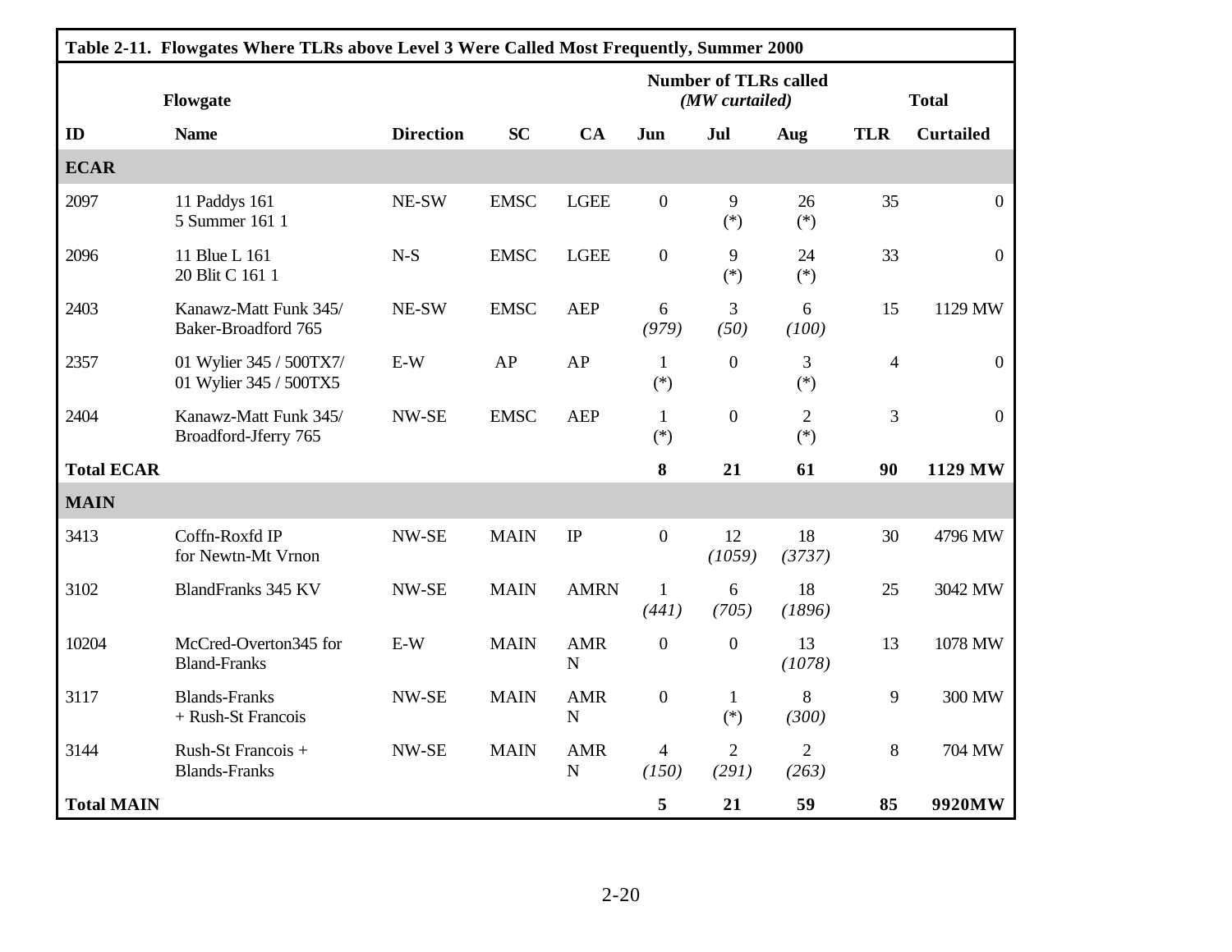**Table 2-11. Flowgates Where TLRs above Level 3 Were Called Most Frequently, Summer 2000**

| Flowgate | | | | | Number of TLRs called *(MW curtailed)* | | | Total | |
|---|---|---|---|---|---|---|---|---|---|
| **ID** | **Name** | **Direction** | **SC** | **CA** | **Jun** | **Jul** | **Aug** | **TLR** | **Curtailed** |
| **ECAR** | | | | | | | | | |
| 2097 | 11 Paddys 161<br>5 Summer 161 1 | NE-SW | EMSC | LGEE | 0 | 9<br>(*) | 26<br>(*) | 35 | 0 |
| 2096 | 11 Blue L 161<br>20 Blit C 161 1 | N-S | EMSC | LGEE | 0 | 9<br>(*) | 24<br>(*) | 33 | 0 |
| 2403 | Kanawz-Matt Funk 345/<br>Baker-Broadford 765 | NE-SW | EMSC | AEP | 6<br>*(979)* | 3<br>*(50)* | 6<br>*(100)* | 15 | 1129 MW |
| 2357 | 01 Wylier 345 / 500TX7/<br>01 Wylier 345 / 500TX5 | E-W | AP | AP | 1<br>(*) | 0 | 3<br>(*) | 4 | 0 |
| 2404 | Kanawz-Matt Funk 345/<br>Broadford-Jferry 765 | NW-SE | EMSC | AEP | 1<br>(*) | 0 | 2<br>(*) | 3 | 0 |
| **Total ECAR** | | | | | **8** | **21** | **61** | **90** | **1129 MW** |
| **MAIN** | | | | | | | | | |
| 3413 | Coffn-Roxfd IP<br>for Newtn-Mt Vrnon | NW-SE | MAIN | IP | 0 | 12<br>*(1059)* | 18<br>*(3737)* | 30 | 4796 MW |
| 3102 | BlandFranks 345 KV | NW-SE | MAIN | AMRN | 1<br>*(441)* | 6<br>*(705)* | 18<br>*(1896)* | 25 | 3042 MW |
| 10204 | McCred-Overton345 for<br>Bland-Franks | E-W | MAIN | AMRN | 0 | 0 | 13<br>*(1078)* | 13 | 1078 MW |
| 3117 | Blands-Franks<br>+ Rush-St Francois | NW-SE | MAIN | AMRN | 0 | 1<br>(*) | 8<br>*(300)* | 9 | 300 MW |
| 3144 | Rush-St Francois +<br>Blands-Franks | NW-SE | MAIN | AMRN | 4<br>*(150)* | 2<br>*(291)* | 2<br>*(263)* | 8 | 704 MW |
| **Total MAIN** | | | | | **5** | **21** | **59** | **85** | **9920MW** |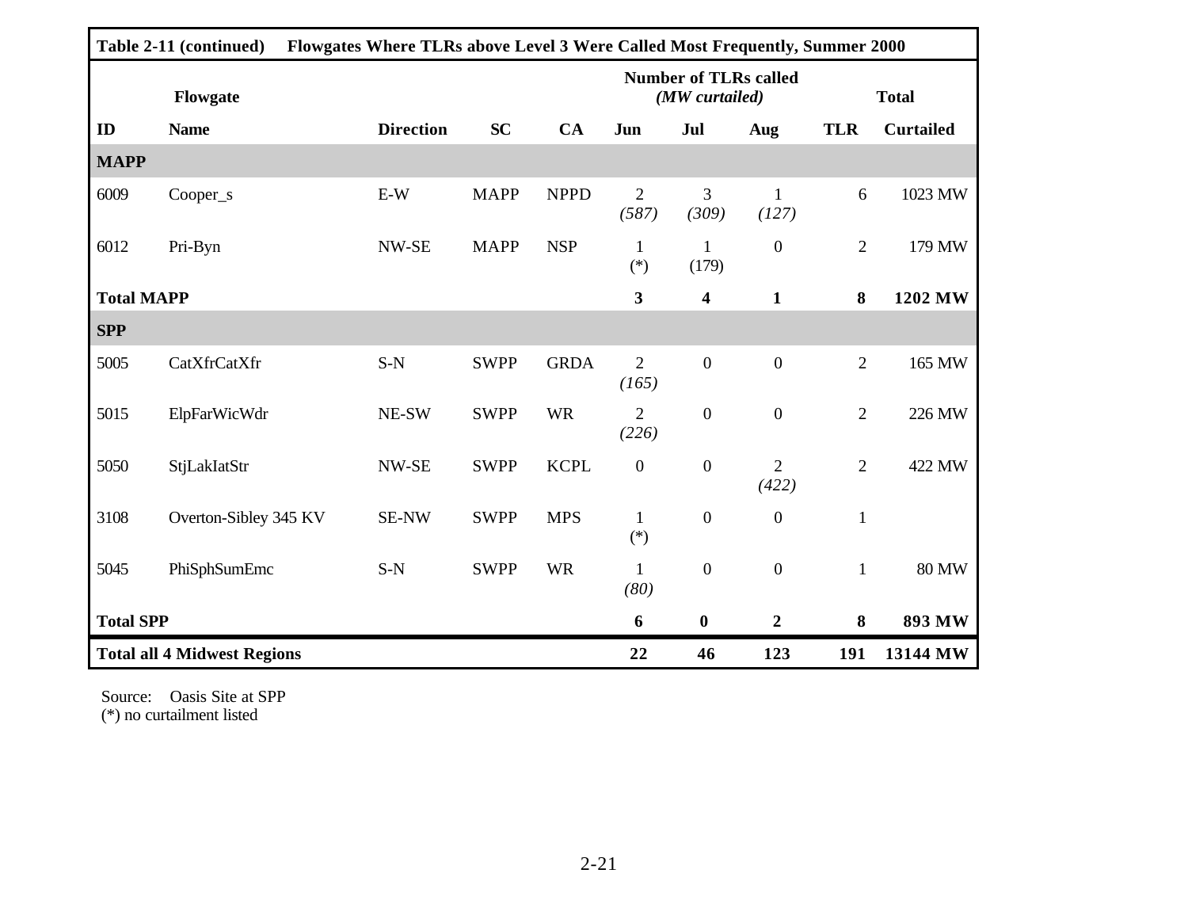**Table 2-11 (continued) Flowgates Where TLRs above Level 3 Were Called Most Frequently, Summer 2000**

| Flowgate | | | | | Number of TLRs called *(MW curtailed)* | | | Total | |
|---|---|---|---|---|---|---|---|---|---|
| **ID** | **Name** | **Direction** | **SC** | **CA** | **Jun** | **Jul** | **Aug** | **TLR** | **Curtailed** |
| **MAPP** | | | | | | | | | |
| 6009 | Cooper_s | E-W | MAPP | NPPD | 2 *(587)* | 3 *(309)* | 1 *(127)* | 6 | 1023 MW |
| 6012 | Pri-Byn | NW-SE | MAPP | NSP | 1 (*) | 1 (179) | 0 | 2 | 179 MW |
| **Total MAPP** | | | | | **3** | **4** | **1** | **8** | **1202 MW** |
| **SPP** | | | | | | | | | |
| 5005 | CatXfrCatXfr | S-N | SWPP | GRDA | 2 *(165)* | 0 | 0 | 2 | 165 MW |
| 5015 | ElpFarWicWdr | NE-SW | SWPP | WR | 2 *(226)* | 0 | 0 | 2 | 226 MW |
| 5050 | StjLakIatStr | NW-SE | SWPP | KCPL | 0 | 0 | 2 *(422)* | 2 | 422 MW |
| 3108 | Overton-Sibley 345 KV | SE-NW | SWPP | MPS | 1 (*) | 0 | 0 | 1 | |
| 5045 | PhiSphSumEmc | S-N | SWPP | WR | 1 *(80)* | 0 | 0 | 1 | 80 MW |
| **Total SPP** | | | | | **6** | **0** | **2** | **8** | **893 MW** |
| **Total all 4 Midwest Regions** | | | | | **22** | **46** | **123** | **191** | **13144 MW** |

Source: Oasis Site at SPP
(*) no curtailment listed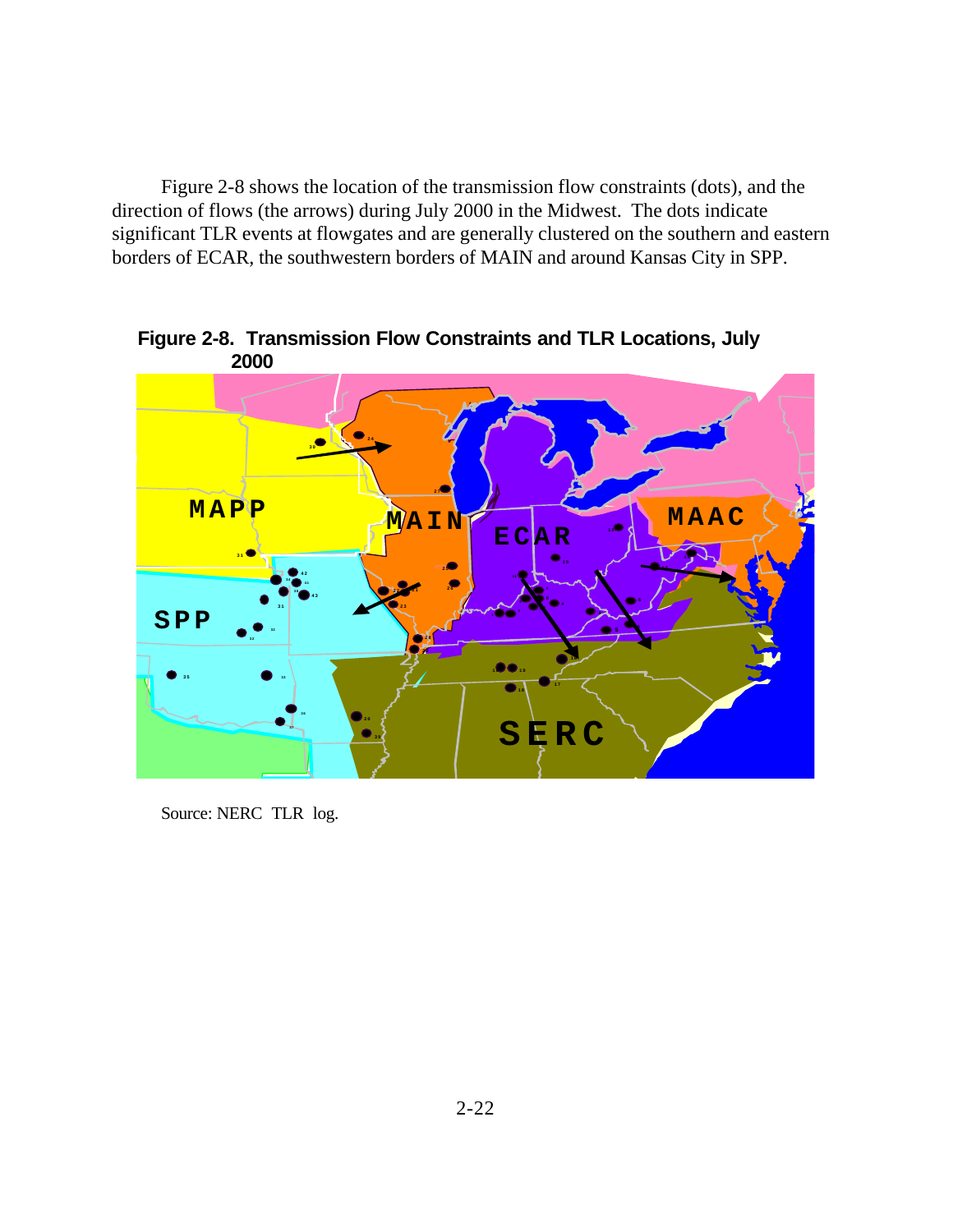Figure 2-8 shows the location of the transmission flow constraints (dots), and the direction of flows (the arrows) during July 2000 in the Midwest. The dots indicate significant TLR events at flowgates and are generally clustered on the southern and eastern borders of ECAR, the southwestern borders of MAIN and around Kansas City in SPP.

**Figure 2-8. Transmission Flow Constraints and TLR Locations, July 2000**

Source: NERC TLR log.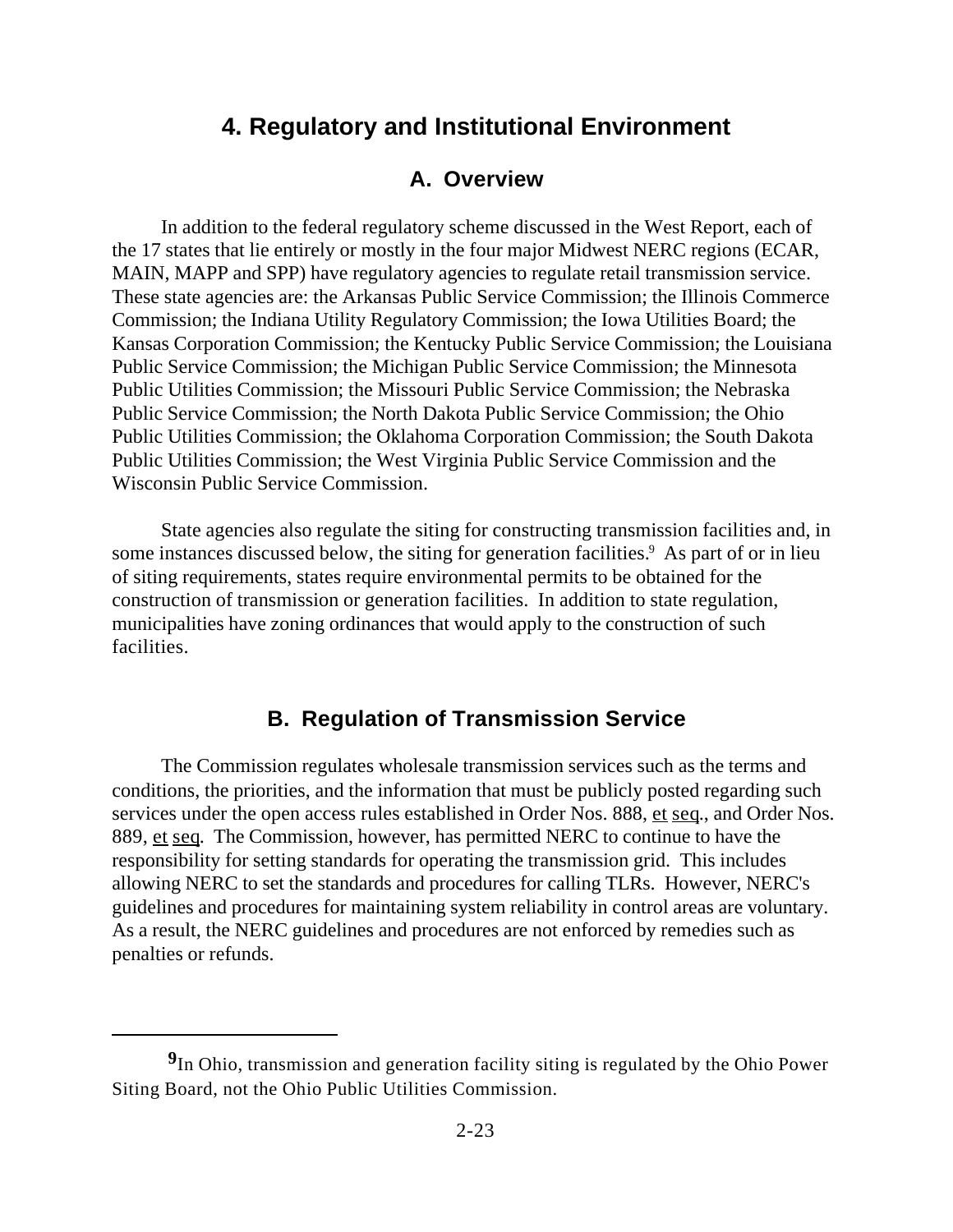# 4. Regulatory and Institutional Environment

## A. Overview

In addition to the federal regulatory scheme discussed in the West Report, each of the 17 states that lie entirely or mostly in the four major Midwest NERC regions (ECAR, MAIN, MAPP and SPP) have regulatory agencies to regulate retail transmission service. These state agencies are: the Arkansas Public Service Commission; the Illinois Commerce Commission; the Indiana Utility Regulatory Commission; the Iowa Utilities Board; the Kansas Corporation Commission; the Kentucky Public Service Commission; the Louisiana Public Service Commission; the Michigan Public Service Commission; the Minnesota Public Utilities Commission; the Missouri Public Service Commission; the Nebraska Public Service Commission; the North Dakota Public Service Commission; the Ohio Public Utilities Commission; the Oklahoma Corporation Commission; the South Dakota Public Utilities Commission; the West Virginia Public Service Commission and the Wisconsin Public Service Commission.

State agencies also regulate the siting for constructing transmission facilities and, in some instances discussed below, the siting for generation facilities.[9] As part of or in lieu of siting requirements, states require environmental permits to be obtained for the construction of transmission or generation facilities. In addition to state regulation, municipalities have zoning ordinances that would apply to the construction of such facilities.

## B. Regulation of Transmission Service

The Commission regulates wholesale transmission services such as the terms and conditions, the priorities, and the information that must be publicly posted regarding such services under the open access rules established in Order Nos. 888, et seq., and Order Nos. 889, et seq. The Commission, however, has permitted NERC to continue to have the responsibility for setting standards for operating the transmission grid. This includes allowing NERC to set the standards and procedures for calling TLRs. However, NERC's guidelines and procedures for maintaining system reliability in control areas are voluntary. As a result, the NERC guidelines and procedures are not enforced by remedies such as penalties or refunds.

---

[9] In Ohio, transmission and generation facility siting is regulated by the Ohio Power Siting Board, not the Ohio Public Utilities Commission.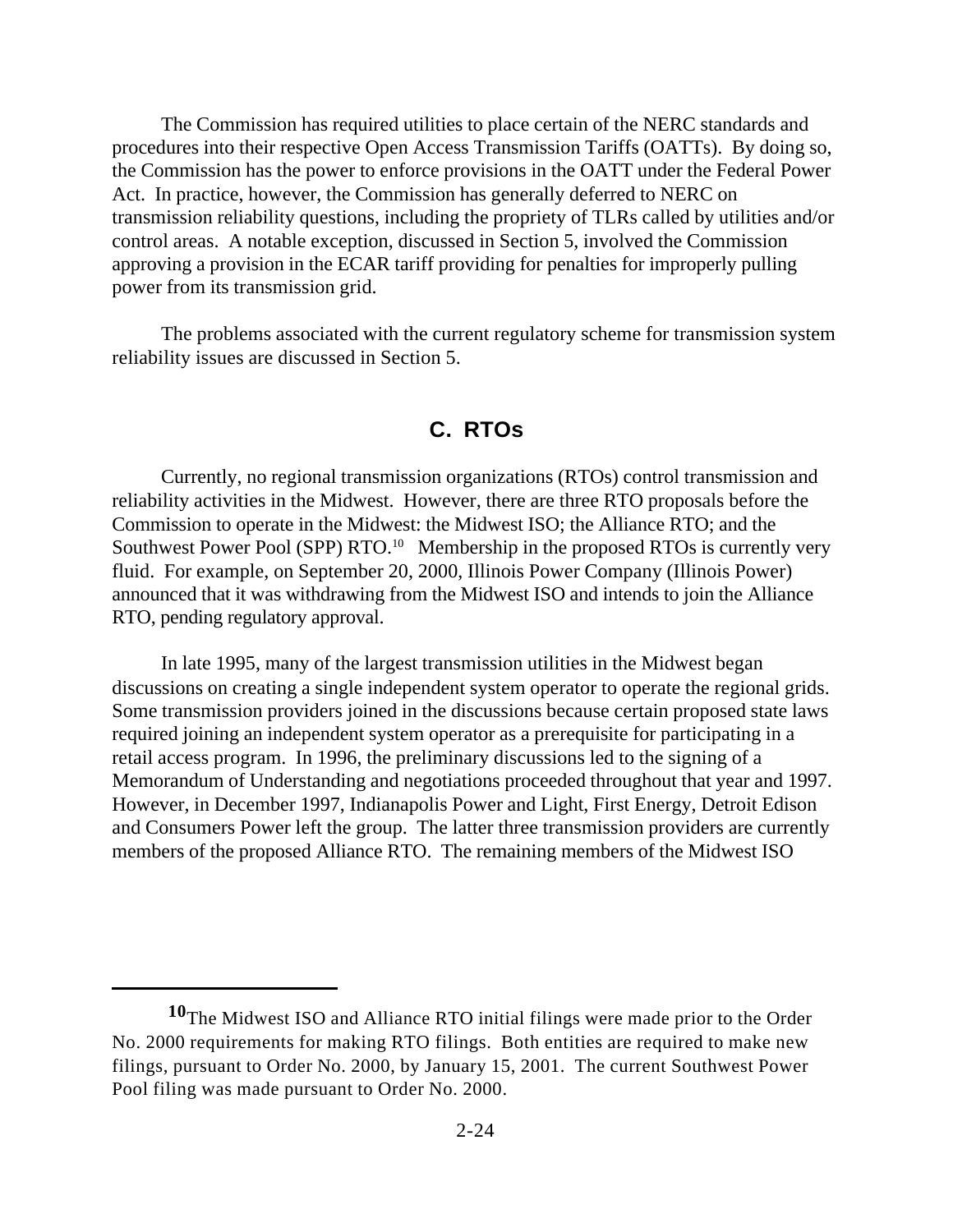The Commission has required utilities to place certain of the NERC standards and procedures into their respective Open Access Transmission Tariffs (OATTs). By doing so, the Commission has the power to enforce provisions in the OATT under the Federal Power Act. In practice, however, the Commission has generally deferred to NERC on transmission reliability questions, including the propriety of TLRs called by utilities and/or control areas. A notable exception, discussed in Section 5, involved the Commission approving a provision in the ECAR tariff providing for penalties for improperly pulling power from its transmission grid.

The problems associated with the current regulatory scheme for transmission system reliability issues are discussed in Section 5.

## C. RTOs

Currently, no regional transmission organizations (RTOs) control transmission and reliability activities in the Midwest. However, there are three RTO proposals before the Commission to operate in the Midwest: the Midwest ISO; the Alliance RTO; and the Southwest Power Pool (SPP) RTO.[10] Membership in the proposed RTOs is currently very fluid. For example, on September 20, 2000, Illinois Power Company (Illinois Power) announced that it was withdrawing from the Midwest ISO and intends to join the Alliance RTO, pending regulatory approval.

In late 1995, many of the largest transmission utilities in the Midwest began discussions on creating a single independent system operator to operate the regional grids. Some transmission providers joined in the discussions because certain proposed state laws required joining an independent system operator as a prerequisite for participating in a retail access program. In 1996, the preliminary discussions led to the signing of a Memorandum of Understanding and negotiations proceeded throughout that year and 1997. However, in December 1997, Indianapolis Power and Light, First Energy, Detroit Edison and Consumers Power left the group. The latter three transmission providers are currently members of the proposed Alliance RTO. The remaining members of the Midwest ISO

---

[10] The Midwest ISO and Alliance RTO initial filings were made prior to the Order No. 2000 requirements for making RTO filings. Both entities are required to make new filings, pursuant to Order No. 2000, by January 15, 2001. The current Southwest Power Pool filing was made pursuant to Order No. 2000.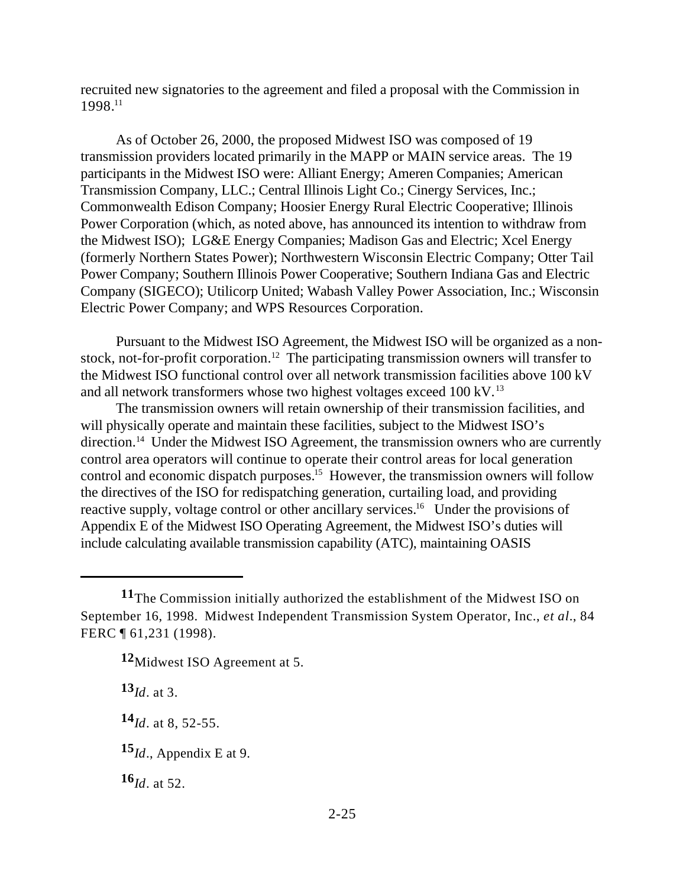recruited new signatories to the agreement and filed a proposal with the Commission in 1998.[11]

As of October 26, 2000, the proposed Midwest ISO was composed of 19 transmission providers located primarily in the MAPP or MAIN service areas. The 19 participants in the Midwest ISO were: Alliant Energy; Ameren Companies; American Transmission Company, LLC.; Central Illinois Light Co.; Cinergy Services, Inc.; Commonwealth Edison Company; Hoosier Energy Rural Electric Cooperative; Illinois Power Corporation (which, as noted above, has announced its intention to withdraw from the Midwest ISO); LG&E Energy Companies; Madison Gas and Electric; Xcel Energy (formerly Northern States Power); Northwestern Wisconsin Electric Company; Otter Tail Power Company; Southern Illinois Power Cooperative; Southern Indiana Gas and Electric Company (SIGECO); Utilicorp United; Wabash Valley Power Association, Inc.; Wisconsin Electric Power Company; and WPS Resources Corporation.

Pursuant to the Midwest ISO Agreement, the Midwest ISO will be organized as a non-stock, not-for-profit corporation.[12] The participating transmission owners will transfer to the Midwest ISO functional control over all network transmission facilities above 100 kV and all network transformers whose two highest voltages exceed 100 kV.[13]

The transmission owners will retain ownership of their transmission facilities, and will physically operate and maintain these facilities, subject to the Midwest ISO's direction.[14] Under the Midwest ISO Agreement, the transmission owners who are currently control area operators will continue to operate their control areas for local generation control and economic dispatch purposes.[15] However, the transmission owners will follow the directives of the ISO for redispatching generation, curtailing load, and providing reactive supply, voltage control or other ancillary services.[16] Under the provisions of Appendix E of the Midwest ISO Operating Agreement, the Midwest ISO's duties will include calculating available transmission capability (ATC), maintaining OASIS

---

**11** The Commission initially authorized the establishment of the Midwest ISO on September 16, 1998. Midwest Independent Transmission System Operator, Inc., *et al*., 84 FERC ¶ 61,231 (1998).

**12** Midwest ISO Agreement at 5.

**13** *Id*. at 3.

**14** *Id*. at 8, 52-55.

**15** *Id*., Appendix E at 9.

**16** *Id*. at 52.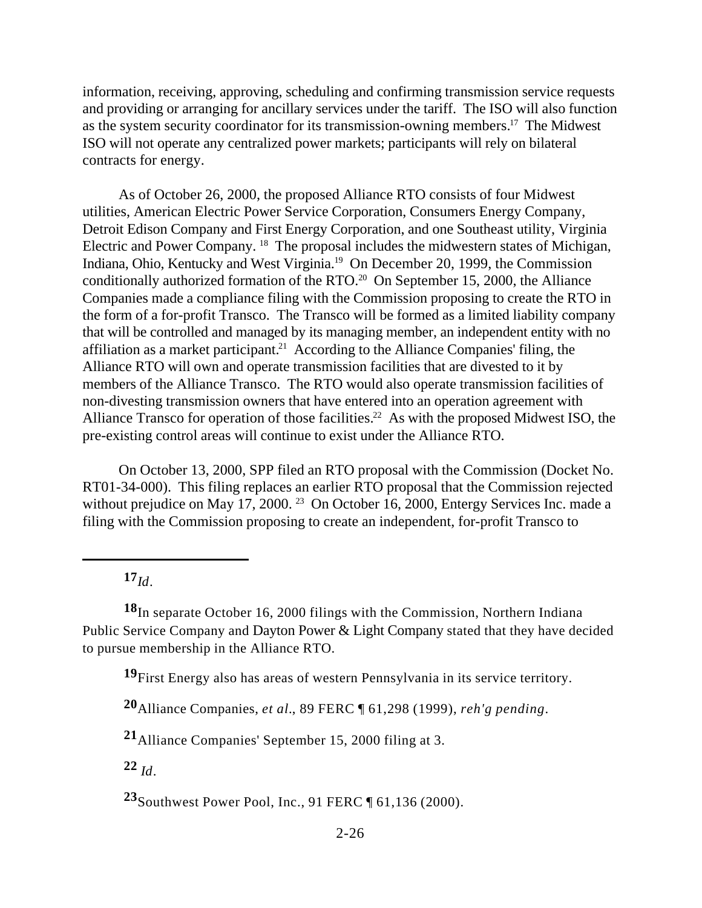information, receiving, approving, scheduling and confirming transmission service requests and providing or arranging for ancillary services under the tariff. The ISO will also function as the system security coordinator for its transmission-owning members.[17] The Midwest ISO will not operate any centralized power markets; participants will rely on bilateral contracts for energy.

As of October 26, 2000, the proposed Alliance RTO consists of four Midwest utilities, American Electric Power Service Corporation, Consumers Energy Company, Detroit Edison Company and First Energy Corporation, and one Southeast utility, Virginia Electric and Power Company.[18] The proposal includes the midwestern states of Michigan, Indiana, Ohio, Kentucky and West Virginia.[19] On December 20, 1999, the Commission conditionally authorized formation of the RTO.[20] On September 15, 2000, the Alliance Companies made a compliance filing with the Commission proposing to create the RTO in the form of a for-profit Transco. The Transco will be formed as a limited liability company that will be controlled and managed by its managing member, an independent entity with no affiliation as a market participant.[21] According to the Alliance Companies' filing, the Alliance RTO will own and operate transmission facilities that are divested to it by members of the Alliance Transco. The RTO would also operate transmission facilities of non-divesting transmission owners that have entered into an operation agreement with Alliance Transco for operation of those facilities.[22] As with the proposed Midwest ISO, the pre-existing control areas will continue to exist under the Alliance RTO.

On October 13, 2000, SPP filed an RTO proposal with the Commission (Docket No. RT01-34-000). This filing replaces an earlier RTO proposal that the Commission rejected without prejudice on May 17, 2000.[23] On October 16, 2000, Entergy Services Inc. made a filing with the Commission proposing to create an independent, for-profit Transco to

---

[17] *Id*.

[18] In separate October 16, 2000 filings with the Commission, Northern Indiana Public Service Company and Dayton Power & Light Company stated that they have decided to pursue membership in the Alliance RTO.

[19] First Energy also has areas of western Pennsylvania in its service territory.

[20] Alliance Companies, *et al*., 89 FERC ¶ 61,298 (1999), *reh'g pending*.

[21] Alliance Companies' September 15, 2000 filing at 3.

[22] *Id*.

[23] Southwest Power Pool, Inc., 91 FERC ¶ 61,136 (2000).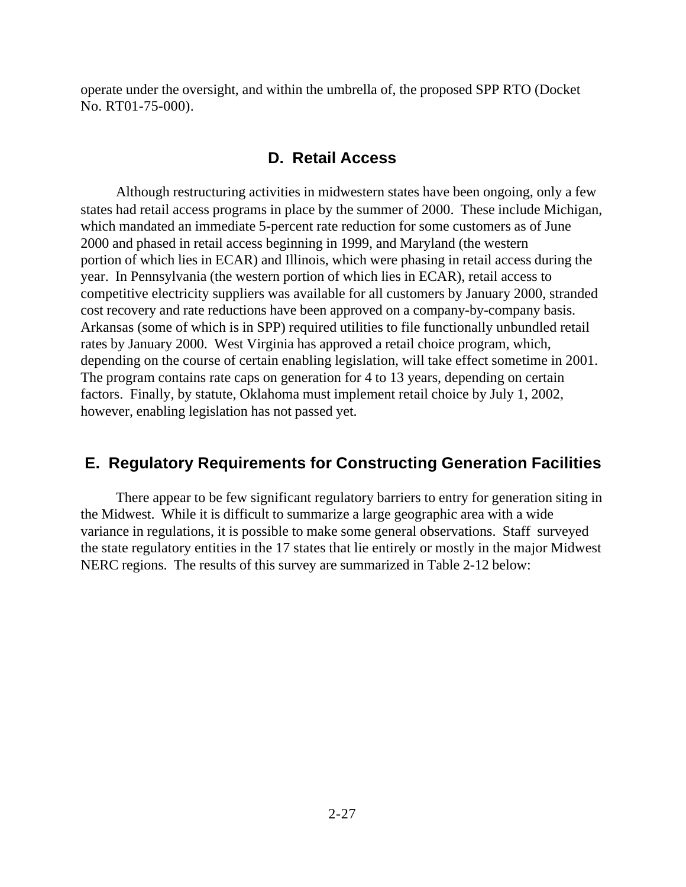operate under the oversight, and within the umbrella of, the proposed SPP RTO (Docket No. RT01-75-000).

## D. Retail Access

Although restructuring activities in midwestern states have been ongoing, only a few states had retail access programs in place by the summer of 2000. These include Michigan, which mandated an immediate 5-percent rate reduction for some customers as of June 2000 and phased in retail access beginning in 1999, and Maryland (the western portion of which lies in ECAR) and Illinois, which were phasing in retail access during the year. In Pennsylvania (the western portion of which lies in ECAR), retail access to competitive electricity suppliers was available for all customers by January 2000, stranded cost recovery and rate reductions have been approved on a company-by-company basis. Arkansas (some of which is in SPP) required utilities to file functionally unbundled retail rates by January 2000. West Virginia has approved a retail choice program, which, depending on the course of certain enabling legislation, will take effect sometime in 2001. The program contains rate caps on generation for 4 to 13 years, depending on certain factors. Finally, by statute, Oklahoma must implement retail choice by July 1, 2002, however, enabling legislation has not passed yet.

## E. Regulatory Requirements for Constructing Generation Facilities

There appear to be few significant regulatory barriers to entry for generation siting in the Midwest. While it is difficult to summarize a large geographic area with a wide variance in regulations, it is possible to make some general observations. Staff surveyed the state regulatory entities in the 17 states that lie entirely or mostly in the major Midwest NERC regions. The results of this survey are summarized in Table 2-12 below: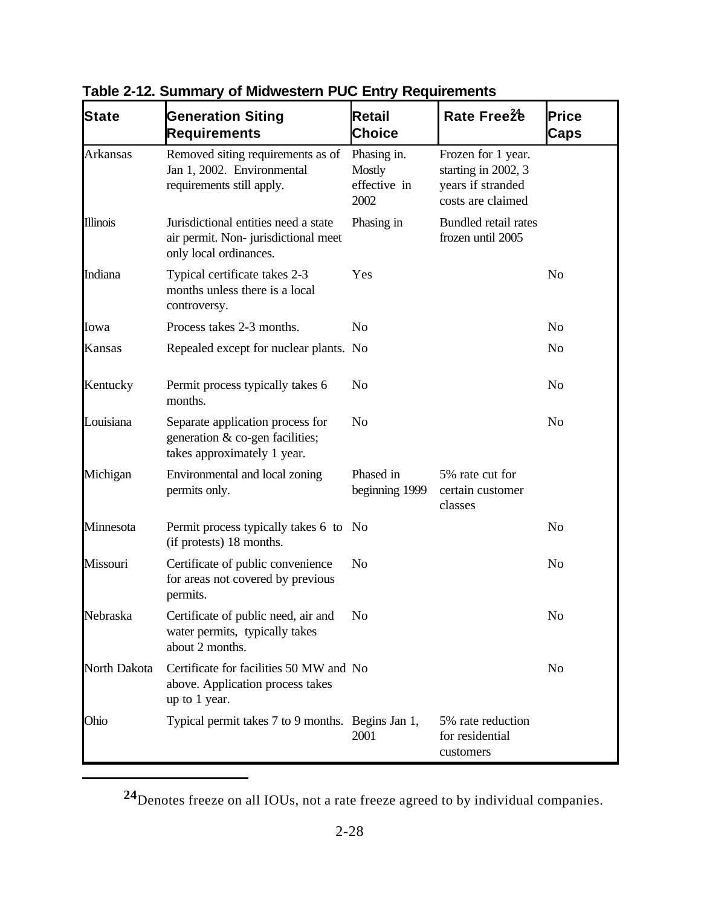**Table 2-12. Summary of Midwestern PUC Entry Requirements**

| State | Generation Siting Requirements | Retail Choice | Rate Freeze[24] | Price Caps |
|---|---|---|---|---|
| Arkansas | Removed siting requirements as of Jan 1, 2002. Environmental requirements still apply. | Phasing in. Mostly effective in 2002 | Frozen for 1 year. starting in 2002, 3 years if stranded costs are claimed | |
| Illinois | Jurisdictional entities need a state air permit. Non- jurisdictional meet only local ordinances. | Phasing in | Bundled retail rates frozen until 2005 | |
| Indiana | Typical certificate takes 2-3 months unless there is a local controversy. | Yes | | No |
| Iowa | Process takes 2-3 months. | No | | No |
| Kansas | Repealed except for nuclear plants. | No | | No |
| Kentucky | Permit process typically takes 6 months. | No | | No |
| Louisiana | Separate application process for generation & co-gen facilities; takes approximately 1 year. | No | | No |
| Michigan | Environmental and local zoning permits only. | Phased in beginning 1999 | 5% rate cut for certain customer classes | |
| Minnesota | Permit process typically takes 6 to (if protests) 18 months. | No | | No |
| Missouri | Certificate of public convenience for areas not covered by previous permits. | No | | No |
| Nebraska | Certificate of public need, air and water permits, typically takes about 2 months. | No | | No |
| North Dakota | Certificate for facilities 50 MW and above. Application process takes up to 1 year. | No | | No |
| Ohio | Typical permit takes 7 to 9 months. | Begins Jan 1, 2001 | 5% rate reduction for residential customers | |

---

[24] Denotes freeze on all IOUs, not a rate freeze agreed to by individual companies.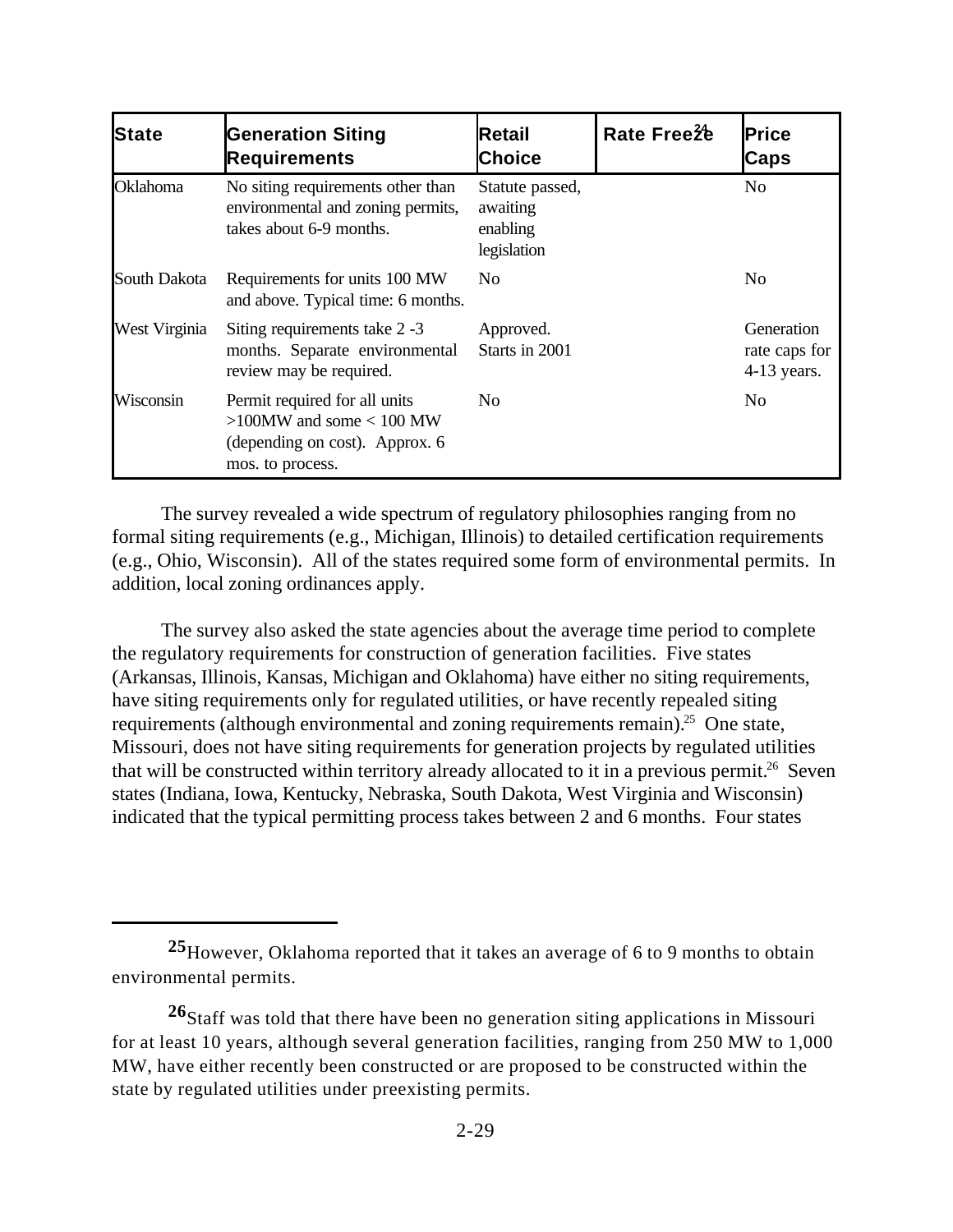| State | Generation Siting Requirements | Retail Choice | Rate Freeze[24] | Price Caps |
|---|---|---|---|---|
| Oklahoma | No siting requirements other than environmental and zoning permits, takes about 6-9 months. | Statute passed, awaiting enabling legislation | | No |
| South Dakota | Requirements for units 100 MW and above. Typical time: 6 months. | No | | No |
| West Virginia | Siting requirements take 2 -3 months. Separate environmental review may be required. | Approved. Starts in 2001 | | Generation rate caps for 4-13 years. |
| Wisconsin | Permit required for all units >100MW and some < 100 MW (depending on cost). Approx. 6 mos. to process. | No | | No |

The survey revealed a wide spectrum of regulatory philosophies ranging from no formal siting requirements (e.g., Michigan, Illinois) to detailed certification requirements (e.g., Ohio, Wisconsin). All of the states required some form of environmental permits. In addition, local zoning ordinances apply.

The survey also asked the state agencies about the average time period to complete the regulatory requirements for construction of generation facilities. Five states (Arkansas, Illinois, Kansas, Michigan and Oklahoma) have either no siting requirements, have siting requirements only for regulated utilities, or have recently repealed siting requirements (although environmental and zoning requirements remain).[25] One state, Missouri, does not have siting requirements for generation projects by regulated utilities that will be constructed within territory already allocated to it in a previous permit.[26] Seven states (Indiana, Iowa, Kentucky, Nebraska, South Dakota, West Virginia and Wisconsin) indicated that the typical permitting process takes between 2 and 6 months. Four states

---

[25] However, Oklahoma reported that it takes an average of 6 to 9 months to obtain environmental permits.

[26] Staff was told that there have been no generation siting applications in Missouri for at least 10 years, although several generation facilities, ranging from 250 MW to 1,000 MW, have either recently been constructed or are proposed to be constructed within the state by regulated utilities under preexisting permits.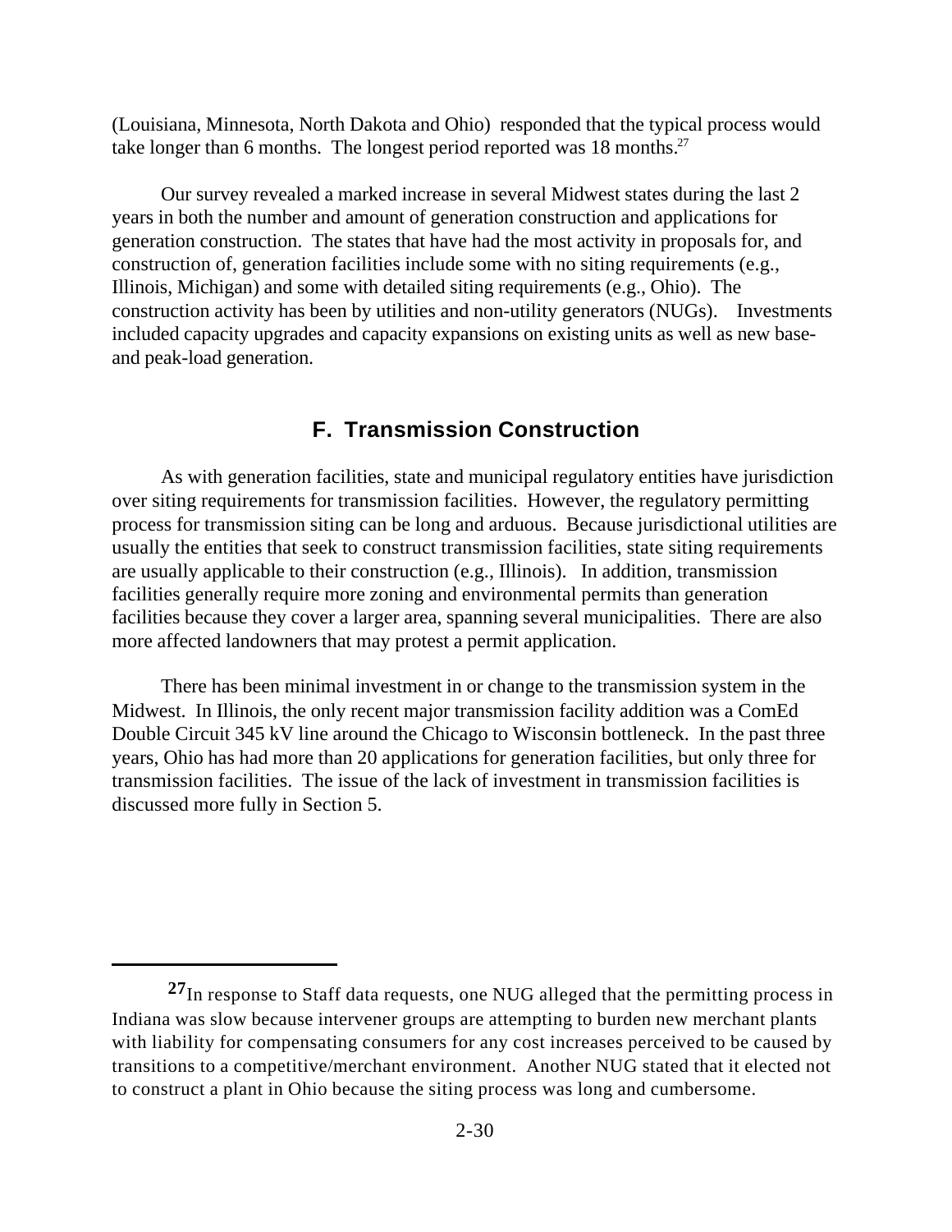(Louisiana, Minnesota, North Dakota and Ohio) responded that the typical process would take longer than 6 months. The longest period reported was 18 months.[27]

Our survey revealed a marked increase in several Midwest states during the last 2 years in both the number and amount of generation construction and applications for generation construction. The states that have had the most activity in proposals for, and construction of, generation facilities include some with no siting requirements (e.g., Illinois, Michigan) and some with detailed siting requirements (e.g., Ohio). The construction activity has been by utilities and non-utility generators (NUGs). Investments included capacity upgrades and capacity expansions on existing units as well as new base- and peak-load generation.

## F. Transmission Construction

As with generation facilities, state and municipal regulatory entities have jurisdiction over siting requirements for transmission facilities. However, the regulatory permitting process for transmission siting can be long and arduous. Because jurisdictional utilities are usually the entities that seek to construct transmission facilities, state siting requirements are usually applicable to their construction (e.g., Illinois). In addition, transmission facilities generally require more zoning and environmental permits than generation facilities because they cover a larger area, spanning several municipalities. There are also more affected landowners that may protest a permit application.

There has been minimal investment in or change to the transmission system in the Midwest. In Illinois, the only recent major transmission facility addition was a ComEd Double Circuit 345 kV line around the Chicago to Wisconsin bottleneck. In the past three years, Ohio has had more than 20 applications for generation facilities, but only three for transmission facilities. The issue of the lack of investment in transmission facilities is discussed more fully in Section 5.

---

[27] In response to Staff data requests, one NUG alleged that the permitting process in Indiana was slow because intervener groups are attempting to burden new merchant plants with liability for compensating consumers for any cost increases perceived to be caused by transitions to a competitive/merchant environment. Another NUG stated that it elected not to construct a plant in Ohio because the siting process was long and cumbersome.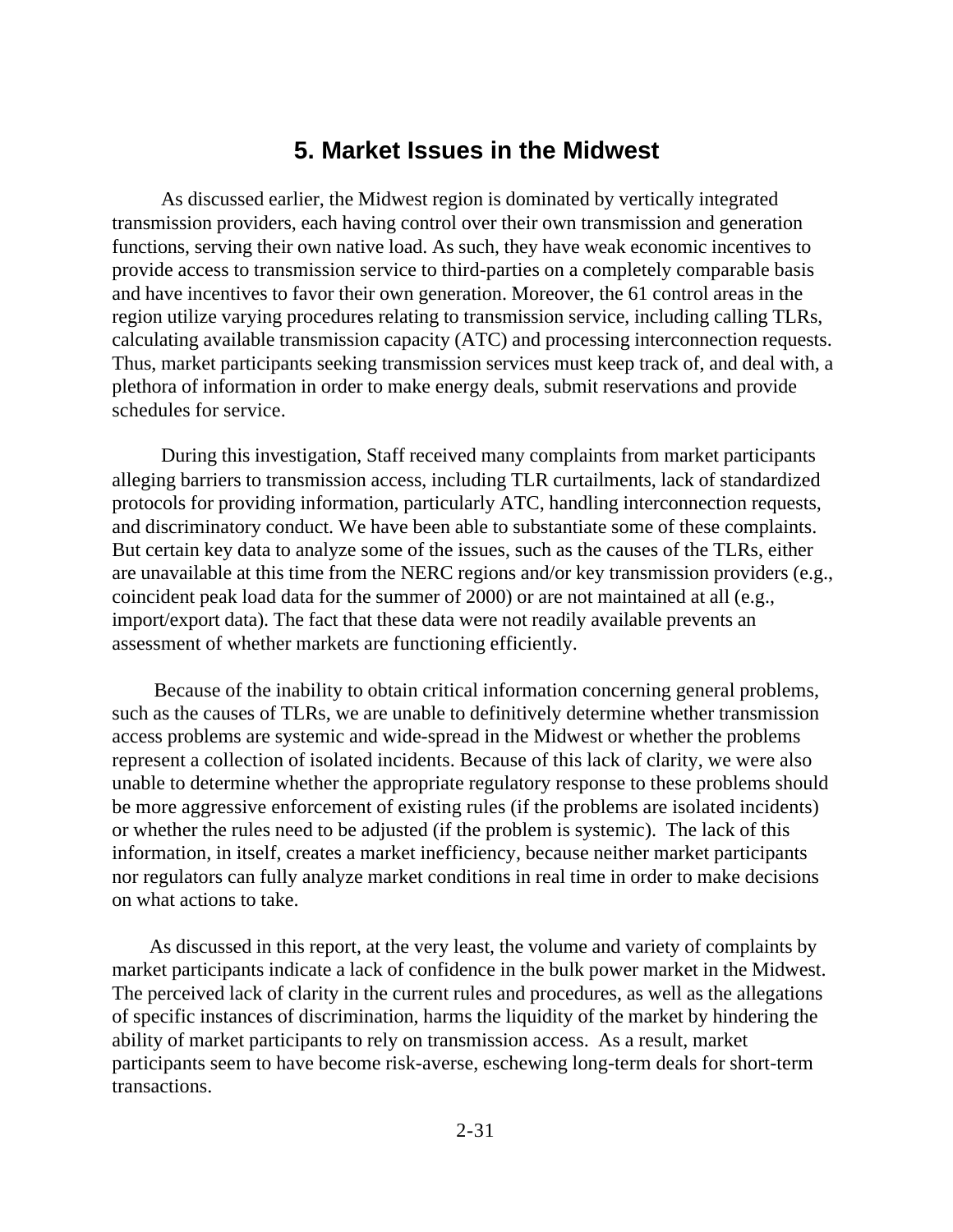## 5. Market Issues in the Midwest

As discussed earlier, the Midwest region is dominated by vertically integrated transmission providers, each having control over their own transmission and generation functions, serving their own native load. As such, they have weak economic incentives to provide access to transmission service to third-parties on a completely comparable basis and have incentives to favor their own generation. Moreover, the 61 control areas in the region utilize varying procedures relating to transmission service, including calling TLRs, calculating available transmission capacity (ATC) and processing interconnection requests. Thus, market participants seeking transmission services must keep track of, and deal with, a plethora of information in order to make energy deals, submit reservations and provide schedules for service.

During this investigation, Staff received many complaints from market participants alleging barriers to transmission access, including TLR curtailments, lack of standardized protocols for providing information, particularly ATC, handling interconnection requests, and discriminatory conduct. We have been able to substantiate some of these complaints. But certain key data to analyze some of the issues, such as the causes of the TLRs, either are unavailable at this time from the NERC regions and/or key transmission providers (e.g., coincident peak load data for the summer of 2000) or are not maintained at all (e.g., import/export data). The fact that these data were not readily available prevents an assessment of whether markets are functioning efficiently.

Because of the inability to obtain critical information concerning general problems, such as the causes of TLRs, we are unable to definitively determine whether transmission access problems are systemic and wide-spread in the Midwest or whether the problems represent a collection of isolated incidents. Because of this lack of clarity, we were also unable to determine whether the appropriate regulatory response to these problems should be more aggressive enforcement of existing rules (if the problems are isolated incidents) or whether the rules need to be adjusted (if the problem is systemic). The lack of this information, in itself, creates a market inefficiency, because neither market participants nor regulators can fully analyze market conditions in real time in order to make decisions on what actions to take.

As discussed in this report, at the very least, the volume and variety of complaints by market participants indicate a lack of confidence in the bulk power market in the Midwest. The perceived lack of clarity in the current rules and procedures, as well as the allegations of specific instances of discrimination, harms the liquidity of the market by hindering the ability of market participants to rely on transmission access. As a result, market participants seem to have become risk-averse, eschewing long-term deals for short-term transactions.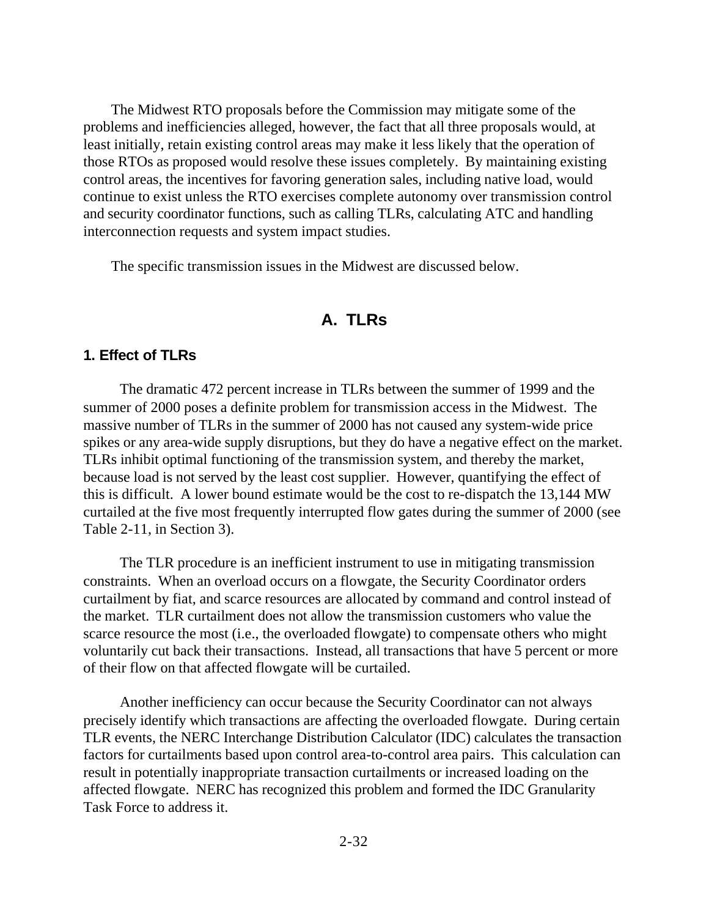The Midwest RTO proposals before the Commission may mitigate some of the problems and inefficiencies alleged, however, the fact that all three proposals would, at least initially, retain existing control areas may make it less likely that the operation of those RTOs as proposed would resolve these issues completely. By maintaining existing control areas, the incentives for favoring generation sales, including native load, would continue to exist unless the RTO exercises complete autonomy over transmission control and security coordinator functions, such as calling TLRs, calculating ATC and handling interconnection requests and system impact studies.

The specific transmission issues in the Midwest are discussed below.

## A. TLRs

### 1. Effect of TLRs

The dramatic 472 percent increase in TLRs between the summer of 1999 and the summer of 2000 poses a definite problem for transmission access in the Midwest. The massive number of TLRs in the summer of 2000 has not caused any system-wide price spikes or any area-wide supply disruptions, but they do have a negative effect on the market. TLRs inhibit optimal functioning of the transmission system, and thereby the market, because load is not served by the least cost supplier. However, quantifying the effect of this is difficult. A lower bound estimate would be the cost to re-dispatch the 13,144 MW curtailed at the five most frequently interrupted flow gates during the summer of 2000 (see Table 2-11, in Section 3).

The TLR procedure is an inefficient instrument to use in mitigating transmission constraints. When an overload occurs on a flowgate, the Security Coordinator orders curtailment by fiat, and scarce resources are allocated by command and control instead of the market. TLR curtailment does not allow the transmission customers who value the scarce resource the most (i.e., the overloaded flowgate) to compensate others who might voluntarily cut back their transactions. Instead, all transactions that have 5 percent or more of their flow on that affected flowgate will be curtailed.

Another inefficiency can occur because the Security Coordinator can not always precisely identify which transactions are affecting the overloaded flowgate. During certain TLR events, the NERC Interchange Distribution Calculator (IDC) calculates the transaction factors for curtailments based upon control area-to-control area pairs. This calculation can result in potentially inappropriate transaction curtailments or increased loading on the affected flowgate. NERC has recognized this problem and formed the IDC Granularity Task Force to address it.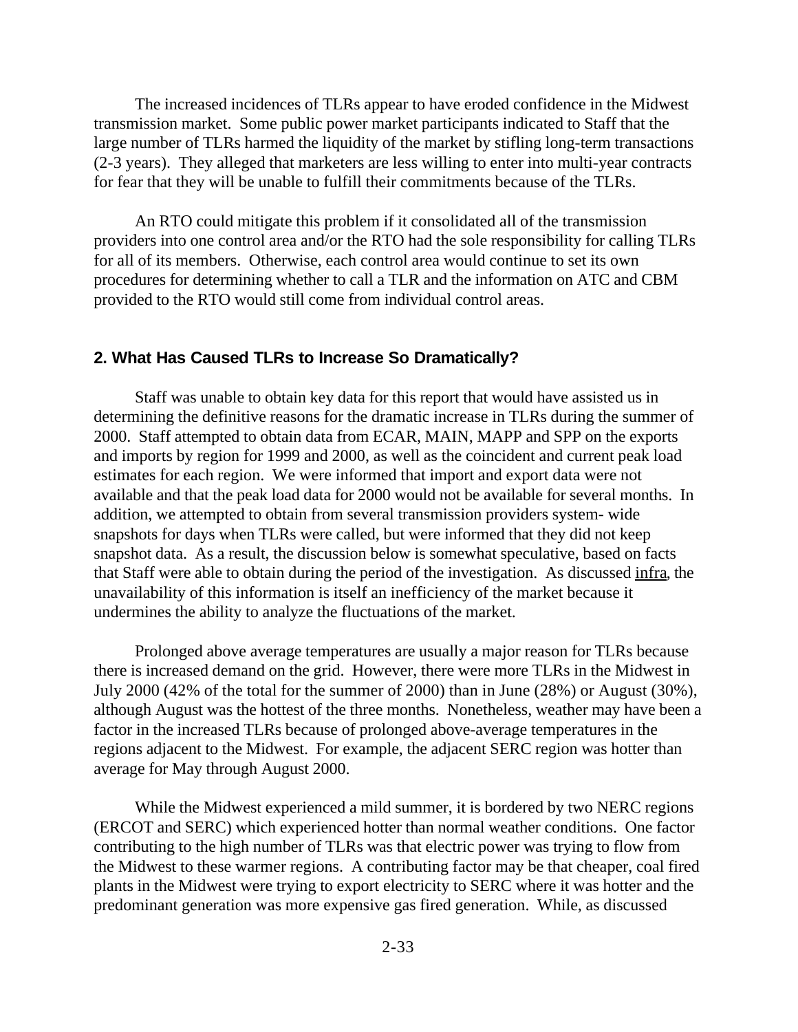The increased incidences of TLRs appear to have eroded confidence in the Midwest transmission market. Some public power market participants indicated to Staff that the large number of TLRs harmed the liquidity of the market by stifling long-term transactions (2-3 years). They alleged that marketers are less willing to enter into multi-year contracts for fear that they will be unable to fulfill their commitments because of the TLRs.

An RTO could mitigate this problem if it consolidated all of the transmission providers into one control area and/or the RTO had the sole responsibility for calling TLRs for all of its members. Otherwise, each control area would continue to set its own procedures for determining whether to call a TLR and the information on ATC and CBM provided to the RTO would still come from individual control areas.

## 2. What Has Caused TLRs to Increase So Dramatically?

Staff was unable to obtain key data for this report that would have assisted us in determining the definitive reasons for the dramatic increase in TLRs during the summer of 2000. Staff attempted to obtain data from ECAR, MAIN, MAPP and SPP on the exports and imports by region for 1999 and 2000, as well as the coincident and current peak load estimates for each region. We were informed that import and export data were not available and that the peak load data for 2000 would not be available for several months. In addition, we attempted to obtain from several transmission providers system- wide snapshots for days when TLRs were called, but were informed that they did not keep snapshot data. As a result, the discussion below is somewhat speculative, based on facts that Staff were able to obtain during the period of the investigation. As discussed infra, the unavailability of this information is itself an inefficiency of the market because it undermines the ability to analyze the fluctuations of the market.

Prolonged above average temperatures are usually a major reason for TLRs because there is increased demand on the grid. However, there were more TLRs in the Midwest in July 2000 (42% of the total for the summer of 2000) than in June (28%) or August (30%), although August was the hottest of the three months. Nonetheless, weather may have been a factor in the increased TLRs because of prolonged above-average temperatures in the regions adjacent to the Midwest. For example, the adjacent SERC region was hotter than average for May through August 2000.

While the Midwest experienced a mild summer, it is bordered by two NERC regions (ERCOT and SERC) which experienced hotter than normal weather conditions. One factor contributing to the high number of TLRs was that electric power was trying to flow from the Midwest to these warmer regions. A contributing factor may be that cheaper, coal fired plants in the Midwest were trying to export electricity to SERC where it was hotter and the predominant generation was more expensive gas fired generation. While, as discussed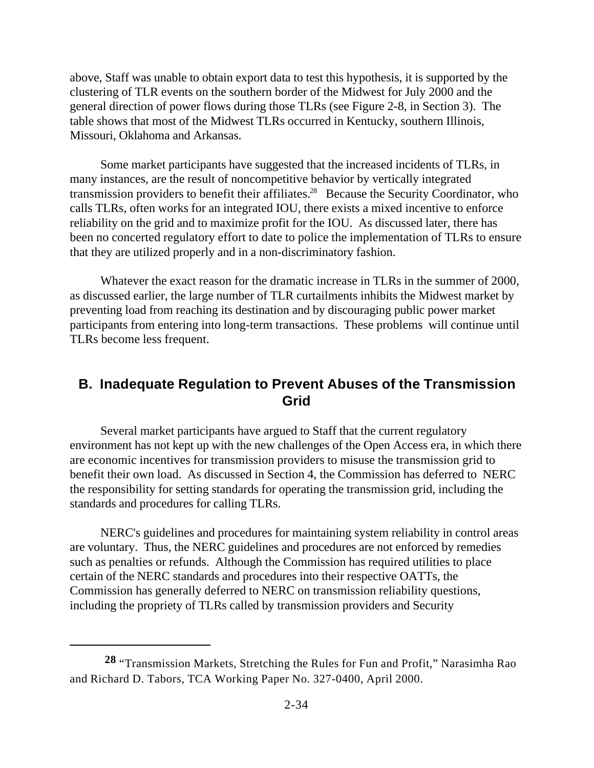above, Staff was unable to obtain export data to test this hypothesis, it is supported by the clustering of TLR events on the southern border of the Midwest for July 2000 and the general direction of power flows during those TLRs (see Figure 2-8, in Section 3). The table shows that most of the Midwest TLRs occurred in Kentucky, southern Illinois, Missouri, Oklahoma and Arkansas.

Some market participants have suggested that the increased incidents of TLRs, in many instances, are the result of noncompetitive behavior by vertically integrated transmission providers to benefit their affiliates.[28] Because the Security Coordinator, who calls TLRs, often works for an integrated IOU, there exists a mixed incentive to enforce reliability on the grid and to maximize profit for the IOU. As discussed later, there has been no concerted regulatory effort to date to police the implementation of TLRs to ensure that they are utilized properly and in a non-discriminatory fashion.

Whatever the exact reason for the dramatic increase in TLRs in the summer of 2000, as discussed earlier, the large number of TLR curtailments inhibits the Midwest market by preventing load from reaching its destination and by discouraging public power market participants from entering into long-term transactions. These problems will continue until TLRs become less frequent.

## B. Inadequate Regulation to Prevent Abuses of the Transmission Grid

Several market participants have argued to Staff that the current regulatory environment has not kept up with the new challenges of the Open Access era, in which there are economic incentives for transmission providers to misuse the transmission grid to benefit their own load. As discussed in Section 4, the Commission has deferred to NERC the responsibility for setting standards for operating the transmission grid, including the standards and procedures for calling TLRs.

NERC's guidelines and procedures for maintaining system reliability in control areas are voluntary. Thus, the NERC guidelines and procedures are not enforced by remedies such as penalties or refunds. Although the Commission has required utilities to place certain of the NERC standards and procedures into their respective OATTs, the Commission has generally deferred to NERC on transmission reliability questions, including the propriety of TLRs called by transmission providers and Security

---

[28] "Transmission Markets, Stretching the Rules for Fun and Profit," Narasimha Rao and Richard D. Tabors, TCA Working Paper No. 327-0400, April 2000.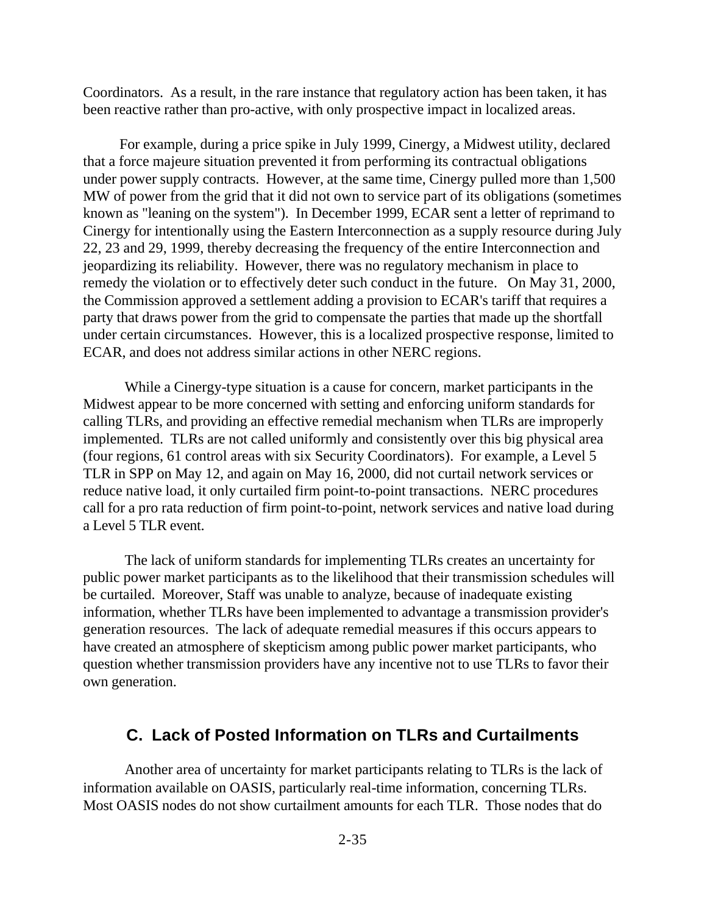Coordinators. As a result, in the rare instance that regulatory action has been taken, it has been reactive rather than pro-active, with only prospective impact in localized areas.

For example, during a price spike in July 1999, Cinergy, a Midwest utility, declared that a force majeure situation prevented it from performing its contractual obligations under power supply contracts. However, at the same time, Cinergy pulled more than 1,500 MW of power from the grid that it did not own to service part of its obligations (sometimes known as "leaning on the system"). In December 1999, ECAR sent a letter of reprimand to Cinergy for intentionally using the Eastern Interconnection as a supply resource during July 22, 23 and 29, 1999, thereby decreasing the frequency of the entire Interconnection and jeopardizing its reliability. However, there was no regulatory mechanism in place to remedy the violation or to effectively deter such conduct in the future. On May 31, 2000, the Commission approved a settlement adding a provision to ECAR's tariff that requires a party that draws power from the grid to compensate the parties that made up the shortfall under certain circumstances. However, this is a localized prospective response, limited to ECAR, and does not address similar actions in other NERC regions.

While a Cinergy-type situation is a cause for concern, market participants in the Midwest appear to be more concerned with setting and enforcing uniform standards for calling TLRs, and providing an effective remedial mechanism when TLRs are improperly implemented. TLRs are not called uniformly and consistently over this big physical area (four regions, 61 control areas with six Security Coordinators). For example, a Level 5 TLR in SPP on May 12, and again on May 16, 2000, did not curtail network services or reduce native load, it only curtailed firm point-to-point transactions. NERC procedures call for a pro rata reduction of firm point-to-point, network services and native load during a Level 5 TLR event.

The lack of uniform standards for implementing TLRs creates an uncertainty for public power market participants as to the likelihood that their transmission schedules will be curtailed. Moreover, Staff was unable to analyze, because of inadequate existing information, whether TLRs have been implemented to advantage a transmission provider's generation resources. The lack of adequate remedial measures if this occurs appears to have created an atmosphere of skepticism among public power market participants, who question whether transmission providers have any incentive not to use TLRs to favor their own generation.

## C. Lack of Posted Information on TLRs and Curtailments

Another area of uncertainty for market participants relating to TLRs is the lack of information available on OASIS, particularly real-time information, concerning TLRs. Most OASIS nodes do not show curtailment amounts for each TLR. Those nodes that do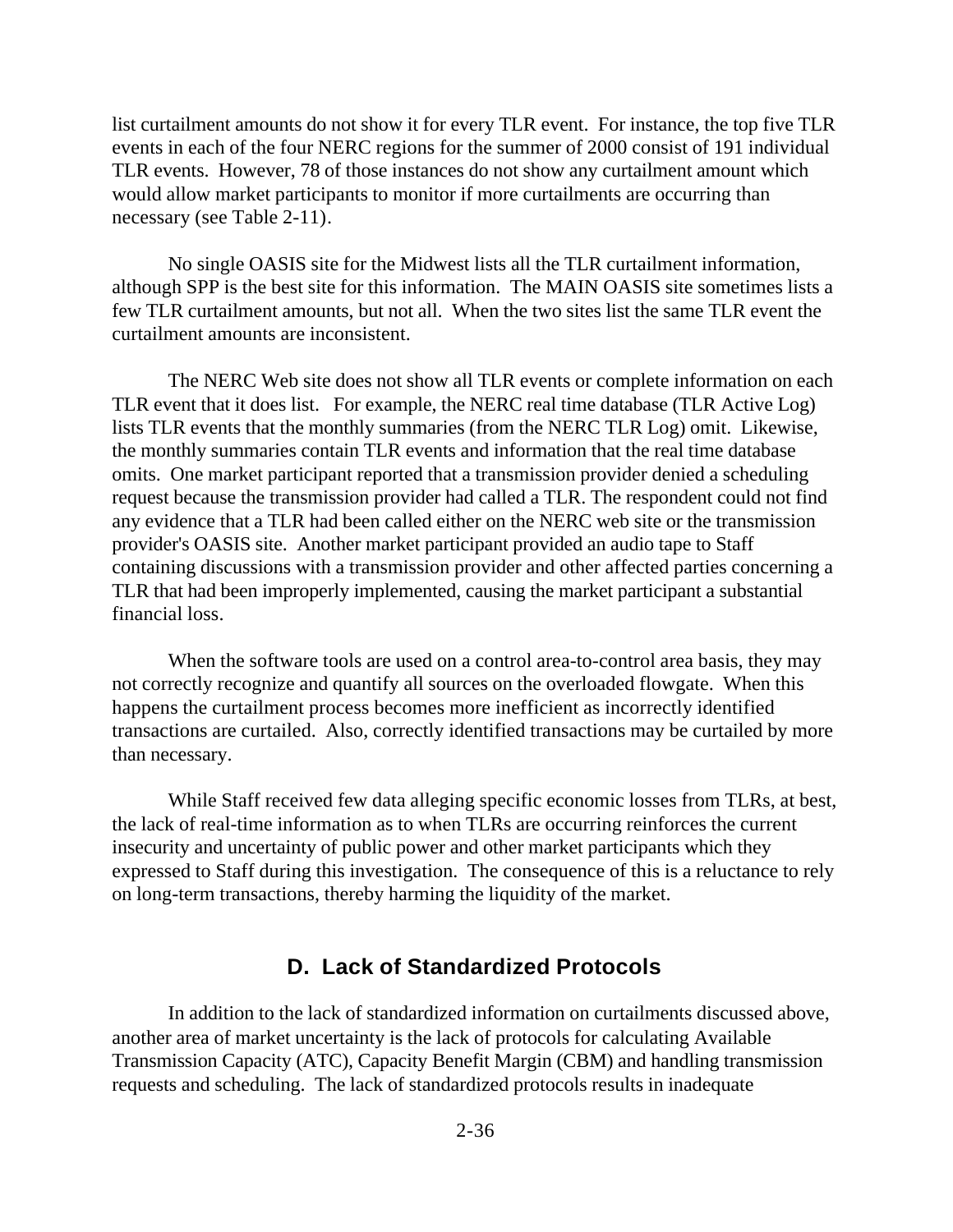list curtailment amounts do not show it for every TLR event. For instance, the top five TLR events in each of the four NERC regions for the summer of 2000 consist of 191 individual TLR events. However, 78 of those instances do not show any curtailment amount which would allow market participants to monitor if more curtailments are occurring than necessary (see Table 2-11).

No single OASIS site for the Midwest lists all the TLR curtailment information, although SPP is the best site for this information. The MAIN OASIS site sometimes lists a few TLR curtailment amounts, but not all. When the two sites list the same TLR event the curtailment amounts are inconsistent.

The NERC Web site does not show all TLR events or complete information on each TLR event that it does list. For example, the NERC real time database (TLR Active Log) lists TLR events that the monthly summaries (from the NERC TLR Log) omit. Likewise, the monthly summaries contain TLR events and information that the real time database omits. One market participant reported that a transmission provider denied a scheduling request because the transmission provider had called a TLR. The respondent could not find any evidence that a TLR had been called either on the NERC web site or the transmission provider's OASIS site. Another market participant provided an audio tape to Staff containing discussions with a transmission provider and other affected parties concerning a TLR that had been improperly implemented, causing the market participant a substantial financial loss.

When the software tools are used on a control area-to-control area basis, they may not correctly recognize and quantify all sources on the overloaded flowgate. When this happens the curtailment process becomes more inefficient as incorrectly identified transactions are curtailed. Also, correctly identified transactions may be curtailed by more than necessary.

While Staff received few data alleging specific economic losses from TLRs, at best, the lack of real-time information as to when TLRs are occurring reinforces the current insecurity and uncertainty of public power and other market participants which they expressed to Staff during this investigation. The consequence of this is a reluctance to rely on long-term transactions, thereby harming the liquidity of the market.

## D. Lack of Standardized Protocols

In addition to the lack of standardized information on curtailments discussed above, another area of market uncertainty is the lack of protocols for calculating Available Transmission Capacity (ATC), Capacity Benefit Margin (CBM) and handling transmission requests and scheduling. The lack of standardized protocols results in inadequate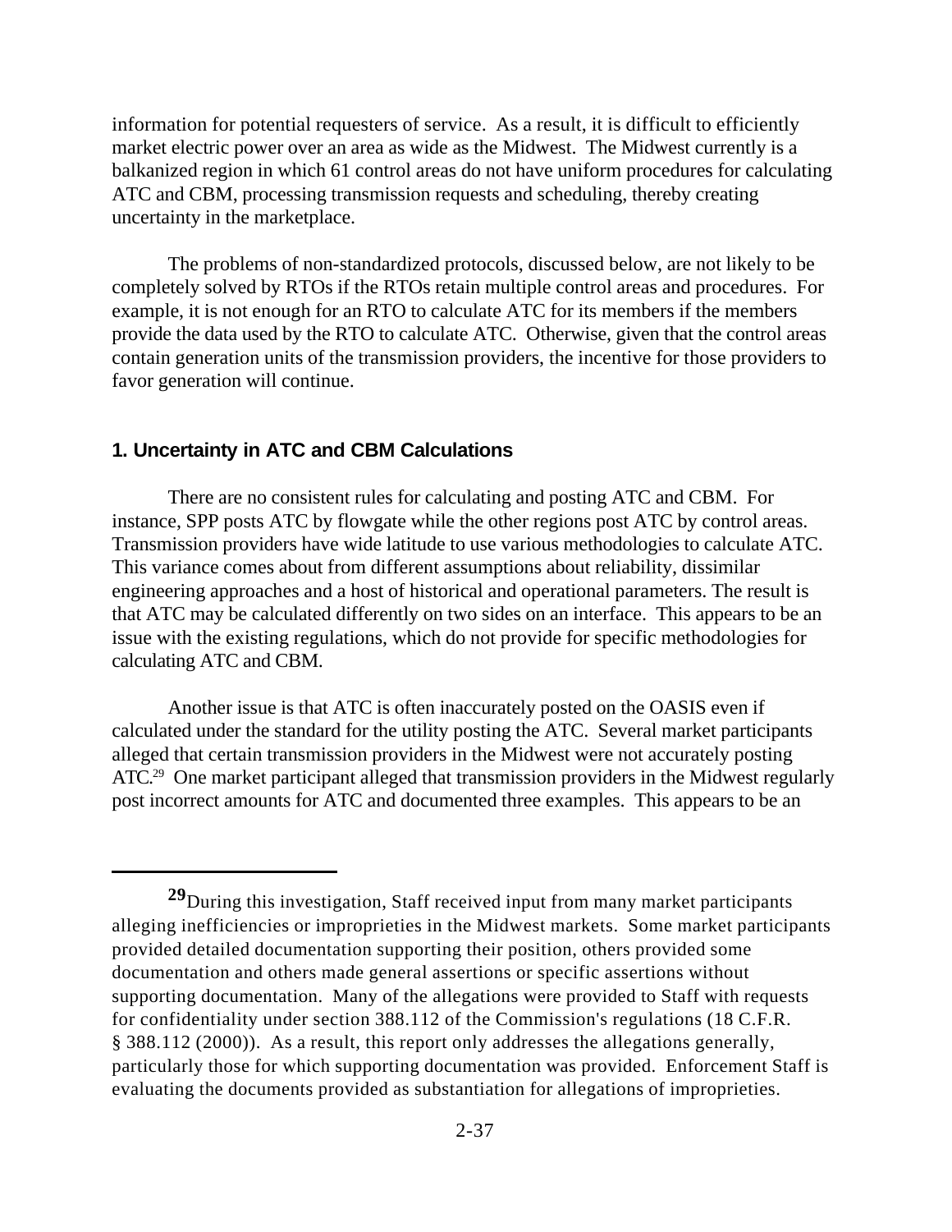information for potential requesters of service.  As a result, it is difficult to efficiently market electric power over an area as wide as the Midwest.  The Midwest currently is a balkanized region in which 61 control areas do not have uniform procedures for calculating ATC and CBM, processing transmission requests and scheduling, thereby creating uncertainty in the marketplace.

The problems of non-standardized protocols, discussed below, are not likely to be completely solved by RTOs if the RTOs retain multiple control areas and procedures.  For example, it is not enough for an RTO to calculate ATC for its members if the members provide the data used by the RTO to calculate ATC.  Otherwise, given that the control areas contain generation units of the transmission providers, the incentive for those providers to favor generation will continue.

### 1. Uncertainty in ATC and CBM Calculations

There are no consistent rules for calculating and posting ATC and CBM.  For instance, SPP posts ATC by flowgate while the other regions post ATC by control areas. Transmission providers have wide latitude to use various methodologies to calculate ATC. This variance comes about from different assumptions about reliability, dissimilar engineering approaches and a host of historical and operational parameters. The result is that ATC may be calculated differently on two sides on an interface.  This appears to be an issue with the existing regulations, which do not provide for specific methodologies for calculating ATC and CBM.

Another issue is that ATC is often inaccurately posted on the OASIS even if calculated under the standard for the utility posting the ATC.  Several market participants alleged that certain transmission providers in the Midwest were not accurately posting ATC.[29]  One market participant alleged that transmission providers in the Midwest regularly post incorrect amounts for ATC and documented three examples.  This appears to be an

---

[29] During this investigation, Staff received input from many market participants alleging inefficiencies or improprieties in the Midwest markets.  Some market participants provided detailed documentation supporting their position, others provided some documentation and others made general assertions or specific assertions without supporting documentation.  Many of the allegations were provided to Staff with requests for confidentiality under section 388.112 of the Commission's regulations (18 C.F.R. § 388.112 (2000)).  As a result, this report only addresses the allegations generally, particularly those for which supporting documentation was provided.  Enforcement Staff is evaluating the documents provided as substantiation for allegations of improprieties.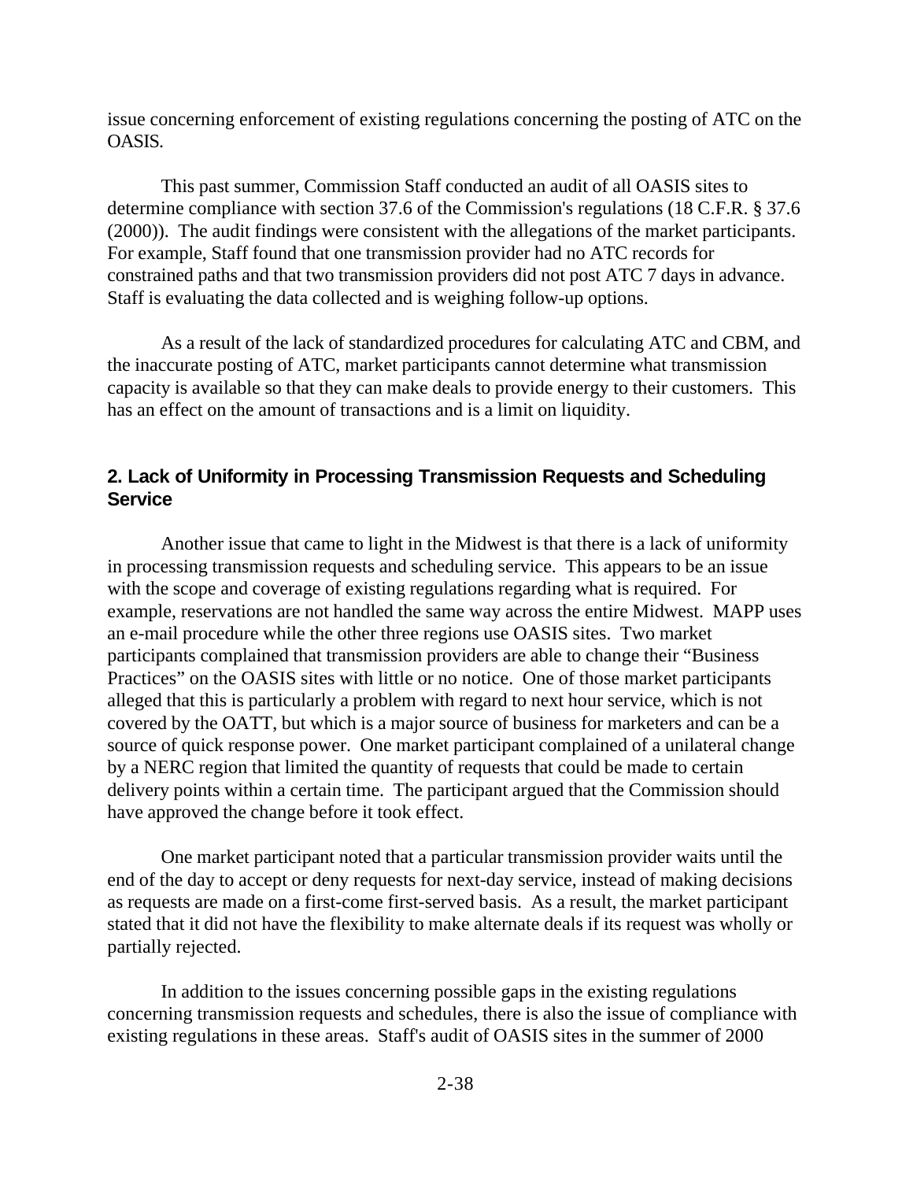issue concerning enforcement of existing regulations concerning the posting of ATC on the OASIS.

This past summer, Commission Staff conducted an audit of all OASIS sites to determine compliance with section 37.6 of the Commission's regulations (18 C.F.R. § 37.6 (2000)). The audit findings were consistent with the allegations of the market participants. For example, Staff found that one transmission provider had no ATC records for constrained paths and that two transmission providers did not post ATC 7 days in advance. Staff is evaluating the data collected and is weighing follow-up options.

As a result of the lack of standardized procedures for calculating ATC and CBM, and the inaccurate posting of ATC, market participants cannot determine what transmission capacity is available so that they can make deals to provide energy to their customers. This has an effect on the amount of transactions and is a limit on liquidity.

## 2. Lack of Uniformity in Processing Transmission Requests and Scheduling Service

Another issue that came to light in the Midwest is that there is a lack of uniformity in processing transmission requests and scheduling service. This appears to be an issue with the scope and coverage of existing regulations regarding what is required. For example, reservations are not handled the same way across the entire Midwest. MAPP uses an e-mail procedure while the other three regions use OASIS sites. Two market participants complained that transmission providers are able to change their "Business Practices" on the OASIS sites with little or no notice. One of those market participants alleged that this is particularly a problem with regard to next hour service, which is not covered by the OATT, but which is a major source of business for marketers and can be a source of quick response power. One market participant complained of a unilateral change by a NERC region that limited the quantity of requests that could be made to certain delivery points within a certain time. The participant argued that the Commission should have approved the change before it took effect.

One market participant noted that a particular transmission provider waits until the end of the day to accept or deny requests for next-day service, instead of making decisions as requests are made on a first-come first-served basis. As a result, the market participant stated that it did not have the flexibility to make alternate deals if its request was wholly or partially rejected.

In addition to the issues concerning possible gaps in the existing regulations concerning transmission requests and schedules, there is also the issue of compliance with existing regulations in these areas. Staff's audit of OASIS sites in the summer of 2000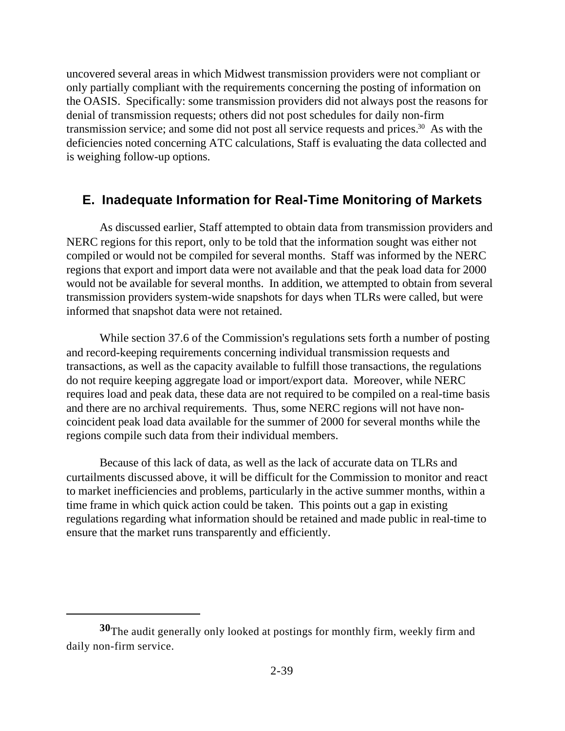uncovered several areas in which Midwest transmission providers were not compliant or only partially compliant with the requirements concerning the posting of information on the OASIS. Specifically: some transmission providers did not always post the reasons for denial of transmission requests; others did not post schedules for daily non-firm transmission service; and some did not post all service requests and prices.[30] As with the deficiencies noted concerning ATC calculations, Staff is evaluating the data collected and is weighing follow-up options.

## E. Inadequate Information for Real-Time Monitoring of Markets

As discussed earlier, Staff attempted to obtain data from transmission providers and NERC regions for this report, only to be told that the information sought was either not compiled or would not be compiled for several months. Staff was informed by the NERC regions that export and import data were not available and that the peak load data for 2000 would not be available for several months. In addition, we attempted to obtain from several transmission providers system-wide snapshots for days when TLRs were called, but were informed that snapshot data were not retained.

While section 37.6 of the Commission's regulations sets forth a number of posting and record-keeping requirements concerning individual transmission requests and transactions, as well as the capacity available to fulfill those transactions, the regulations do not require keeping aggregate load or import/export data. Moreover, while NERC requires load and peak data, these data are not required to be compiled on a real-time basis and there are no archival requirements. Thus, some NERC regions will not have non-coincident peak load data available for the summer of 2000 for several months while the regions compile such data from their individual members.

Because of this lack of data, as well as the lack of accurate data on TLRs and curtailments discussed above, it will be difficult for the Commission to monitor and react to market inefficiencies and problems, particularly in the active summer months, within a time frame in which quick action could be taken. This points out a gap in existing regulations regarding what information should be retained and made public in real-time to ensure that the market runs transparently and efficiently.

---

[30] The audit generally only looked at postings for monthly firm, weekly firm and daily non-firm service.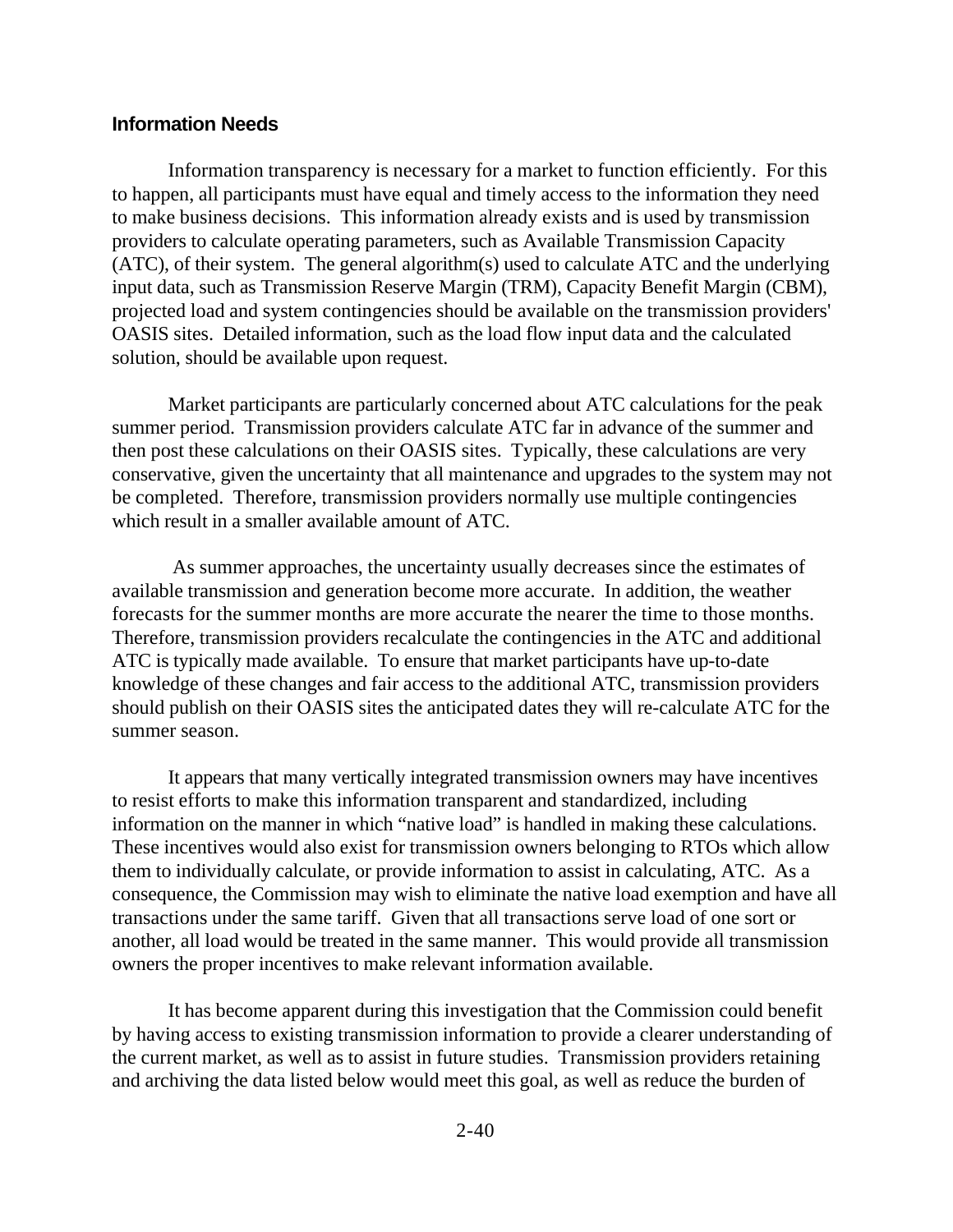## Information Needs

Information transparency is necessary for a market to function efficiently. For this to happen, all participants must have equal and timely access to the information they need to make business decisions. This information already exists and is used by transmission providers to calculate operating parameters, such as Available Transmission Capacity (ATC), of their system. The general algorithm(s) used to calculate ATC and the underlying input data, such as Transmission Reserve Margin (TRM), Capacity Benefit Margin (CBM), projected load and system contingencies should be available on the transmission providers' OASIS sites. Detailed information, such as the load flow input data and the calculated solution, should be available upon request.

Market participants are particularly concerned about ATC calculations for the peak summer period. Transmission providers calculate ATC far in advance of the summer and then post these calculations on their OASIS sites. Typically, these calculations are very conservative, given the uncertainty that all maintenance and upgrades to the system may not be completed. Therefore, transmission providers normally use multiple contingencies which result in a smaller available amount of ATC.

As summer approaches, the uncertainty usually decreases since the estimates of available transmission and generation become more accurate. In addition, the weather forecasts for the summer months are more accurate the nearer the time to those months. Therefore, transmission providers recalculate the contingencies in the ATC and additional ATC is typically made available. To ensure that market participants have up-to-date knowledge of these changes and fair access to the additional ATC, transmission providers should publish on their OASIS sites the anticipated dates they will re-calculate ATC for the summer season.

It appears that many vertically integrated transmission owners may have incentives to resist efforts to make this information transparent and standardized, including information on the manner in which "native load" is handled in making these calculations. These incentives would also exist for transmission owners belonging to RTOs which allow them to individually calculate, or provide information to assist in calculating, ATC. As a consequence, the Commission may wish to eliminate the native load exemption and have all transactions under the same tariff. Given that all transactions serve load of one sort or another, all load would be treated in the same manner. This would provide all transmission owners the proper incentives to make relevant information available.

It has become apparent during this investigation that the Commission could benefit by having access to existing transmission information to provide a clearer understanding of the current market, as well as to assist in future studies. Transmission providers retaining and archiving the data listed below would meet this goal, as well as reduce the burden of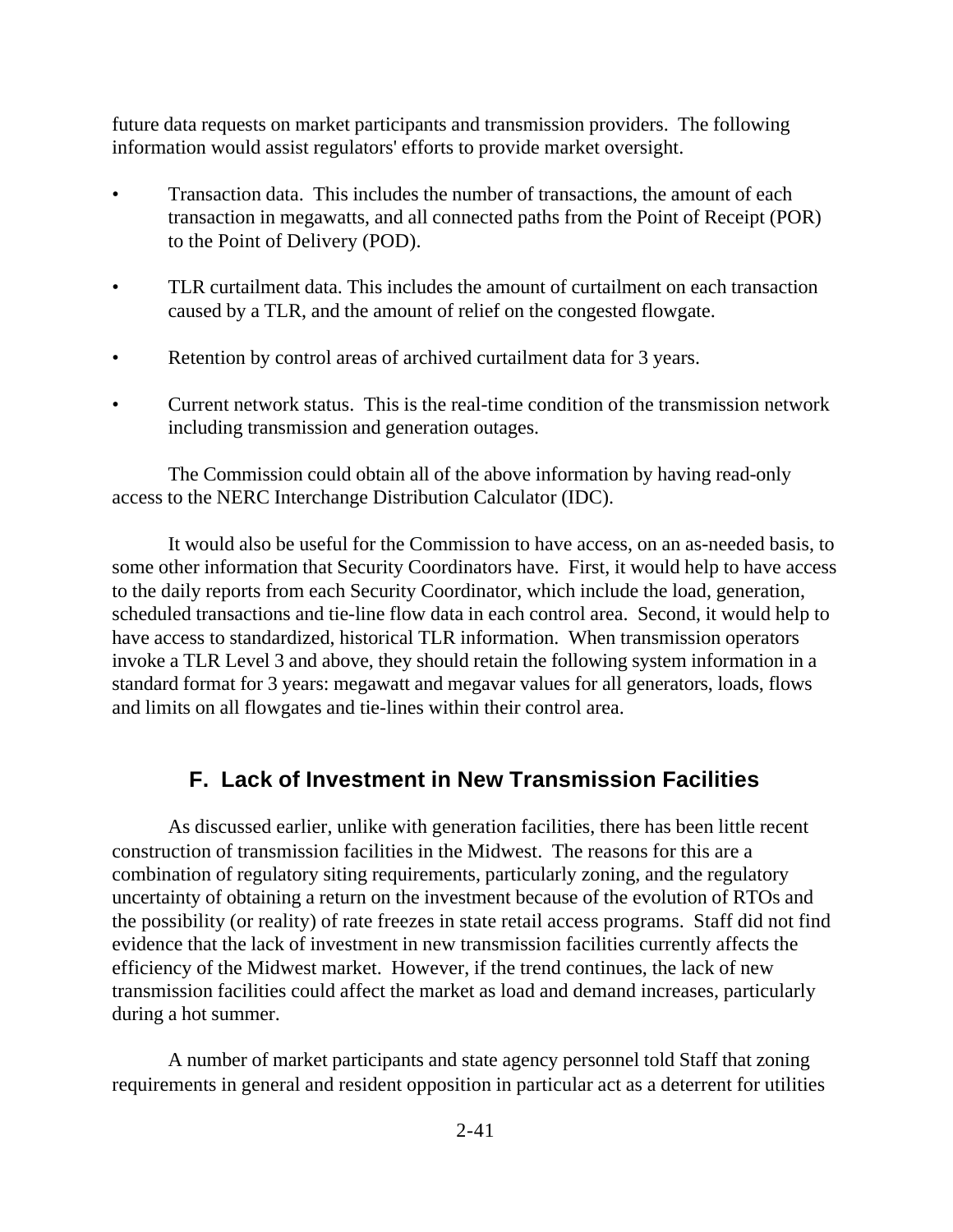future data requests on market participants and transmission providers. The following information would assist regulators' efforts to provide market oversight.

- Transaction data. This includes the number of transactions, the amount of each transaction in megawatts, and all connected paths from the Point of Receipt (POR) to the Point of Delivery (POD).

- TLR curtailment data. This includes the amount of curtailment on each transaction caused by a TLR, and the amount of relief on the congested flowgate.

- Retention by control areas of archived curtailment data for 3 years.

- Current network status. This is the real-time condition of the transmission network including transmission and generation outages.

The Commission could obtain all of the above information by having read-only access to the NERC Interchange Distribution Calculator (IDC).

It would also be useful for the Commission to have access, on an as-needed basis, to some other information that Security Coordinators have. First, it would help to have access to the daily reports from each Security Coordinator, which include the load, generation, scheduled transactions and tie-line flow data in each control area. Second, it would help to have access to standardized, historical TLR information. When transmission operators invoke a TLR Level 3 and above, they should retain the following system information in a standard format for 3 years: megawatt and megavar values for all generators, loads, flows and limits on all flowgates and tie-lines within their control area.

## F. Lack of Investment in New Transmission Facilities

As discussed earlier, unlike with generation facilities, there has been little recent construction of transmission facilities in the Midwest. The reasons for this are a combination of regulatory siting requirements, particularly zoning, and the regulatory uncertainty of obtaining a return on the investment because of the evolution of RTOs and the possibility (or reality) of rate freezes in state retail access programs. Staff did not find evidence that the lack of investment in new transmission facilities currently affects the efficiency of the Midwest market. However, if the trend continues, the lack of new transmission facilities could affect the market as load and demand increases, particularly during a hot summer.

A number of market participants and state agency personnel told Staff that zoning requirements in general and resident opposition in particular act as a deterrent for utilities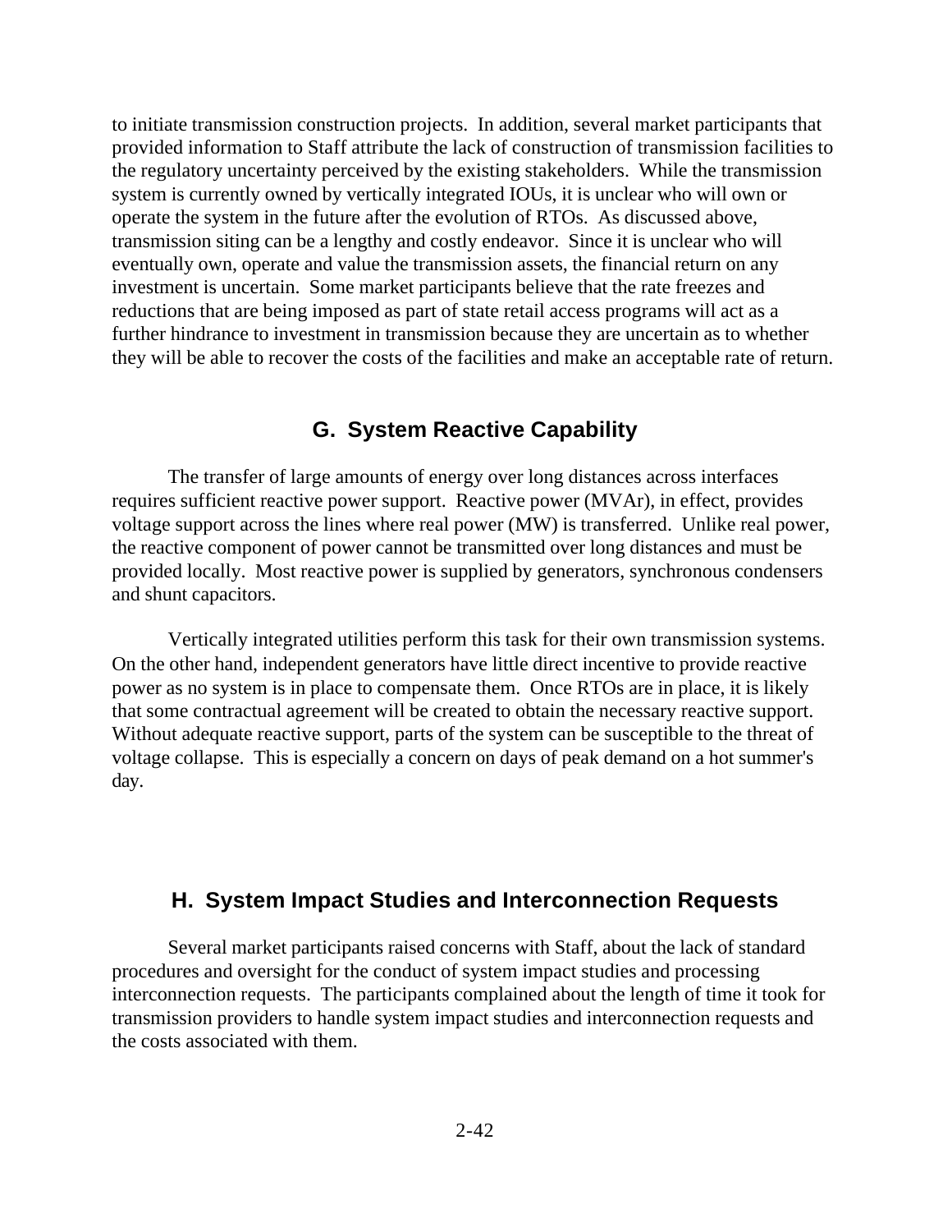to initiate transmission construction projects. In addition, several market participants that provided information to Staff attribute the lack of construction of transmission facilities to the regulatory uncertainty perceived by the existing stakeholders. While the transmission system is currently owned by vertically integrated IOUs, it is unclear who will own or operate the system in the future after the evolution of RTOs. As discussed above, transmission siting can be a lengthy and costly endeavor. Since it is unclear who will eventually own, operate and value the transmission assets, the financial return on any investment is uncertain. Some market participants believe that the rate freezes and reductions that are being imposed as part of state retail access programs will act as a further hindrance to investment in transmission because they are uncertain as to whether they will be able to recover the costs of the facilities and make an acceptable rate of return.

## G. System Reactive Capability

The transfer of large amounts of energy over long distances across interfaces requires sufficient reactive power support. Reactive power (MVAr), in effect, provides voltage support across the lines where real power (MW) is transferred. Unlike real power, the reactive component of power cannot be transmitted over long distances and must be provided locally. Most reactive power is supplied by generators, synchronous condensers and shunt capacitors.

Vertically integrated utilities perform this task for their own transmission systems. On the other hand, independent generators have little direct incentive to provide reactive power as no system is in place to compensate them. Once RTOs are in place, it is likely that some contractual agreement will be created to obtain the necessary reactive support. Without adequate reactive support, parts of the system can be susceptible to the threat of voltage collapse. This is especially a concern on days of peak demand on a hot summer's day.

## H. System Impact Studies and Interconnection Requests

Several market participants raised concerns with Staff, about the lack of standard procedures and oversight for the conduct of system impact studies and processing interconnection requests. The participants complained about the length of time it took for transmission providers to handle system impact studies and interconnection requests and the costs associated with them.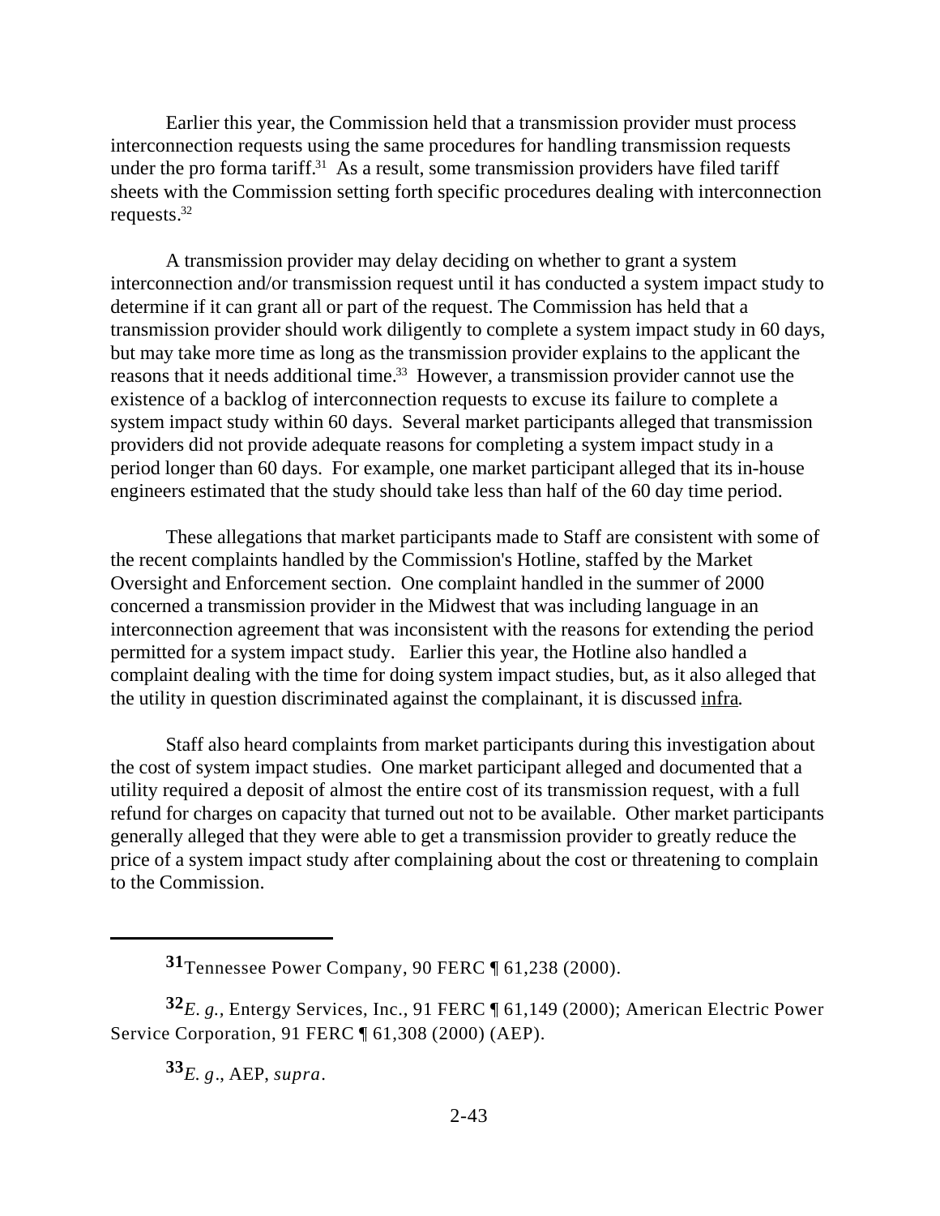Earlier this year, the Commission held that a transmission provider must process interconnection requests using the same procedures for handling transmission requests under the pro forma tariff.[31] As a result, some transmission providers have filed tariff sheets with the Commission setting forth specific procedures dealing with interconnection requests.[32]

A transmission provider may delay deciding on whether to grant a system interconnection and/or transmission request until it has conducted a system impact study to determine if it can grant all or part of the request. The Commission has held that a transmission provider should work diligently to complete a system impact study in 60 days, but may take more time as long as the transmission provider explains to the applicant the reasons that it needs additional time.[33] However, a transmission provider cannot use the existence of a backlog of interconnection requests to excuse its failure to complete a system impact study within 60 days. Several market participants alleged that transmission providers did not provide adequate reasons for completing a system impact study in a period longer than 60 days. For example, one market participant alleged that its in-house engineers estimated that the study should take less than half of the 60 day time period.

These allegations that market participants made to Staff are consistent with some of the recent complaints handled by the Commission's Hotline, staffed by the Market Oversight and Enforcement section. One complaint handled in the summer of 2000 concerned a transmission provider in the Midwest that was including language in an interconnection agreement that was inconsistent with the reasons for extending the period permitted for a system impact study. Earlier this year, the Hotline also handled a complaint dealing with the time for doing system impact studies, but, as it also alleged that the utility in question discriminated against the complainant, it is discussed infra.

Staff also heard complaints from market participants during this investigation about the cost of system impact studies. One market participant alleged and documented that a utility required a deposit of almost the entire cost of its transmission request, with a full refund for charges on capacity that turned out not to be available. Other market participants generally alleged that they were able to get a transmission provider to greatly reduce the price of a system impact study after complaining about the cost or threatening to complain to the Commission.

---

[31] Tennessee Power Company, 90 FERC ¶ 61,238 (2000).

[32] *E. g.,* Entergy Services, Inc., 91 FERC ¶ 61,149 (2000); American Electric Power Service Corporation, 91 FERC ¶ 61,308 (2000) (AEP).

[33] *E. g*., AEP, *supra*.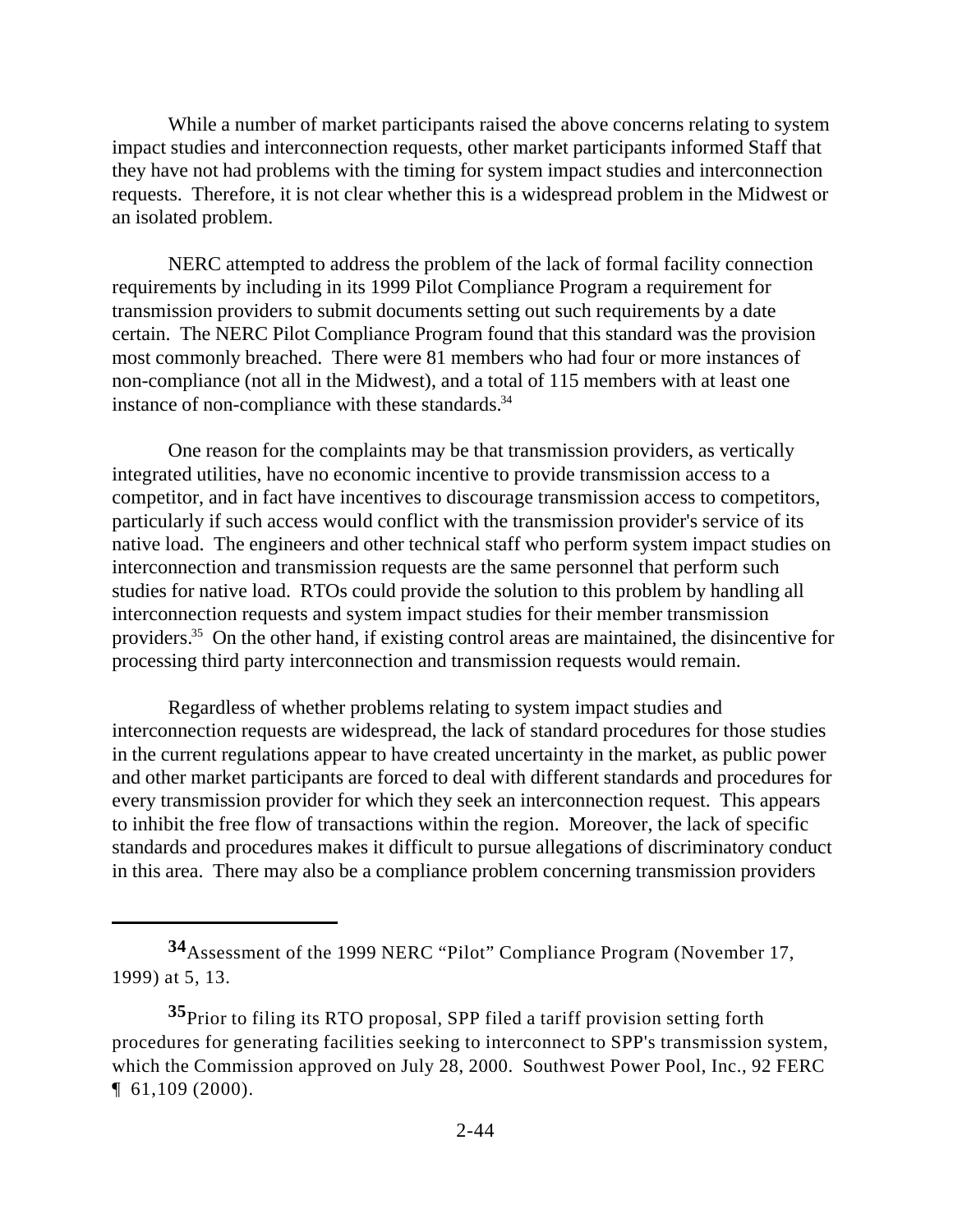While a number of market participants raised the above concerns relating to system impact studies and interconnection requests, other market participants informed Staff that they have not had problems with the timing for system impact studies and interconnection requests. Therefore, it is not clear whether this is a widespread problem in the Midwest or an isolated problem.

NERC attempted to address the problem of the lack of formal facility connection requirements by including in its 1999 Pilot Compliance Program a requirement for transmission providers to submit documents setting out such requirements by a date certain. The NERC Pilot Compliance Program found that this standard was the provision most commonly breached. There were 81 members who had four or more instances of non-compliance (not all in the Midwest), and a total of 115 members with at least one instance of non-compliance with these standards.[34]

One reason for the complaints may be that transmission providers, as vertically integrated utilities, have no economic incentive to provide transmission access to a competitor, and in fact have incentives to discourage transmission access to competitors, particularly if such access would conflict with the transmission provider's service of its native load. The engineers and other technical staff who perform system impact studies on interconnection and transmission requests are the same personnel that perform such studies for native load. RTOs could provide the solution to this problem by handling all interconnection requests and system impact studies for their member transmission providers.[35] On the other hand, if existing control areas are maintained, the disincentive for processing third party interconnection and transmission requests would remain.

Regardless of whether problems relating to system impact studies and interconnection requests are widespread, the lack of standard procedures for those studies in the current regulations appear to have created uncertainty in the market, as public power and other market participants are forced to deal with different standards and procedures for every transmission provider for which they seek an interconnection request. This appears to inhibit the free flow of transactions within the region. Moreover, the lack of specific standards and procedures makes it difficult to pursue allegations of discriminatory conduct in this area. There may also be a compliance problem concerning transmission providers

---

[34] Assessment of the 1999 NERC "Pilot" Compliance Program (November 17, 1999) at 5, 13.

[35] Prior to filing its RTO proposal, SPP filed a tariff provision setting forth procedures for generating facilities seeking to interconnect to SPP's transmission system, which the Commission approved on July 28, 2000. Southwest Power Pool, Inc., 92 FERC ¶ 61,109 (2000).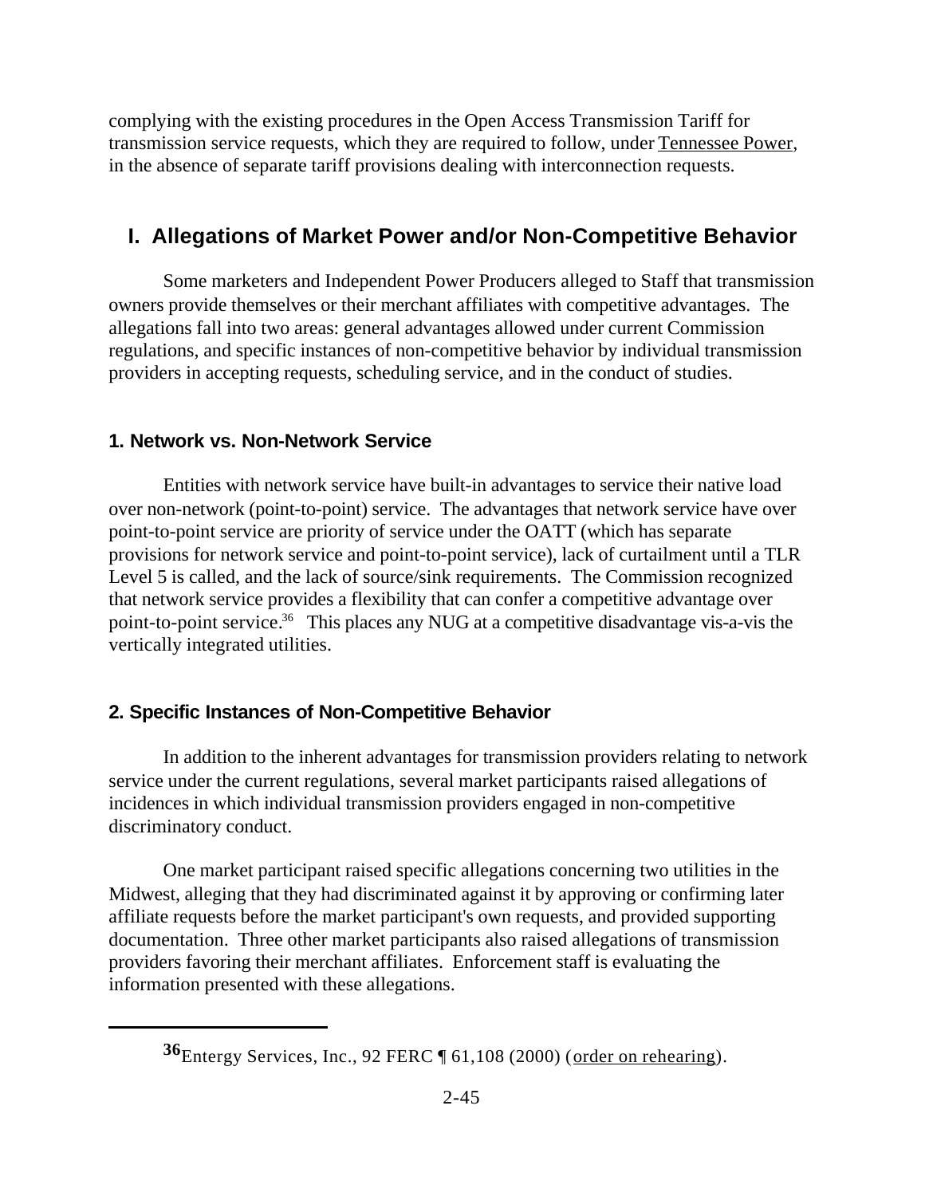complying with the existing procedures in the Open Access Transmission Tariff for transmission service requests, which they are required to follow, under Tennessee Power, in the absence of separate tariff provisions dealing with interconnection requests.

## I. Allegations of Market Power and/or Non-Competitive Behavior

Some marketers and Independent Power Producers alleged to Staff that transmission owners provide themselves or their merchant affiliates with competitive advantages. The allegations fall into two areas: general advantages allowed under current Commission regulations, and specific instances of non-competitive behavior by individual transmission providers in accepting requests, scheduling service, and in the conduct of studies.

### 1. Network vs. Non-Network Service

Entities with network service have built-in advantages to service their native load over non-network (point-to-point) service. The advantages that network service have over point-to-point service are priority of service under the OATT (which has separate provisions for network service and point-to-point service), lack of curtailment until a TLR Level 5 is called, and the lack of source/sink requirements. The Commission recognized that network service provides a flexibility that can confer a competitive advantage over point-to-point service.[36] This places any NUG at a competitive disadvantage vis-a-vis the vertically integrated utilities.

### 2. Specific Instances of Non-Competitive Behavior

In addition to the inherent advantages for transmission providers relating to network service under the current regulations, several market participants raised allegations of incidences in which individual transmission providers engaged in non-competitive discriminatory conduct.

One market participant raised specific allegations concerning two utilities in the Midwest, alleging that they had discriminated against it by approving or confirming later affiliate requests before the market participant's own requests, and provided supporting documentation. Three other market participants also raised allegations of transmission providers favoring their merchant affiliates. Enforcement staff is evaluating the information presented with these allegations.

---

[36] Entergy Services, Inc., 92 FERC ¶ 61,108 (2000) (order on rehearing).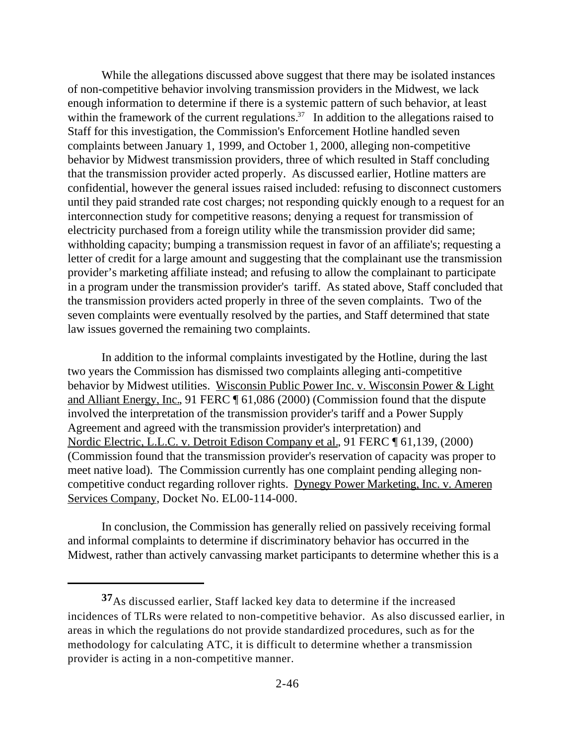While the allegations discussed above suggest that there may be isolated instances of non-competitive behavior involving transmission providers in the Midwest, we lack enough information to determine if there is a systemic pattern of such behavior, at least within the framework of the current regulations.[37] In addition to the allegations raised to Staff for this investigation, the Commission's Enforcement Hotline handled seven complaints between January 1, 1999, and October 1, 2000, alleging non-competitive behavior by Midwest transmission providers, three of which resulted in Staff concluding that the transmission provider acted properly. As discussed earlier, Hotline matters are confidential, however the general issues raised included: refusing to disconnect customers until they paid stranded rate cost charges; not responding quickly enough to a request for an interconnection study for competitive reasons; denying a request for transmission of electricity purchased from a foreign utility while the transmission provider did same; withholding capacity; bumping a transmission request in favor of an affiliate's; requesting a letter of credit for a large amount and suggesting that the complainant use the transmission provider's marketing affiliate instead; and refusing to allow the complainant to participate in a program under the transmission provider's tariff. As stated above, Staff concluded that the transmission providers acted properly in three of the seven complaints. Two of the seven complaints were eventually resolved by the parties, and Staff determined that state law issues governed the remaining two complaints.

In addition to the informal complaints investigated by the Hotline, during the last two years the Commission has dismissed two complaints alleging anti-competitive behavior by Midwest utilities. Wisconsin Public Power Inc. v. Wisconsin Power & Light and Alliant Energy, Inc., 91 FERC ¶ 61,086 (2000) (Commission found that the dispute involved the interpretation of the transmission provider's tariff and a Power Supply Agreement and agreed with the transmission provider's interpretation) and Nordic Electric, L.L.C. v. Detroit Edison Company et al., 91 FERC ¶ 61,139, (2000) (Commission found that the transmission provider's reservation of capacity was proper to meet native load). The Commission currently has one complaint pending alleging non-competitive conduct regarding rollover rights. Dynegy Power Marketing, Inc. v. Ameren Services Company, Docket No. EL00-114-000.

In conclusion, the Commission has generally relied on passively receiving formal and informal complaints to determine if discriminatory behavior has occurred in the Midwest, rather than actively canvassing market participants to determine whether this is a

---

[37] As discussed earlier, Staff lacked key data to determine if the increased incidences of TLRs were related to non-competitive behavior. As also discussed earlier, in areas in which the regulations do not provide standardized procedures, such as for the methodology for calculating ATC, it is difficult to determine whether a transmission provider is acting in a non-competitive manner.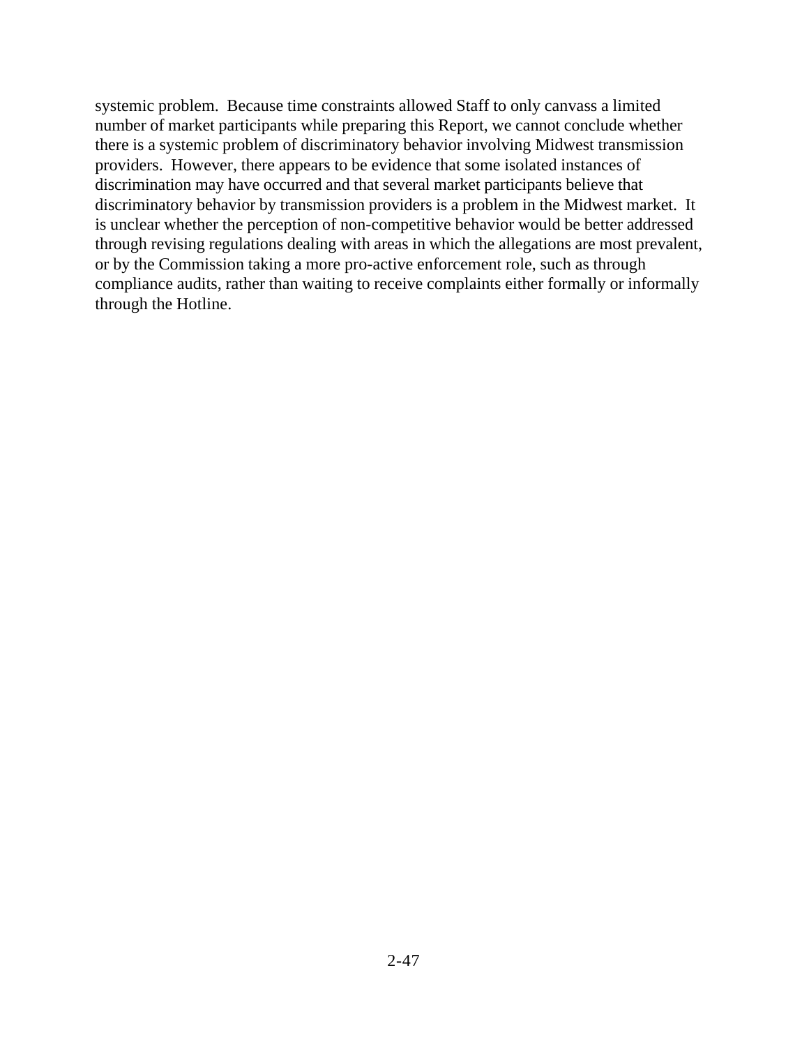systemic problem. Because time constraints allowed Staff to only canvass a limited number of market participants while preparing this Report, we cannot conclude whether there is a systemic problem of discriminatory behavior involving Midwest transmission providers. However, there appears to be evidence that some isolated instances of discrimination may have occurred and that several market participants believe that discriminatory behavior by transmission providers is a problem in the Midwest market. It is unclear whether the perception of non-competitive behavior would be better addressed through revising regulations dealing with areas in which the allegations are most prevalent, or by the Commission taking a more pro-active enforcement role, such as through compliance audits, rather than waiting to receive complaints either formally or informally through the Hotline.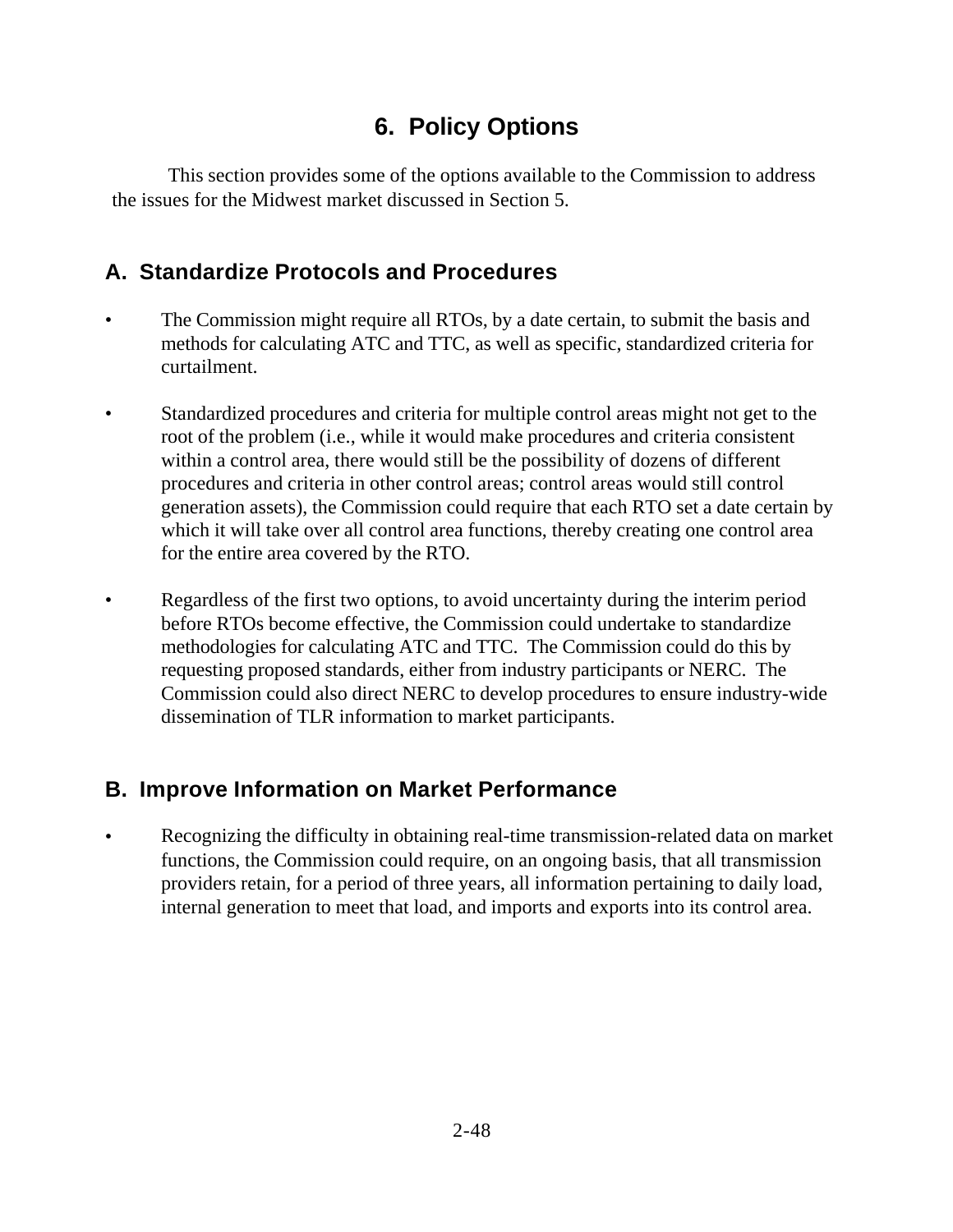# 6. Policy Options

This section provides some of the options available to the Commission to address the issues for the Midwest market discussed in Section 5.

## A. Standardize Protocols and Procedures

- The Commission might require all RTOs, by a date certain, to submit the basis and methods for calculating ATC and TTC, as well as specific, standardized criteria for curtailment.
- Standardized procedures and criteria for multiple control areas might not get to the root of the problem (i.e., while it would make procedures and criteria consistent within a control area, there would still be the possibility of dozens of different procedures and criteria in other control areas; control areas would still control generation assets), the Commission could require that each RTO set a date certain by which it will take over all control area functions, thereby creating one control area for the entire area covered by the RTO.
- Regardless of the first two options, to avoid uncertainty during the interim period before RTOs become effective, the Commission could undertake to standardize methodologies for calculating ATC and TTC. The Commission could do this by requesting proposed standards, either from industry participants or NERC. The Commission could also direct NERC to develop procedures to ensure industry-wide dissemination of TLR information to market participants.

## B. Improve Information on Market Performance

- Recognizing the difficulty in obtaining real-time transmission-related data on market functions, the Commission could require, on an ongoing basis, that all transmission providers retain, for a period of three years, all information pertaining to daily load, internal generation to meet that load, and imports and exports into its control area.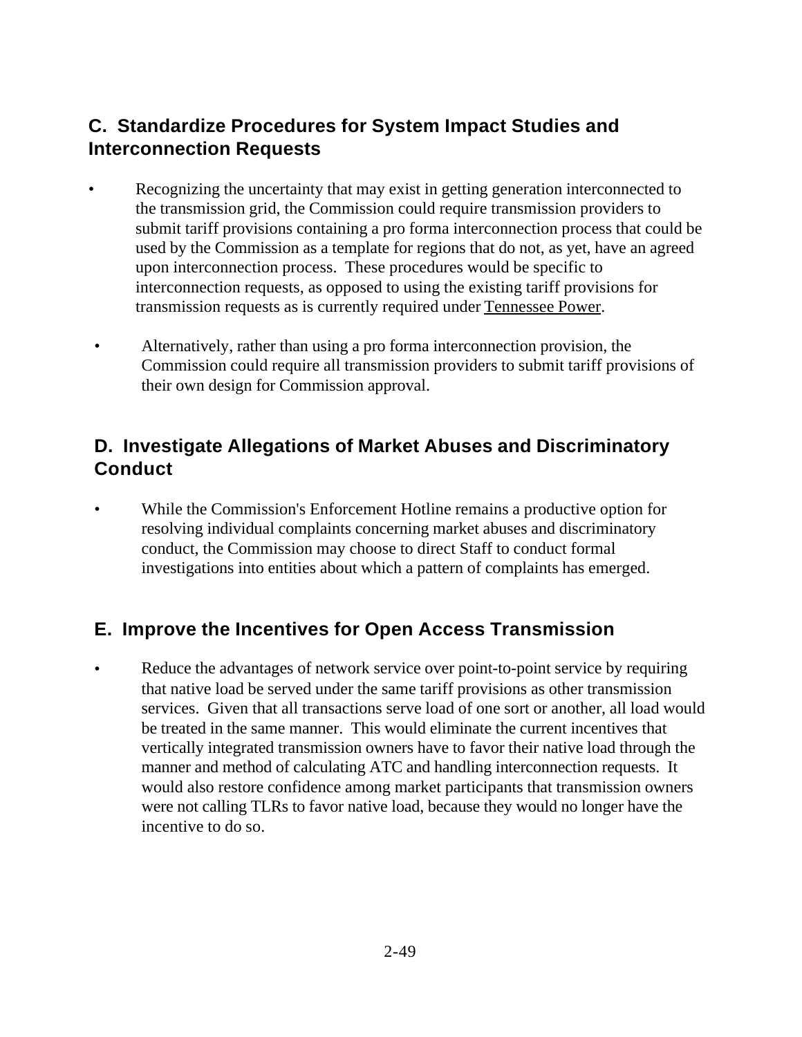## C. Standardize Procedures for System Impact Studies and Interconnection Requests

- Recognizing the uncertainty that may exist in getting generation interconnected to the transmission grid, the Commission could require transmission providers to submit tariff provisions containing a pro forma interconnection process that could be used by the Commission as a template for regions that do not, as yet, have an agreed upon interconnection process. These procedures would be specific to interconnection requests, as opposed to using the existing tariff provisions for transmission requests as is currently required under Tennessee Power.

- Alternatively, rather than using a pro forma interconnection provision, the Commission could require all transmission providers to submit tariff provisions of their own design for Commission approval.

## D. Investigate Allegations of Market Abuses and Discriminatory Conduct

- While the Commission's Enforcement Hotline remains a productive option for resolving individual complaints concerning market abuses and discriminatory conduct, the Commission may choose to direct Staff to conduct formal investigations into entities about which a pattern of complaints has emerged.

## E. Improve the Incentives for Open Access Transmission

- Reduce the advantages of network service over point-to-point service by requiring that native load be served under the same tariff provisions as other transmission services. Given that all transactions serve load of one sort or another, all load would be treated in the same manner. This would eliminate the current incentives that vertically integrated transmission owners have to favor their native load through the manner and method of calculating ATC and handling interconnection requests. It would also restore confidence among market participants that transmission owners were not calling TLRs to favor native load, because they would no longer have the incentive to do so.